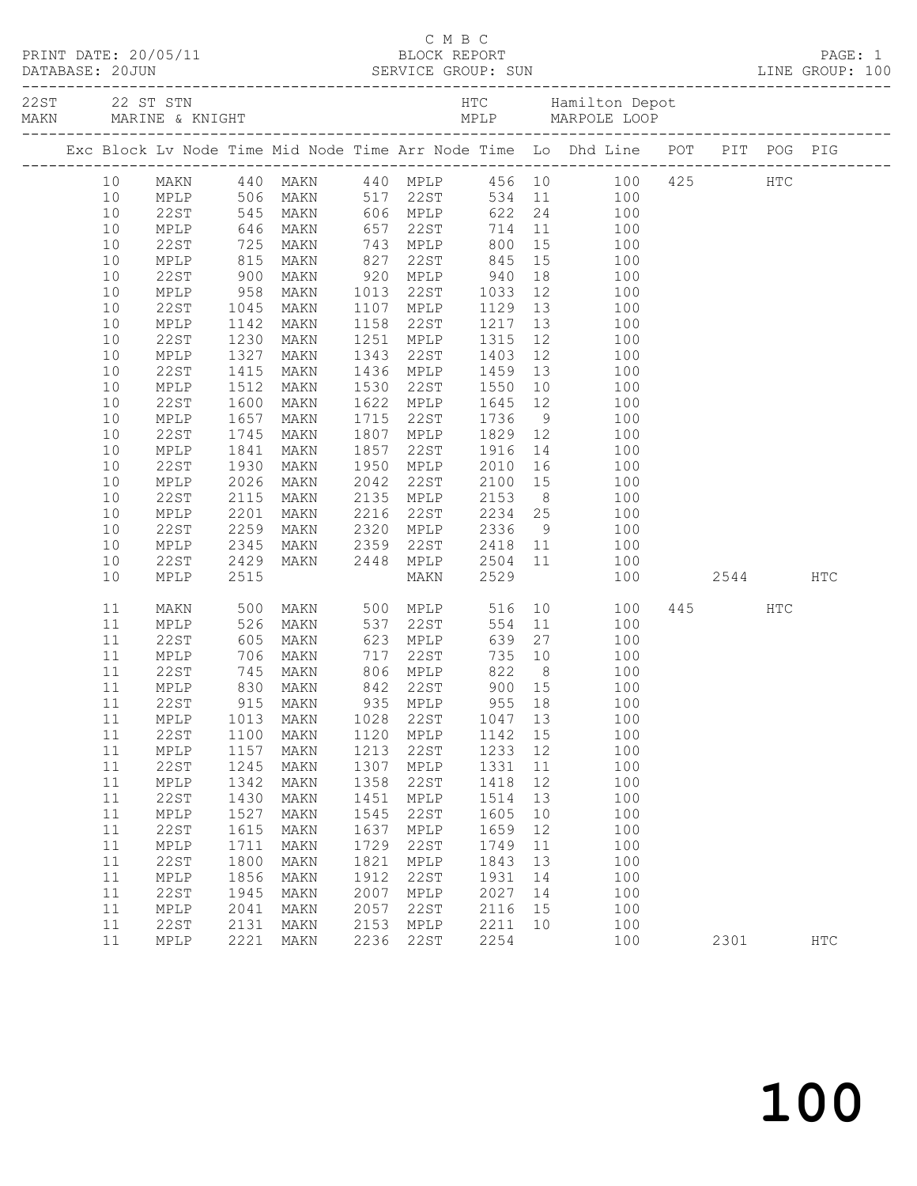C M B C

PRINT DATE: 20/05/11 BLOCK REPORT

DATABASE: 20JUN SERVICE GROUP: SUN LINE GROUP: 100

| | | | |
|---|---|---|---|
| 22ST | 22 ST STN | HTC | Hamilton Depot |
| MAKN | MARINE & KNIGHT | MPLP | MARPOLE LOOP |

| Exc | Block | Lv Node | Time | Mid Node | Time | Arr Node | Time | Lo | Dhd Line | POT | PIT | POG | PIG |
|---|---|---|---|---|---|---|---|---|---|---|---|---|---|
| | 10 | MAKN | 440 | MAKN | 440 | MPLP | 456 | 10 | 100 | 425 | | HTC | |
| | 10 | MPLP | 506 | MAKN | 517 | 22ST | 534 | 11 | 100 | | | | |
| | 10 | 22ST | 545 | MAKN | 606 | MPLP | 622 | 24 | 100 | | | | |
| | 10 | MPLP | 646 | MAKN | 657 | 22ST | 714 | 11 | 100 | | | | |
| | 10 | 22ST | 725 | MAKN | 743 | MPLP | 800 | 15 | 100 | | | | |
| | 10 | MPLP | 815 | MAKN | 827 | 22ST | 845 | 15 | 100 | | | | |
| | 10 | 22ST | 900 | MAKN | 920 | MPLP | 940 | 18 | 100 | | | | |
| | 10 | MPLP | 958 | MAKN | 1013 | 22ST | 1033 | 12 | 100 | | | | |
| | 10 | 22ST | 1045 | MAKN | 1107 | MPLP | 1129 | 13 | 100 | | | | |
| | 10 | MPLP | 1142 | MAKN | 1158 | 22ST | 1217 | 13 | 100 | | | | |
| | 10 | 22ST | 1230 | MAKN | 1251 | MPLP | 1315 | 12 | 100 | | | | |
| | 10 | MPLP | 1327 | MAKN | 1343 | 22ST | 1403 | 12 | 100 | | | | |
| | 10 | 22ST | 1415 | MAKN | 1436 | MPLP | 1459 | 13 | 100 | | | | |
| | 10 | MPLP | 1512 | MAKN | 1530 | 22ST | 1550 | 10 | 100 | | | | |
| | 10 | 22ST | 1600 | MAKN | 1622 | MPLP | 1645 | 12 | 100 | | | | |
| | 10 | MPLP | 1657 | MAKN | 1715 | 22ST | 1736 | 9 | 100 | | | | |
| | 10 | 22ST | 1745 | MAKN | 1807 | MPLP | 1829 | 12 | 100 | | | | |
| | 10 | MPLP | 1841 | MAKN | 1857 | 22ST | 1916 | 14 | 100 | | | | |
| | 10 | 22ST | 1930 | MAKN | 1950 | MPLP | 2010 | 16 | 100 | | | | |
| | 10 | MPLP | 2026 | MAKN | 2042 | 22ST | 2100 | 15 | 100 | | | | |
| | 10 | 22ST | 2115 | MAKN | 2135 | MPLP | 2153 | 8 | 100 | | | | |
| | 10 | MPLP | 2201 | MAKN | 2216 | 22ST | 2234 | 25 | 100 | | | | |
| | 10 | 22ST | 2259 | MAKN | 2320 | MPLP | 2336 | 9 | 100 | | | | |
| | 10 | MPLP | 2345 | MAKN | 2359 | 22ST | 2418 | 11 | 100 | | | | |
| | 10 | 22ST | 2429 | MAKN | 2448 | MPLP | 2504 | 11 | 100 | | | | |
| | 10 | MPLP | 2515 | | | MAKN | 2529 | | 100 | | 2544 | | HTC |
| | 11 | MAKN | 500 | MAKN | 500 | MPLP | 516 | 10 | 100 | 445 | | HTC | |
| | 11 | MPLP | 526 | MAKN | 537 | 22ST | 554 | 11 | 100 | | | | |
| | 11 | 22ST | 605 | MAKN | 623 | MPLP | 639 | 27 | 100 | | | | |
| | 11 | MPLP | 706 | MAKN | 717 | 22ST | 735 | 10 | 100 | | | | |
| | 11 | 22ST | 745 | MAKN | 806 | MPLP | 822 | 8 | 100 | | | | |
| | 11 | MPLP | 830 | MAKN | 842 | 22ST | 900 | 15 | 100 | | | | |
| | 11 | 22ST | 915 | MAKN | 935 | MPLP | 955 | 18 | 100 | | | | |
| | 11 | MPLP | 1013 | MAKN | 1028 | 22ST | 1047 | 13 | 100 | | | | |
| | 11 | 22ST | 1100 | MAKN | 1120 | MPLP | 1142 | 15 | 100 | | | | |
| | 11 | MPLP | 1157 | MAKN | 1213 | 22ST | 1233 | 12 | 100 | | | | |
| | 11 | 22ST | 1245 | MAKN | 1307 | MPLP | 1331 | 11 | 100 | | | | |
| | 11 | MPLP | 1342 | MAKN | 1358 | 22ST | 1418 | 12 | 100 | | | | |
| | 11 | 22ST | 1430 | MAKN | 1451 | MPLP | 1514 | 13 | 100 | | | | |
| | 11 | MPLP | 1527 | MAKN | 1545 | 22ST | 1605 | 10 | 100 | | | | |
| | 11 | 22ST | 1615 | MAKN | 1637 | MPLP | 1659 | 12 | 100 | | | | |
| | 11 | MPLP | 1711 | MAKN | 1729 | 22ST | 1749 | 11 | 100 | | | | |
| | 11 | 22ST | 1800 | MAKN | 1821 | MPLP | 1843 | 13 | 100 | | | | |
| | 11 | MPLP | 1856 | MAKN | 1912 | 22ST | 1931 | 14 | 100 | | | | |
| | 11 | 22ST | 1945 | MAKN | 2007 | MPLP | 2027 | 14 | 100 | | | | |
| | 11 | MPLP | 2041 | MAKN | 2057 | 22ST | 2116 | 15 | 100 | | | | |
| | 11 | 22ST | 2131 | MAKN | 2153 | MPLP | 2211 | 10 | 100 | | | | |
| | 11 | MPLP | 2221 | MAKN | 2236 | 22ST | 2254 | | 100 | | 2301 | | HTC |

# 100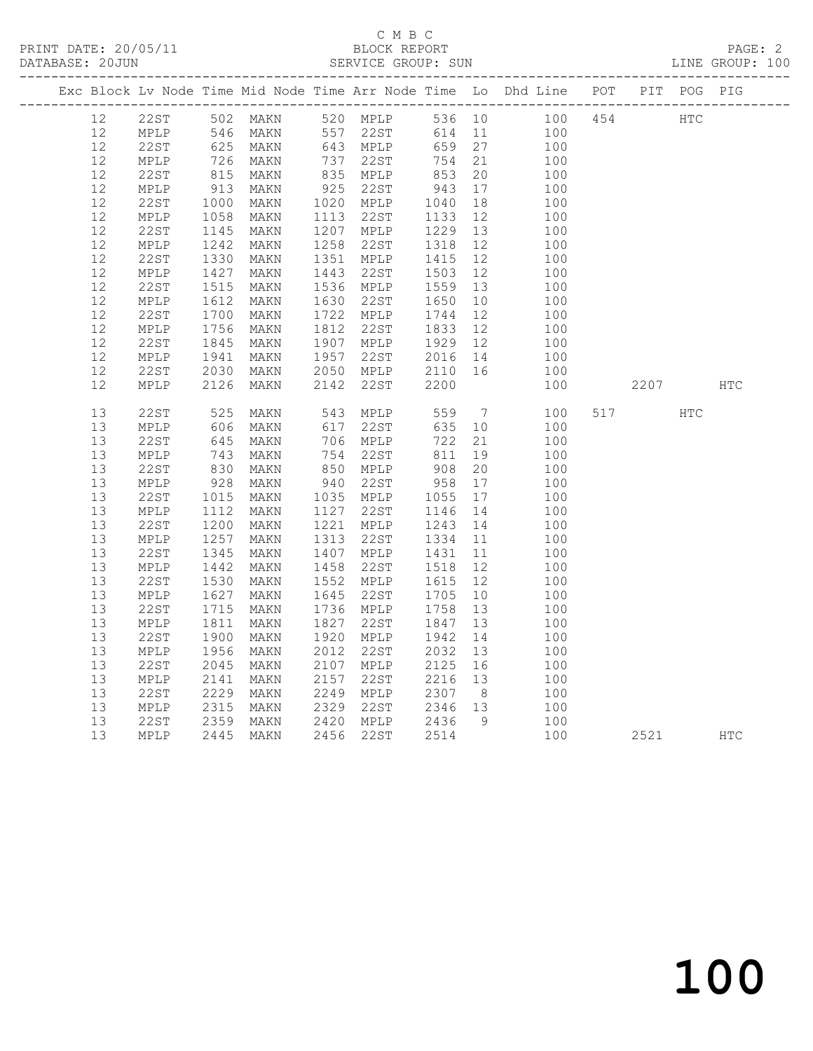C M B C
BLOCK REPORT
SERVICE GROUP: SUN

PRINT DATE: 20/05/11
DATABASE: 20JUN
LINE GROUP: 100

| Exc | Block | Lv | Node | Time | Mid Node | Time | Arr Node | Time | Lo | Dhd Line | POT | PIT | POG | PIG |
|---|---|---|---|---|---|---|---|---|---|---|---|---|---|---|
| | 12 | | 22ST | 502 | MAKN | 520 | MPLP | 536 | 10 | 100 | 454 | | HTC | |
| | 12 | | MPLP | 546 | MAKN | 557 | 22ST | 614 | 11 | 100 | | | | |
| | 12 | | 22ST | 625 | MAKN | 643 | MPLP | 659 | 27 | 100 | | | | |
| | 12 | | MPLP | 726 | MAKN | 737 | 22ST | 754 | 21 | 100 | | | | |
| | 12 | | 22ST | 815 | MAKN | 835 | MPLP | 853 | 20 | 100 | | | | |
| | 12 | | MPLP | 913 | MAKN | 925 | 22ST | 943 | 17 | 100 | | | | |
| | 12 | | 22ST | 1000 | MAKN | 1020 | MPLP | 1040 | 18 | 100 | | | | |
| | 12 | | MPLP | 1058 | MAKN | 1113 | 22ST | 1133 | 12 | 100 | | | | |
| | 12 | | 22ST | 1145 | MAKN | 1207 | MPLP | 1229 | 13 | 100 | | | | |
| | 12 | | MPLP | 1242 | MAKN | 1258 | 22ST | 1318 | 12 | 100 | | | | |
| | 12 | | 22ST | 1330 | MAKN | 1351 | MPLP | 1415 | 12 | 100 | | | | |
| | 12 | | MPLP | 1427 | MAKN | 1443 | 22ST | 1503 | 12 | 100 | | | | |
| | 12 | | 22ST | 1515 | MAKN | 1536 | MPLP | 1559 | 13 | 100 | | | | |
| | 12 | | MPLP | 1612 | MAKN | 1630 | 22ST | 1650 | 10 | 100 | | | | |
| | 12 | | 22ST | 1700 | MAKN | 1722 | MPLP | 1744 | 12 | 100 | | | | |
| | 12 | | MPLP | 1756 | MAKN | 1812 | 22ST | 1833 | 12 | 100 | | | | |
| | 12 | | 22ST | 1845 | MAKN | 1907 | MPLP | 1929 | 12 | 100 | | | | |
| | 12 | | MPLP | 1941 | MAKN | 1957 | 22ST | 2016 | 14 | 100 | | | | |
| | 12 | | 22ST | 2030 | MAKN | 2050 | MPLP | 2110 | 16 | 100 | | | | |
| | 12 | | MPLP | 2126 | MAKN | 2142 | 22ST | 2200 | | 100 | | 2207 | | HTC |
| | 13 | | 22ST | 525 | MAKN | 543 | MPLP | 559 | 7 | 100 | 517 | | HTC | |
| | 13 | | MPLP | 606 | MAKN | 617 | 22ST | 635 | 10 | 100 | | | | |
| | 13 | | 22ST | 645 | MAKN | 706 | MPLP | 722 | 21 | 100 | | | | |
| | 13 | | MPLP | 743 | MAKN | 754 | 22ST | 811 | 19 | 100 | | | | |
| | 13 | | 22ST | 830 | MAKN | 850 | MPLP | 908 | 20 | 100 | | | | |
| | 13 | | MPLP | 928 | MAKN | 940 | 22ST | 958 | 17 | 100 | | | | |
| | 13 | | 22ST | 1015 | MAKN | 1035 | MPLP | 1055 | 17 | 100 | | | | |
| | 13 | | MPLP | 1112 | MAKN | 1127 | 22ST | 1146 | 14 | 100 | | | | |
| | 13 | | 22ST | 1200 | MAKN | 1221 | MPLP | 1243 | 14 | 100 | | | | |
| | 13 | | MPLP | 1257 | MAKN | 1313 | 22ST | 1334 | 11 | 100 | | | | |
| | 13 | | 22ST | 1345 | MAKN | 1407 | MPLP | 1431 | 11 | 100 | | | | |
| | 13 | | MPLP | 1442 | MAKN | 1458 | 22ST | 1518 | 12 | 100 | | | | |
| | 13 | | 22ST | 1530 | MAKN | 1552 | MPLP | 1615 | 12 | 100 | | | | |
| | 13 | | MPLP | 1627 | MAKN | 1645 | 22ST | 1705 | 10 | 100 | | | | |
| | 13 | | 22ST | 1715 | MAKN | 1736 | MPLP | 1758 | 13 | 100 | | | | |
| | 13 | | MPLP | 1811 | MAKN | 1827 | 22ST | 1847 | 13 | 100 | | | | |
| | 13 | | 22ST | 1900 | MAKN | 1920 | MPLP | 1942 | 14 | 100 | | | | |
| | 13 | | MPLP | 1956 | MAKN | 2012 | 22ST | 2032 | 13 | 100 | | | | |
| | 13 | | 22ST | 2045 | MAKN | 2107 | MPLP | 2125 | 16 | 100 | | | | |
| | 13 | | MPLP | 2141 | MAKN | 2157 | 22ST | 2216 | 13 | 100 | | | | |
| | 13 | | 22ST | 2229 | MAKN | 2249 | MPLP | 2307 | 8 | 100 | | | | |
| | 13 | | MPLP | 2315 | MAKN | 2329 | 22ST | 2346 | 13 | 100 | | | | |
| | 13 | | 22ST | 2359 | MAKN | 2420 | MPLP | 2436 | 9 | 100 | | | | |
| | 13 | | MPLP | 2445 | MAKN | 2456 | 22ST | 2514 | | 100 | | 2521 | | HTC |

100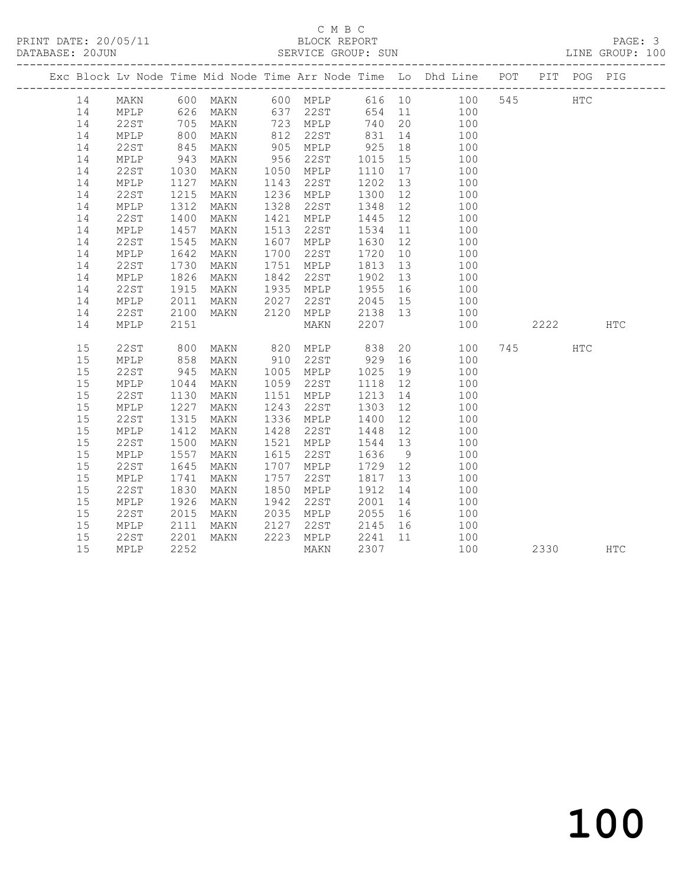C M B C

PRINT DATE: 20/05/11 BLOCK REPORT

DATABASE: 20JUN SERVICE GROUP: SUN LINE GROUP: 100

| Exc | Block | Lv | Node | Time | Mid Node | Time | Arr Node | Time | Lo | Dhd Line | POT | PIT | POG | PIG |
|---|---|---|---|---|---|---|---|---|---|---|---|---|---|---|
| | 14 | | MAKN | 600 | MAKN | 600 | MPLP | 616 | 10 | 100 | 545 | | HTC | |
| | 14 | | MPLP | 626 | MAKN | 637 | 22ST | 654 | 11 | 100 | | | | |
| | 14 | | 22ST | 705 | MAKN | 723 | MPLP | 740 | 20 | 100 | | | | |
| | 14 | | MPLP | 800 | MAKN | 812 | 22ST | 831 | 14 | 100 | | | | |
| | 14 | | 22ST | 845 | MAKN | 905 | MPLP | 925 | 18 | 100 | | | | |
| | 14 | | MPLP | 943 | MAKN | 956 | 22ST | 1015 | 15 | 100 | | | | |
| | 14 | | 22ST | 1030 | MAKN | 1050 | MPLP | 1110 | 17 | 100 | | | | |
| | 14 | | MPLP | 1127 | MAKN | 1143 | 22ST | 1202 | 13 | 100 | | | | |
| | 14 | | 22ST | 1215 | MAKN | 1236 | MPLP | 1300 | 12 | 100 | | | | |
| | 14 | | MPLP | 1312 | MAKN | 1328 | 22ST | 1348 | 12 | 100 | | | | |
| | 14 | | 22ST | 1400 | MAKN | 1421 | MPLP | 1445 | 12 | 100 | | | | |
| | 14 | | MPLP | 1457 | MAKN | 1513 | 22ST | 1534 | 11 | 100 | | | | |
| | 14 | | 22ST | 1545 | MAKN | 1607 | MPLP | 1630 | 12 | 100 | | | | |
| | 14 | | MPLP | 1642 | MAKN | 1700 | 22ST | 1720 | 10 | 100 | | | | |
| | 14 | | 22ST | 1730 | MAKN | 1751 | MPLP | 1813 | 13 | 100 | | | | |
| | 14 | | MPLP | 1826 | MAKN | 1842 | 22ST | 1902 | 13 | 100 | | | | |
| | 14 | | 22ST | 1915 | MAKN | 1935 | MPLP | 1955 | 16 | 100 | | | | |
| | 14 | | MPLP | 2011 | MAKN | 2027 | 22ST | 2045 | 15 | 100 | | | | |
| | 14 | | 22ST | 2100 | MAKN | 2120 | MPLP | 2138 | 13 | 100 | | | | |
| | 14 | | MPLP | 2151 | | | MAKN | 2207 | | 100 | | 2222 | | HTC |
| | 15 | | 22ST | 800 | MAKN | 820 | MPLP | 838 | 20 | 100 | 745 | | HTC | |
| | 15 | | MPLP | 858 | MAKN | 910 | 22ST | 929 | 16 | 100 | | | | |
| | 15 | | 22ST | 945 | MAKN | 1005 | MPLP | 1025 | 19 | 100 | | | | |
| | 15 | | MPLP | 1044 | MAKN | 1059 | 22ST | 1118 | 12 | 100 | | | | |
| | 15 | | 22ST | 1130 | MAKN | 1151 | MPLP | 1213 | 14 | 100 | | | | |
| | 15 | | MPLP | 1227 | MAKN | 1243 | 22ST | 1303 | 12 | 100 | | | | |
| | 15 | | 22ST | 1315 | MAKN | 1336 | MPLP | 1400 | 12 | 100 | | | | |
| | 15 | | MPLP | 1412 | MAKN | 1428 | 22ST | 1448 | 12 | 100 | | | | |
| | 15 | | 22ST | 1500 | MAKN | 1521 | MPLP | 1544 | 13 | 100 | | | | |
| | 15 | | MPLP | 1557 | MAKN | 1615 | 22ST | 1636 | 9 | 100 | | | | |
| | 15 | | 22ST | 1645 | MAKN | 1707 | MPLP | 1729 | 12 | 100 | | | | |
| | 15 | | MPLP | 1741 | MAKN | 1757 | 22ST | 1817 | 13 | 100 | | | | |
| | 15 | | 22ST | 1830 | MAKN | 1850 | MPLP | 1912 | 14 | 100 | | | | |
| | 15 | | MPLP | 1926 | MAKN | 1942 | 22ST | 2001 | 14 | 100 | | | | |
| | 15 | | 22ST | 2015 | MAKN | 2035 | MPLP | 2055 | 16 | 100 | | | | |
| | 15 | | MPLP | 2111 | MAKN | 2127 | 22ST | 2145 | 16 | 100 | | | | |
| | 15 | | 22ST | 2201 | MAKN | 2223 | MPLP | 2241 | 11 | 100 | | | | |
| | 15 | | MPLP | 2252 | | | MAKN | 2307 | | 100 | | 2330 | | HTC |

100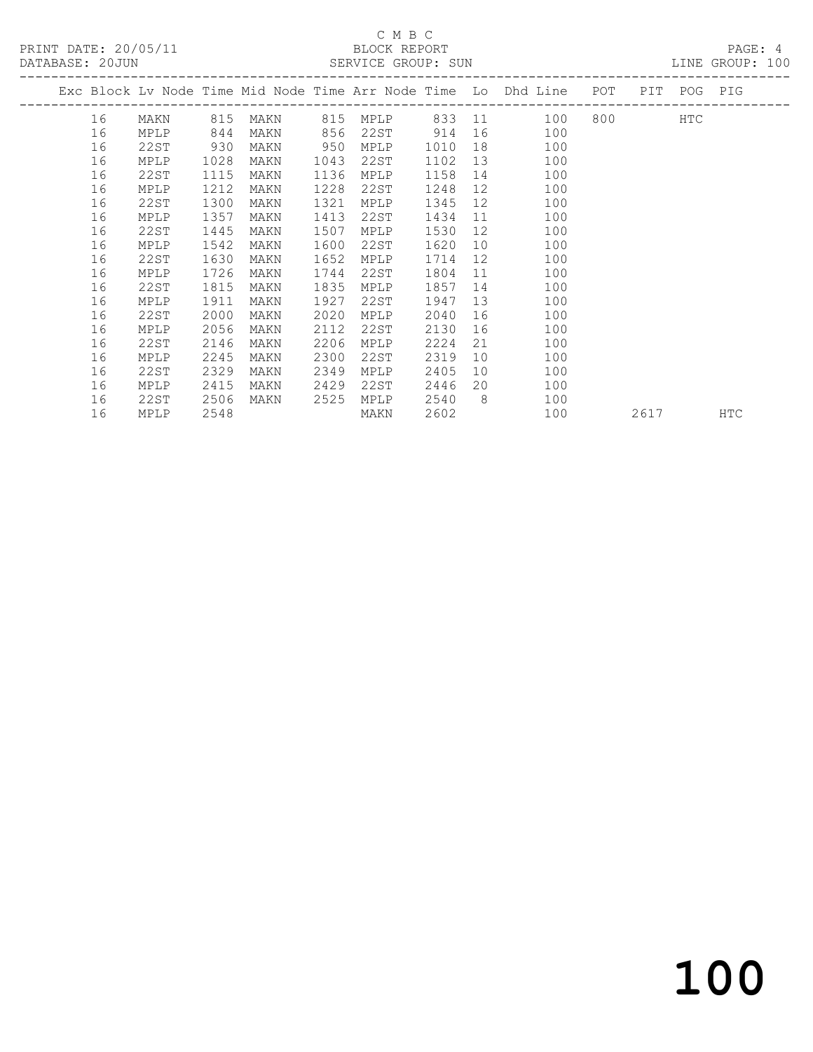C M B C

PRINT DATE: 20/05/11 BLOCK REPORT

DATABASE: 20JUN SERVICE GROUP: SUN LINE GROUP: 100

| Exc | Block | Lv | Node | Time | Mid Node | Time | Arr Node | Time | Lo | Dhd Line | POT | PIT | POG | PIG |
|---|---|---|---|---|---|---|---|---|---|---|---|---|---|---|
| | 16 | | MAKN | 815 | MAKN | 815 | MPLP | 833 | 11 | 100 | 800 | | HTC | |
| | 16 | | MPLP | 844 | MAKN | 856 | 22ST | 914 | 16 | 100 | | | | |
| | 16 | | 22ST | 930 | MAKN | 950 | MPLP | 1010 | 18 | 100 | | | | |
| | 16 | | MPLP | 1028 | MAKN | 1043 | 22ST | 1102 | 13 | 100 | | | | |
| | 16 | | 22ST | 1115 | MAKN | 1136 | MPLP | 1158 | 14 | 100 | | | | |
| | 16 | | MPLP | 1212 | MAKN | 1228 | 22ST | 1248 | 12 | 100 | | | | |
| | 16 | | 22ST | 1300 | MAKN | 1321 | MPLP | 1345 | 12 | 100 | | | | |
| | 16 | | MPLP | 1357 | MAKN | 1413 | 22ST | 1434 | 11 | 100 | | | | |
| | 16 | | 22ST | 1445 | MAKN | 1507 | MPLP | 1530 | 12 | 100 | | | | |
| | 16 | | MPLP | 1542 | MAKN | 1600 | 22ST | 1620 | 10 | 100 | | | | |
| | 16 | | 22ST | 1630 | MAKN | 1652 | MPLP | 1714 | 12 | 100 | | | | |
| | 16 | | MPLP | 1726 | MAKN | 1744 | 22ST | 1804 | 11 | 100 | | | | |
| | 16 | | 22ST | 1815 | MAKN | 1835 | MPLP | 1857 | 14 | 100 | | | | |
| | 16 | | MPLP | 1911 | MAKN | 1927 | 22ST | 1947 | 13 | 100 | | | | |
| | 16 | | 22ST | 2000 | MAKN | 2020 | MPLP | 2040 | 16 | 100 | | | | |
| | 16 | | MPLP | 2056 | MAKN | 2112 | 22ST | 2130 | 16 | 100 | | | | |
| | 16 | | 22ST | 2146 | MAKN | 2206 | MPLP | 2224 | 21 | 100 | | | | |
| | 16 | | MPLP | 2245 | MAKN | 2300 | 22ST | 2319 | 10 | 100 | | | | |
| | 16 | | 22ST | 2329 | MAKN | 2349 | MPLP | 2405 | 10 | 100 | | | | |
| | 16 | | MPLP | 2415 | MAKN | 2429 | 22ST | 2446 | 20 | 100 | | | | |
| | 16 | | 22ST | 2506 | MAKN | 2525 | MPLP | 2540 | 8 | 100 | | | | |
| | 16 | | MPLP | 2548 | | | MAKN | 2602 | | 100 | | 2617 | | HTC |

# 100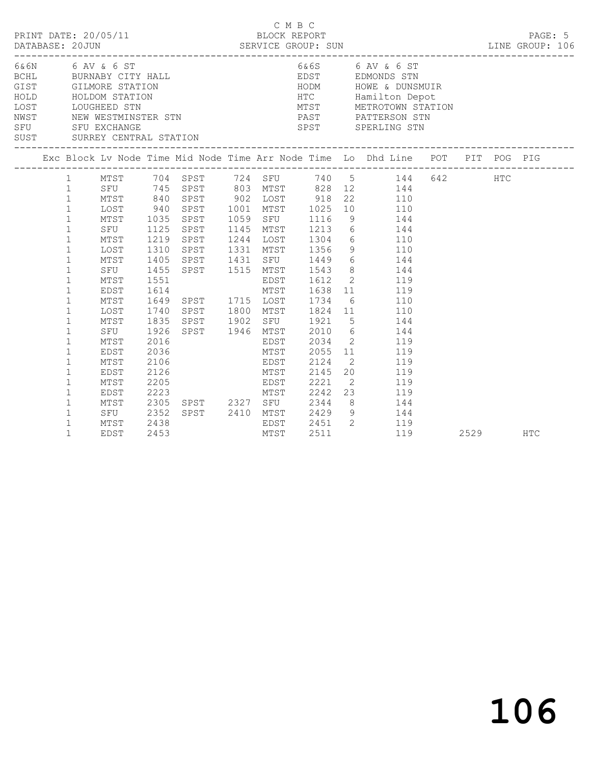C M B C
PRINT DATE: 20/05/11 BLOCK REPORT
DATABASE: 20JUN SERVICE GROUP: SUN LINE GROUP: 106

| Code | Name | Code | Name |
|---|---|---|---|
| 6&6N | 6 AV & 6 ST | 6&6S | 6 AV & 6 ST |
| BCHL | BURNABY CITY HALL | EDST | EDMONDS STN |
| GIST | GILMORE STATION | HODM | HOWE & DUNSMUIR |
| HOLD | HOLDOM STATION | HTC | Hamilton Depot |
| LOST | LOUGHEED STN | MTST | METROTOWN STATION |
| NWST | NEW WESTMINSTER STN | PAST | PATTERSON STN |
| SFU | SFU EXCHANGE | SPST | SPERLING STN |
| SUST | SURREY CENTRAL STATION | | |

| Exc | Block | Lv Node | Time | Mid Node | Time | Arr Node | Time | Lo | Dhd | Line | POT | PIT | POG | PIG |
|---|---|---|---|---|---|---|---|---|---|---|---|---|---|---|
| | 1 | MTST | 704 | SPST | 724 | SFU | 740 | 5 | | 144 | 642 | | HTC | |
| | 1 | SFU | 745 | SPST | 803 | MTST | 828 | 12 | | 144 | | | | |
| | 1 | MTST | 840 | SPST | 902 | LOST | 918 | 22 | | 110 | | | | |
| | 1 | LOST | 940 | SPST | 1001 | MTST | 1025 | 10 | | 110 | | | | |
| | 1 | MTST | 1035 | SPST | 1059 | SFU | 1116 | 9 | | 144 | | | | |
| | 1 | SFU | 1125 | SPST | 1145 | MTST | 1213 | 6 | | 144 | | | | |
| | 1 | MTST | 1219 | SPST | 1244 | LOST | 1304 | 6 | | 110 | | | | |
| | 1 | LOST | 1310 | SPST | 1331 | MTST | 1356 | 9 | | 110 | | | | |
| | 1 | MTST | 1405 | SPST | 1431 | SFU | 1449 | 6 | | 144 | | | | |
| | 1 | SFU | 1455 | SPST | 1515 | MTST | 1543 | 8 | | 144 | | | | |
| | 1 | MTST | 1551 | | | EDST | 1612 | 2 | | 119 | | | | |
| | 1 | EDST | 1614 | | | MTST | 1638 | 11 | | 119 | | | | |
| | 1 | MTST | 1649 | SPST | 1715 | LOST | 1734 | 6 | | 110 | | | | |
| | 1 | LOST | 1740 | SPST | 1800 | MTST | 1824 | 11 | | 110 | | | | |
| | 1 | MTST | 1835 | SPST | 1902 | SFU | 1921 | 5 | | 144 | | | | |
| | 1 | SFU | 1926 | SPST | 1946 | MTST | 2010 | 6 | | 144 | | | | |
| | 1 | MTST | 2016 | | | EDST | 2034 | 2 | | 119 | | | | |
| | 1 | EDST | 2036 | | | MTST | 2055 | 11 | | 119 | | | | |
| | 1 | MTST | 2106 | | | EDST | 2124 | 2 | | 119 | | | | |
| | 1 | EDST | 2126 | | | MTST | 2145 | 20 | | 119 | | | | |
| | 1 | MTST | 2205 | | | EDST | 2221 | 2 | | 119 | | | | |
| | 1 | EDST | 2223 | | | MTST | 2242 | 23 | | 119 | | | | |
| | 1 | MTST | 2305 | SPST | 2327 | SFU | 2344 | 8 | | 144 | | | | |
| | 1 | SFU | 2352 | SPST | 2410 | MTST | 2429 | 9 | | 144 | | | | |
| | 1 | MTST | 2438 | | | EDST | 2451 | 2 | | 119 | | | | |
| | 1 | EDST | 2453 | | | MTST | 2511 | | | 119 | | 2529 | | HTC |

106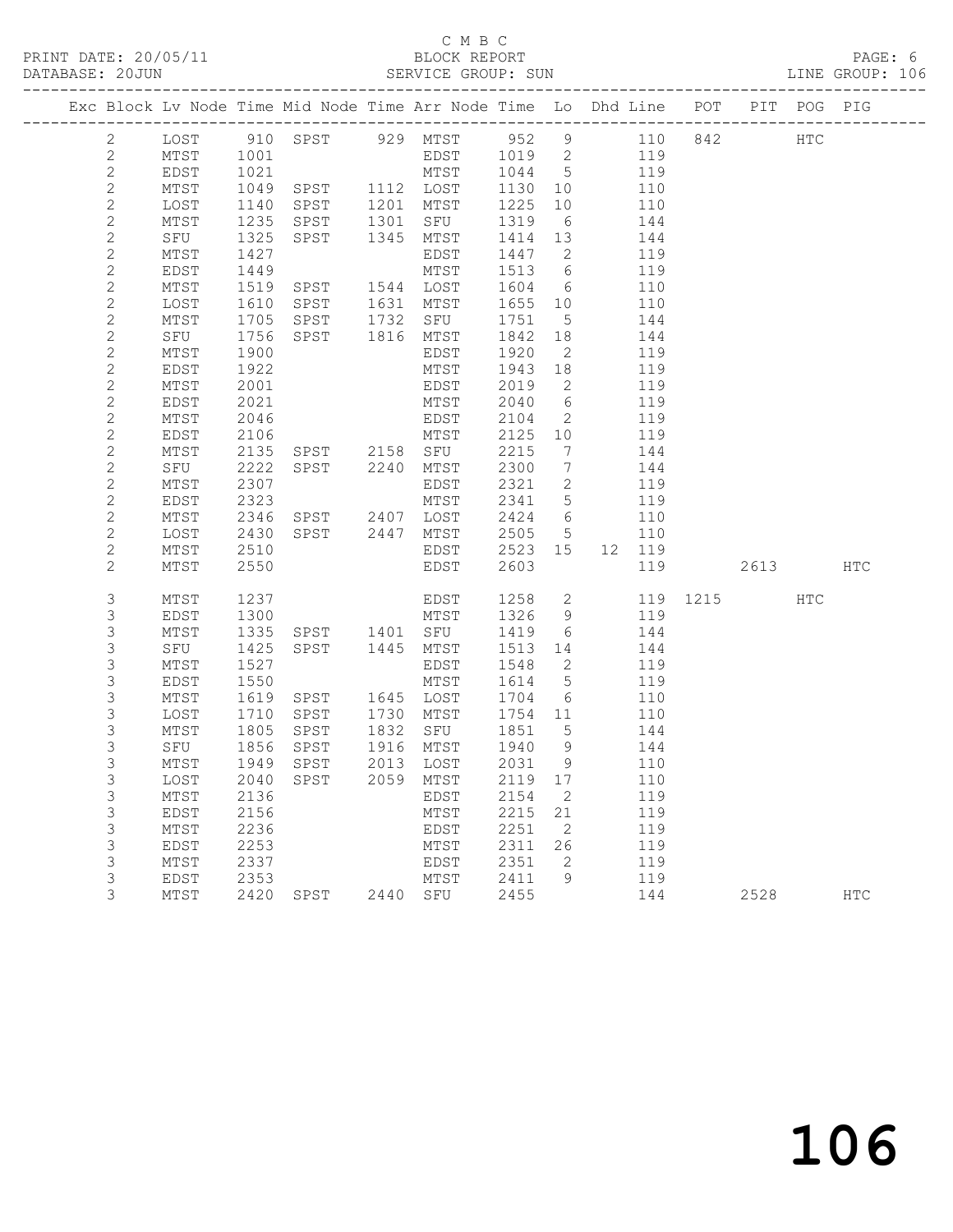C M B C

PRINT DATE: 20/05/11 BLOCK REPORT
DATABASE: 20JUN SERVICE GROUP: SUN LINE GROUP: 106

| Exc | Block | Lv | Node | Time | Mid Node | Time | Arr Node | Time | Lo | Dhd | Line | POT | PIT | POG | PIG |
|---|---|---|---|---|---|---|---|---|---|---|---|---|---|---|---|
| | 2 | | LOST | 910 | SPST | 929 | MTST | 952 | 9 | | 110 | 842 | | HTC | |
| | 2 | | MTST | 1001 | | | EDST | 1019 | 2 | | 119 | | | | |
| | 2 | | EDST | 1021 | | | MTST | 1044 | 5 | | 119 | | | | |
| | 2 | | MTST | 1049 | SPST | 1112 | LOST | 1130 | 10 | | 110 | | | | |
| | 2 | | LOST | 1140 | SPST | 1201 | MTST | 1225 | 10 | | 110 | | | | |
| | 2 | | MTST | 1235 | SPST | 1301 | SFU | 1319 | 6 | | 144 | | | | |
| | 2 | | SFU | 1325 | SPST | 1345 | MTST | 1414 | 13 | | 144 | | | | |
| | 2 | | MTST | 1427 | | | EDST | 1447 | 2 | | 119 | | | | |
| | 2 | | EDST | 1449 | | | MTST | 1513 | 6 | | 119 | | | | |
| | 2 | | MTST | 1519 | SPST | 1544 | LOST | 1604 | 6 | | 110 | | | | |
| | 2 | | LOST | 1610 | SPST | 1631 | MTST | 1655 | 10 | | 110 | | | | |
| | 2 | | MTST | 1705 | SPST | 1732 | SFU | 1751 | 5 | | 144 | | | | |
| | 2 | | SFU | 1756 | SPST | 1816 | MTST | 1842 | 18 | | 144 | | | | |
| | 2 | | MTST | 1900 | | | EDST | 1920 | 2 | | 119 | | | | |
| | 2 | | EDST | 1922 | | | MTST | 1943 | 18 | | 119 | | | | |
| | 2 | | MTST | 2001 | | | EDST | 2019 | 2 | | 119 | | | | |
| | 2 | | EDST | 2021 | | | MTST | 2040 | 6 | | 119 | | | | |
| | 2 | | MTST | 2046 | | | EDST | 2104 | 2 | | 119 | | | | |
| | 2 | | EDST | 2106 | | | MTST | 2125 | 10 | | 119 | | | | |
| | 2 | | MTST | 2135 | SPST | 2158 | SFU | 2215 | 7 | | 144 | | | | |
| | 2 | | SFU | 2222 | SPST | 2240 | MTST | 2300 | 7 | | 144 | | | | |
| | 2 | | MTST | 2307 | | | EDST | 2321 | 2 | | 119 | | | | |
| | 2 | | EDST | 2323 | | | MTST | 2341 | 5 | | 119 | | | | |
| | 2 | | MTST | 2346 | SPST | 2407 | LOST | 2424 | 6 | | 110 | | | | |
| | 2 | | LOST | 2430 | SPST | 2447 | MTST | 2505 | 5 | | 110 | | | | |
| | 2 | | MTST | 2510 | | | EDST | 2523 | 15 | 12 | 119 | | | | |
| | 2 | | MTST | 2550 | | | EDST | 2603 | | | 119 | | 2613 | | HTC |
| | 3 | | MTST | 1237 | | | EDST | 1258 | 2 | | 119 | 1215 | | HTC | |
| | 3 | | EDST | 1300 | | | MTST | 1326 | 9 | | 119 | | | | |
| | 3 | | MTST | 1335 | SPST | 1401 | SFU | 1419 | 6 | | 144 | | | | |
| | 3 | | SFU | 1425 | SPST | 1445 | MTST | 1513 | 14 | | 144 | | | | |
| | 3 | | MTST | 1527 | | | EDST | 1548 | 2 | | 119 | | | | |
| | 3 | | EDST | 1550 | | | MTST | 1614 | 5 | | 119 | | | | |
| | 3 | | MTST | 1619 | SPST | 1645 | LOST | 1704 | 6 | | 110 | | | | |
| | 3 | | LOST | 1710 | SPST | 1730 | MTST | 1754 | 11 | | 110 | | | | |
| | 3 | | MTST | 1805 | SPST | 1832 | SFU | 1851 | 5 | | 144 | | | | |
| | 3 | | SFU | 1856 | SPST | 1916 | MTST | 1940 | 9 | | 144 | | | | |
| | 3 | | MTST | 1949 | SPST | 2013 | LOST | 2031 | 9 | | 110 | | | | |
| | 3 | | LOST | 2040 | SPST | 2059 | MTST | 2119 | 17 | | 110 | | | | |
| | 3 | | MTST | 2136 | | | EDST | 2154 | 2 | | 119 | | | | |
| | 3 | | EDST | 2156 | | | MTST | 2215 | 21 | | 119 | | | | |
| | 3 | | MTST | 2236 | | | EDST | 2251 | 2 | | 119 | | | | |
| | 3 | | EDST | 2253 | | | MTST | 2311 | 26 | | 119 | | | | |
| | 3 | | MTST | 2337 | | | EDST | 2351 | 2 | | 119 | | | | |
| | 3 | | EDST | 2353 | | | MTST | 2411 | 9 | | 119 | | | | |
| | 3 | | MTST | 2420 | SPST | 2440 | SFU | 2455 | | | 144 | | 2528 | | HTC |

106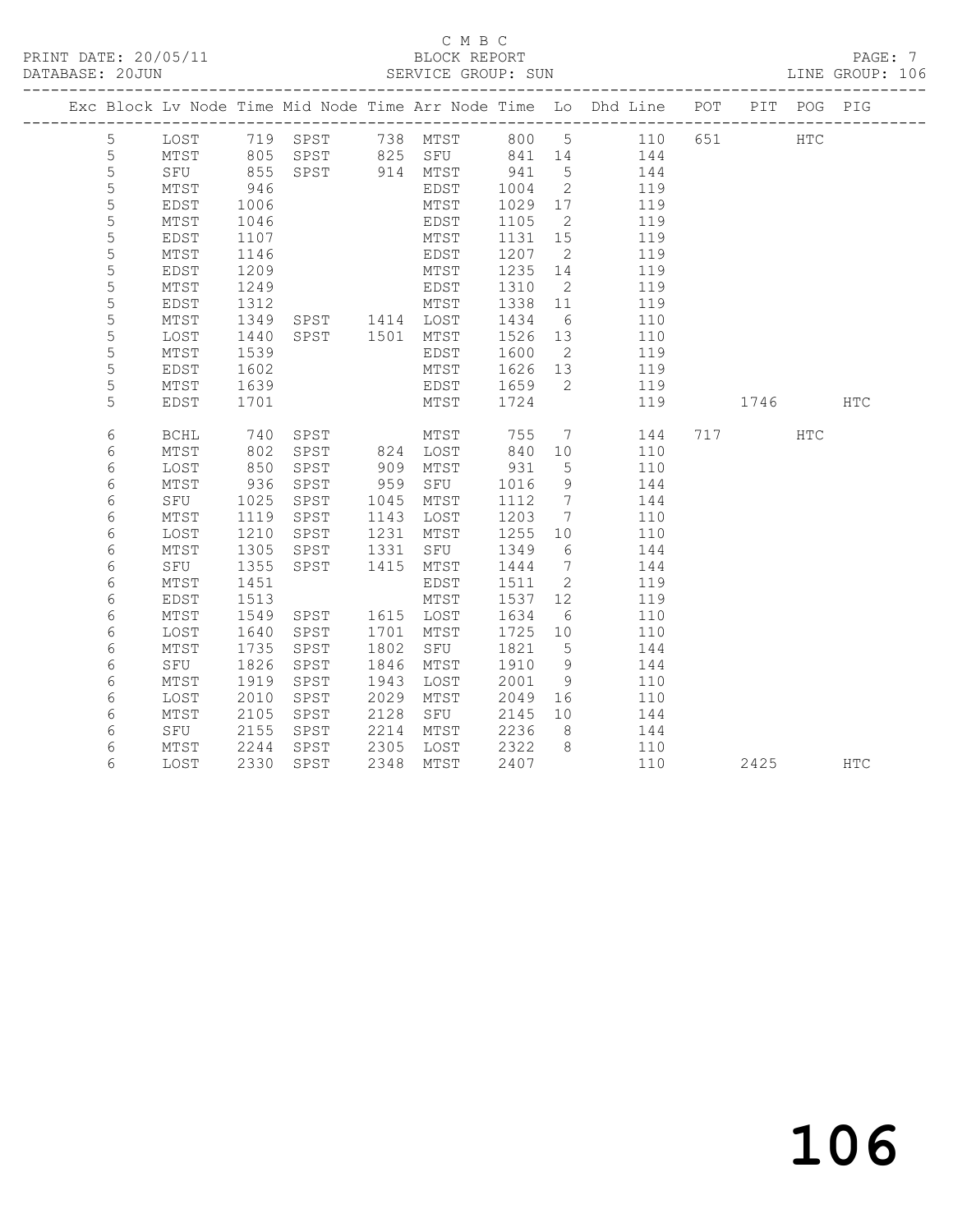# C M B C

PRINT DATE: 20/05/11 BLOCK REPORT

DATABASE: 20JUN SERVICE GROUP: SUN LINE GROUP: 106

| Exc | Block | Lv | Node | Time | Mid Node | Time | Arr Node | Time | Lo | Dhd Line | POT | PIT | POG | PIG |
|---|---|---|---|---|---|---|---|---|---|---|---|---|---|---|
| | 5 | | LOST | 719 | SPST | 738 | MTST | 800 | 5 | 110 | 651 | | HTC | |
| | 5 | | MTST | 805 | SPST | 825 | SFU | 841 | 14 | 144 | | | | |
| | 5 | | SFU | 855 | SPST | 914 | MTST | 941 | 5 | 144 | | | | |
| | 5 | | MTST | 946 | | | EDST | 1004 | 2 | 119 | | | | |
| | 5 | | EDST | 1006 | | | MTST | 1029 | 17 | 119 | | | | |
| | 5 | | MTST | 1046 | | | EDST | 1105 | 2 | 119 | | | | |
| | 5 | | EDST | 1107 | | | MTST | 1131 | 15 | 119 | | | | |
| | 5 | | MTST | 1146 | | | EDST | 1207 | 2 | 119 | | | | |
| | 5 | | EDST | 1209 | | | MTST | 1235 | 14 | 119 | | | | |
| | 5 | | MTST | 1249 | | | EDST | 1310 | 2 | 119 | | | | |
| | 5 | | EDST | 1312 | | | MTST | 1338 | 11 | 119 | | | | |
| | 5 | | MTST | 1349 | SPST | 1414 | LOST | 1434 | 6 | 110 | | | | |
| | 5 | | LOST | 1440 | SPST | 1501 | MTST | 1526 | 13 | 110 | | | | |
| | 5 | | MTST | 1539 | | | EDST | 1600 | 2 | 119 | | | | |
| | 5 | | EDST | 1602 | | | MTST | 1626 | 13 | 119 | | | | |
| | 5 | | MTST | 1639 | | | EDST | 1659 | 2 | 119 | | | | |
| | 5 | | EDST | 1701 | | | MTST | 1724 | | 119 | | 1746 | | HTC |
| | 6 | | BCHL | 740 | SPST | | MTST | 755 | 7 | 144 | 717 | | HTC | |
| | 6 | | MTST | 802 | SPST | 824 | LOST | 840 | 10 | 110 | | | | |
| | 6 | | LOST | 850 | SPST | 909 | MTST | 931 | 5 | 110 | | | | |
| | 6 | | MTST | 936 | SPST | 959 | SFU | 1016 | 9 | 144 | | | | |
| | 6 | | SFU | 1025 | SPST | 1045 | MTST | 1112 | 7 | 144 | | | | |
| | 6 | | MTST | 1119 | SPST | 1143 | LOST | 1203 | 7 | 110 | | | | |
| | 6 | | LOST | 1210 | SPST | 1231 | MTST | 1255 | 10 | 110 | | | | |
| | 6 | | MTST | 1305 | SPST | 1331 | SFU | 1349 | 6 | 144 | | | | |
| | 6 | | SFU | 1355 | SPST | 1415 | MTST | 1444 | 7 | 144 | | | | |
| | 6 | | MTST | 1451 | | | EDST | 1511 | 2 | 119 | | | | |
| | 6 | | EDST | 1513 | | | MTST | 1537 | 12 | 119 | | | | |
| | 6 | | MTST | 1549 | SPST | 1615 | LOST | 1634 | 6 | 110 | | | | |
| | 6 | | LOST | 1640 | SPST | 1701 | MTST | 1725 | 10 | 110 | | | | |
| | 6 | | MTST | 1735 | SPST | 1802 | SFU | 1821 | 5 | 144 | | | | |
| | 6 | | SFU | 1826 | SPST | 1846 | MTST | 1910 | 9 | 144 | | | | |
| | 6 | | MTST | 1919 | SPST | 1943 | LOST | 2001 | 9 | 110 | | | | |
| | 6 | | LOST | 2010 | SPST | 2029 | MTST | 2049 | 16 | 110 | | | | |
| | 6 | | MTST | 2105 | SPST | 2128 | SFU | 2145 | 10 | 144 | | | | |
| | 6 | | SFU | 2155 | SPST | 2214 | MTST | 2236 | 8 | 144 | | | | |
| | 6 | | MTST | 2244 | SPST | 2305 | LOST | 2322 | 8 | 110 | | | | |
| | 6 | | LOST | 2330 | SPST | 2348 | MTST | 2407 | | 110 | | 2425 | | HTC |

# 106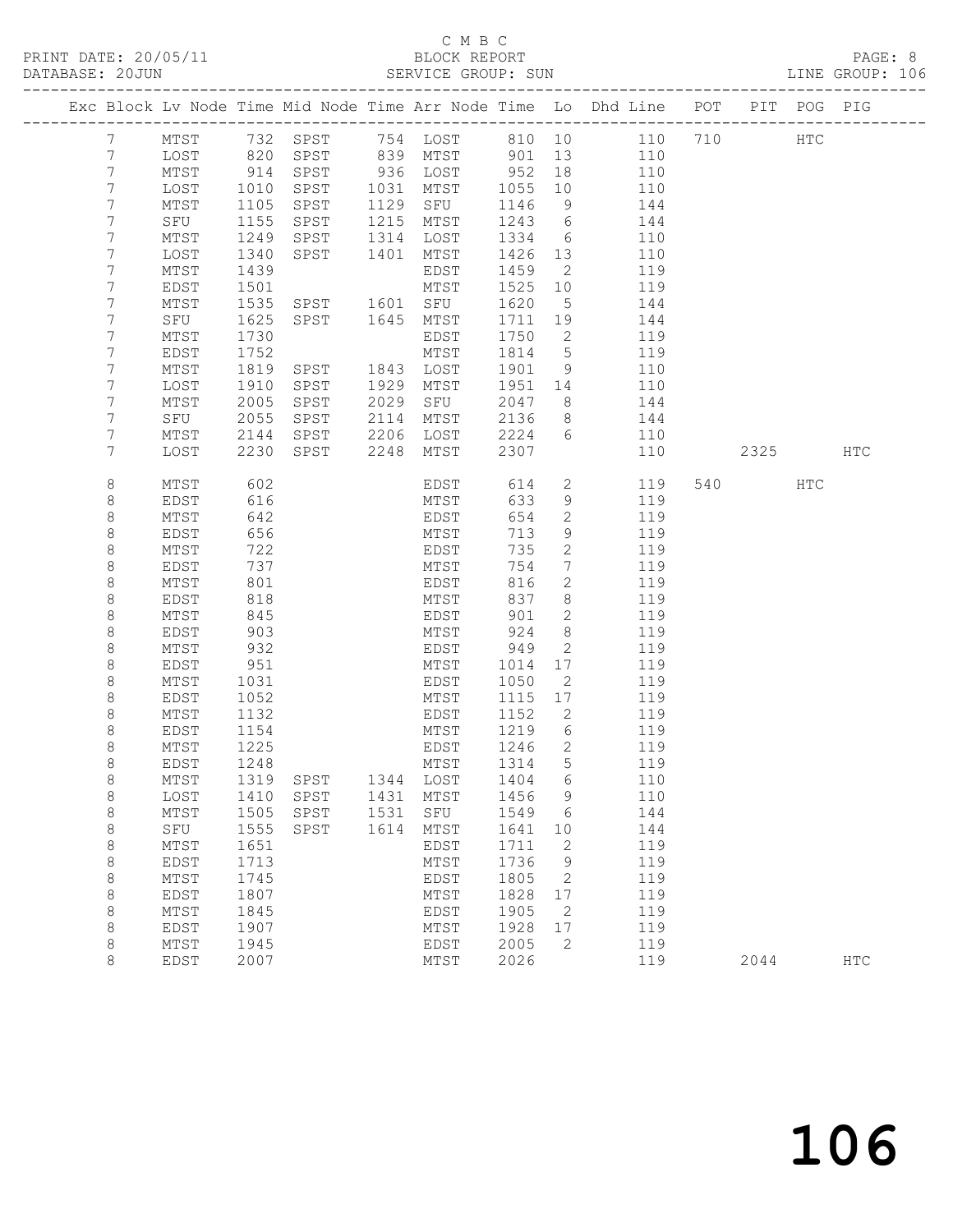C M B C
PRINT DATE: 20/05/11 BLOCK REPORT
DATABASE: 20JUN SERVICE GROUP: SUN LINE GROUP: 106

| Exc | Block | Lv | Node | Time | Mid Node | Time | Arr Node | Time | Lo | Dhd Line | POT | PIT | POG | PIG |
|---|---|---|---|---|---|---|---|---|---|---|---|---|---|---|
| | 7 | | MTST | 732 | SPST | 754 | LOST | 810 | 10 | 110 | 710 | | HTC | |
| | 7 | | LOST | 820 | SPST | 839 | MTST | 901 | 13 | 110 | | | | |
| | 7 | | MTST | 914 | SPST | 936 | LOST | 952 | 18 | 110 | | | | |
| | 7 | | LOST | 1010 | SPST | 1031 | MTST | 1055 | 10 | 110 | | | | |
| | 7 | | MTST | 1105 | SPST | 1129 | SFU | 1146 | 9 | 144 | | | | |
| | 7 | | SFU | 1155 | SPST | 1215 | MTST | 1243 | 6 | 144 | | | | |
| | 7 | | MTST | 1249 | SPST | 1314 | LOST | 1334 | 6 | 110 | | | | |
| | 7 | | LOST | 1340 | SPST | 1401 | MTST | 1426 | 13 | 110 | | | | |
| | 7 | | MTST | 1439 | | | EDST | 1459 | 2 | 119 | | | | |
| | 7 | | EDST | 1501 | | | MTST | 1525 | 10 | 119 | | | | |
| | 7 | | MTST | 1535 | SPST | 1601 | SFU | 1620 | 5 | 144 | | | | |
| | 7 | | SFU | 1625 | SPST | 1645 | MTST | 1711 | 19 | 144 | | | | |
| | 7 | | MTST | 1730 | | | EDST | 1750 | 2 | 119 | | | | |
| | 7 | | EDST | 1752 | | | MTST | 1814 | 5 | 119 | | | | |
| | 7 | | MTST | 1819 | SPST | 1843 | LOST | 1901 | 9 | 110 | | | | |
| | 7 | | LOST | 1910 | SPST | 1929 | MTST | 1951 | 14 | 110 | | | | |
| | 7 | | MTST | 2005 | SPST | 2029 | SFU | 2047 | 8 | 144 | | | | |
| | 7 | | SFU | 2055 | SPST | 2114 | MTST | 2136 | 8 | 144 | | | | |
| | 7 | | MTST | 2144 | SPST | 2206 | LOST | 2224 | 6 | 110 | | | | |
| | 7 | | LOST | 2230 | SPST | 2248 | MTST | 2307 | | 110 | | 2325 | | HTC |
| | 8 | | MTST | 602 | | | EDST | 614 | 2 | 119 | 540 | | HTC | |
| | 8 | | EDST | 616 | | | MTST | 633 | 9 | 119 | | | | |
| | 8 | | MTST | 642 | | | EDST | 654 | 2 | 119 | | | | |
| | 8 | | EDST | 656 | | | MTST | 713 | 9 | 119 | | | | |
| | 8 | | MTST | 722 | | | EDST | 735 | 2 | 119 | | | | |
| | 8 | | EDST | 737 | | | MTST | 754 | 7 | 119 | | | | |
| | 8 | | MTST | 801 | | | EDST | 816 | 2 | 119 | | | | |
| | 8 | | EDST | 818 | | | MTST | 837 | 8 | 119 | | | | |
| | 8 | | MTST | 845 | | | EDST | 901 | 2 | 119 | | | | |
| | 8 | | EDST | 903 | | | MTST | 924 | 8 | 119 | | | | |
| | 8 | | MTST | 932 | | | EDST | 949 | 2 | 119 | | | | |
| | 8 | | EDST | 951 | | | MTST | 1014 | 17 | 119 | | | | |
| | 8 | | MTST | 1031 | | | EDST | 1050 | 2 | 119 | | | | |
| | 8 | | EDST | 1052 | | | MTST | 1115 | 17 | 119 | | | | |
| | 8 | | MTST | 1132 | | | EDST | 1152 | 2 | 119 | | | | |
| | 8 | | EDST | 1154 | | | MTST | 1219 | 6 | 119 | | | | |
| | 8 | | MTST | 1225 | | | EDST | 1246 | 2 | 119 | | | | |
| | 8 | | EDST | 1248 | | | MTST | 1314 | 5 | 119 | | | | |
| | 8 | | MTST | 1319 | SPST | 1344 | LOST | 1404 | 6 | 110 | | | | |
| | 8 | | LOST | 1410 | SPST | 1431 | MTST | 1456 | 9 | 110 | | | | |
| | 8 | | MTST | 1505 | SPST | 1531 | SFU | 1549 | 6 | 144 | | | | |
| | 8 | | SFU | 1555 | SPST | 1614 | MTST | 1641 | 10 | 144 | | | | |
| | 8 | | MTST | 1651 | | | EDST | 1711 | 2 | 119 | | | | |
| | 8 | | EDST | 1713 | | | MTST | 1736 | 9 | 119 | | | | |
| | 8 | | MTST | 1745 | | | EDST | 1805 | 2 | 119 | | | | |
| | 8 | | EDST | 1807 | | | MTST | 1828 | 17 | 119 | | | | |
| | 8 | | MTST | 1845 | | | EDST | 1905 | 2 | 119 | | | | |
| | 8 | | EDST | 1907 | | | MTST | 1928 | 17 | 119 | | | | |
| | 8 | | MTST | 1945 | | | EDST | 2005 | 2 | 119 | | | | |
| | 8 | | EDST | 2007 | | | MTST | 2026 | | 119 | | 2044 | | HTC |

106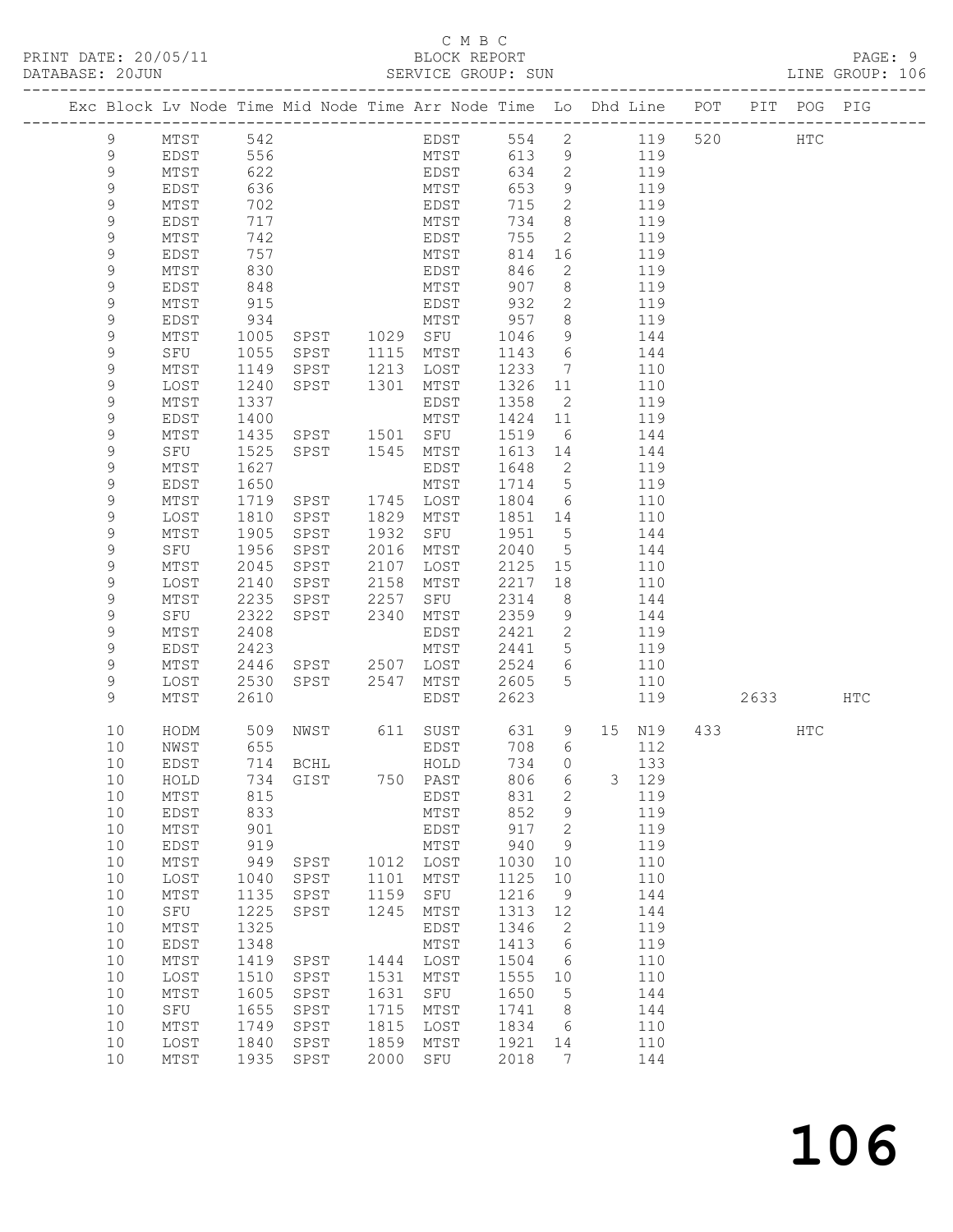C M B C

BLOCK REPORT

PRINT DATE: 20/05/11 DATABASE: 20JUN SERVICE GROUP: SUN LINE GROUP: 106

| Exc | Block | Lv | Node | Time | Mid Node | Time | Arr Node | Time | Lo | Dhd | Line | POT | PIT | POG | PIG |
|---|---|---|---|---|---|---|---|---|---|---|---|---|---|---|---|
| | 9 | | MTST | 542 | | | EDST | 554 | 2 | | 119 | 520 | | HTC | |
| | 9 | | EDST | 556 | | | MTST | 613 | 9 | | 119 | | | | |
| | 9 | | MTST | 622 | | | EDST | 634 | 2 | | 119 | | | | |
| | 9 | | EDST | 636 | | | MTST | 653 | 9 | | 119 | | | | |
| | 9 | | MTST | 702 | | | EDST | 715 | 2 | | 119 | | | | |
| | 9 | | EDST | 717 | | | MTST | 734 | 8 | | 119 | | | | |
| | 9 | | MTST | 742 | | | EDST | 755 | 2 | | 119 | | | | |
| | 9 | | EDST | 757 | | | MTST | 814 | 16 | | 119 | | | | |
| | 9 | | MTST | 830 | | | EDST | 846 | 2 | | 119 | | | | |
| | 9 | | EDST | 848 | | | MTST | 907 | 8 | | 119 | | | | |
| | 9 | | MTST | 915 | | | EDST | 932 | 2 | | 119 | | | | |
| | 9 | | EDST | 934 | | | MTST | 957 | 8 | | 119 | | | | |
| | 9 | | MTST | 1005 | SPST | 1029 | SFU | 1046 | 9 | | 144 | | | | |
| | 9 | | SFU | 1055 | SPST | 1115 | MTST | 1143 | 6 | | 144 | | | | |
| | 9 | | MTST | 1149 | SPST | 1213 | LOST | 1233 | 7 | | 110 | | | | |
| | 9 | | LOST | 1240 | SPST | 1301 | MTST | 1326 | 11 | | 110 | | | | |
| | 9 | | MTST | 1337 | | | EDST | 1358 | 2 | | 119 | | | | |
| | 9 | | EDST | 1400 | | | MTST | 1424 | 11 | | 119 | | | | |
| | 9 | | MTST | 1435 | SPST | 1501 | SFU | 1519 | 6 | | 144 | | | | |
| | 9 | | SFU | 1525 | SPST | 1545 | MTST | 1613 | 14 | | 144 | | | | |
| | 9 | | MTST | 1627 | | | EDST | 1648 | 2 | | 119 | | | | |
| | 9 | | EDST | 1650 | | | MTST | 1714 | 5 | | 119 | | | | |
| | 9 | | MTST | 1719 | SPST | 1745 | LOST | 1804 | 6 | | 110 | | | | |
| | 9 | | LOST | 1810 | SPST | 1829 | MTST | 1851 | 14 | | 110 | | | | |
| | 9 | | MTST | 1905 | SPST | 1932 | SFU | 1951 | 5 | | 144 | | | | |
| | 9 | | SFU | 1956 | SPST | 2016 | MTST | 2040 | 5 | | 144 | | | | |
| | 9 | | MTST | 2045 | SPST | 2107 | LOST | 2125 | 15 | | 110 | | | | |
| | 9 | | LOST | 2140 | SPST | 2158 | MTST | 2217 | 18 | | 110 | | | | |
| | 9 | | MTST | 2235 | SPST | 2257 | SFU | 2314 | 8 | | 144 | | | | |
| | 9 | | SFU | 2322 | SPST | 2340 | MTST | 2359 | 9 | | 144 | | | | |
| | 9 | | MTST | 2408 | | | EDST | 2421 | 2 | | 119 | | | | |
| | 9 | | EDST | 2423 | | | MTST | 2441 | 5 | | 119 | | | | |
| | 9 | | MTST | 2446 | SPST | 2507 | LOST | 2524 | 6 | | 110 | | | | |
| | 9 | | LOST | 2530 | SPST | 2547 | MTST | 2605 | 5 | | 110 | | | | |
| | 9 | | MTST | 2610 | | | EDST | 2623 | | | 119 | | 2633 | | HTC |
| | 10 | | HODM | 509 | NWST | 611 | SUST | 631 | 9 | 15 | N19 | 433 | | HTC | |
| | 10 | | NWST | 655 | | | EDST | 708 | 6 | | 112 | | | | |
| | 10 | | EDST | 714 | BCHL | | HOLD | 734 | 0 | | 133 | | | | |
| | 10 | | HOLD | 734 | GIST | 750 | PAST | 806 | 6 | 3 | 129 | | | | |
| | 10 | | MTST | 815 | | | EDST | 831 | 2 | | 119 | | | | |
| | 10 | | EDST | 833 | | | MTST | 852 | 9 | | 119 | | | | |
| | 10 | | MTST | 901 | | | EDST | 917 | 2 | | 119 | | | | |
| | 10 | | EDST | 919 | | | MTST | 940 | 9 | | 119 | | | | |
| | 10 | | MTST | 949 | SPST | 1012 | LOST | 1030 | 10 | | 110 | | | | |
| | 10 | | LOST | 1040 | SPST | 1101 | MTST | 1125 | 10 | | 110 | | | | |
| | 10 | | MTST | 1135 | SPST | 1159 | SFU | 1216 | 9 | | 144 | | | | |
| | 10 | | SFU | 1225 | SPST | 1245 | MTST | 1313 | 12 | | 144 | | | | |
| | 10 | | MTST | 1325 | | | EDST | 1346 | 2 | | 119 | | | | |
| | 10 | | EDST | 1348 | | | MTST | 1413 | 6 | | 119 | | | | |
| | 10 | | MTST | 1419 | SPST | 1444 | LOST | 1504 | 6 | | 110 | | | | |
| | 10 | | LOST | 1510 | SPST | 1531 | MTST | 1555 | 10 | | 110 | | | | |
| | 10 | | MTST | 1605 | SPST | 1631 | SFU | 1650 | 5 | | 144 | | | | |
| | 10 | | SFU | 1655 | SPST | 1715 | MTST | 1741 | 8 | | 144 | | | | |
| | 10 | | MTST | 1749 | SPST | 1815 | LOST | 1834 | 6 | | 110 | | | | |
| | 10 | | LOST | 1840 | SPST | 1859 | MTST | 1921 | 14 | | 110 | | | | |
| | 10 | | MTST | 1935 | SPST | 2000 | SFU | 2018 | 7 | | 144 | | | | |

106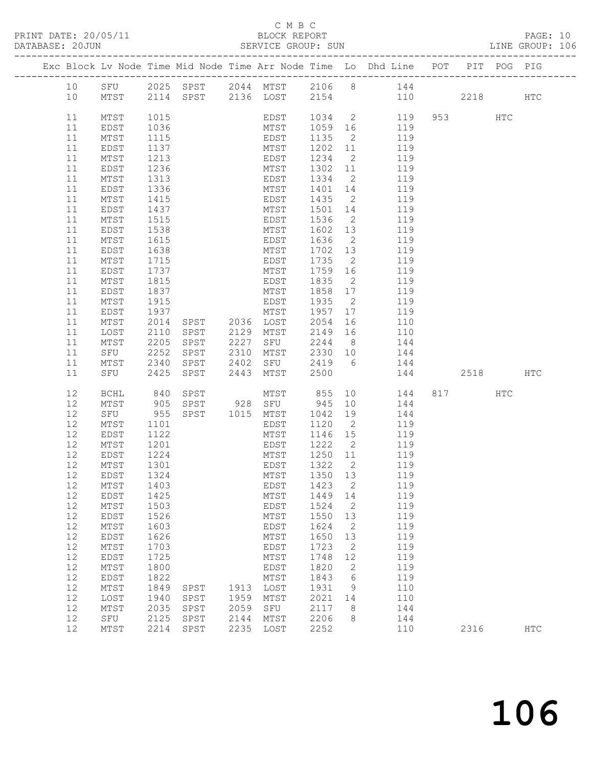C M B C
PRINT DATE: 20/05/11 BLOCK REPORT PAGE: 10
DATABASE: 20JUN SERVICE GROUP: SUN LINE GROUP: 106

| Exc | Block | Lv | Node | Time | Mid Node | Time | Arr Node | Time | Lo | Dhd Line | POT | PIT | POG | PIG |
|---|---|---|---|---|---|---|---|---|---|---|---|---|---|---|
| | 10 | | SFU | 2025 | SPST | 2044 | MTST | 2106 | 8 | 144 | | | | |
| | 10 | | MTST | 2114 | SPST | 2136 | LOST | 2154 | | 110 | | 2218 | | HTC |
| | 11 | | MTST | 1015 | | | EDST | 1034 | 2 | 119 | 953 | | HTC | |
| | 11 | | EDST | 1036 | | | MTST | 1059 | 16 | 119 | | | | |
| | 11 | | MTST | 1115 | | | EDST | 1135 | 2 | 119 | | | | |
| | 11 | | EDST | 1137 | | | MTST | 1202 | 11 | 119 | | | | |
| | 11 | | MTST | 1213 | | | EDST | 1234 | 2 | 119 | | | | |
| | 11 | | EDST | 1236 | | | MTST | 1302 | 11 | 119 | | | | |
| | 11 | | MTST | 1313 | | | EDST | 1334 | 2 | 119 | | | | |
| | 11 | | EDST | 1336 | | | MTST | 1401 | 14 | 119 | | | | |
| | 11 | | MTST | 1415 | | | EDST | 1435 | 2 | 119 | | | | |
| | 11 | | EDST | 1437 | | | MTST | 1501 | 14 | 119 | | | | |
| | 11 | | MTST | 1515 | | | EDST | 1536 | 2 | 119 | | | | |
| | 11 | | EDST | 1538 | | | MTST | 1602 | 13 | 119 | | | | |
| | 11 | | MTST | 1615 | | | EDST | 1636 | 2 | 119 | | | | |
| | 11 | | EDST | 1638 | | | MTST | 1702 | 13 | 119 | | | | |
| | 11 | | MTST | 1715 | | | EDST | 1735 | 2 | 119 | | | | |
| | 11 | | EDST | 1737 | | | MTST | 1759 | 16 | 119 | | | | |
| | 11 | | MTST | 1815 | | | EDST | 1835 | 2 | 119 | | | | |
| | 11 | | EDST | 1837 | | | MTST | 1858 | 17 | 119 | | | | |
| | 11 | | MTST | 1915 | | | EDST | 1935 | 2 | 119 | | | | |
| | 11 | | EDST | 1937 | | | MTST | 1957 | 17 | 119 | | | | |
| | 11 | | MTST | 2014 | SPST | 2036 | LOST | 2054 | 16 | 110 | | | | |
| | 11 | | LOST | 2110 | SPST | 2129 | MTST | 2149 | 16 | 110 | | | | |
| | 11 | | MTST | 2205 | SPST | 2227 | SFU | 2244 | 8 | 144 | | | | |
| | 11 | | SFU | 2252 | SPST | 2310 | MTST | 2330 | 10 | 144 | | | | |
| | 11 | | MTST | 2340 | SPST | 2402 | SFU | 2419 | 6 | 144 | | | | |
| | 11 | | SFU | 2425 | SPST | 2443 | MTST | 2500 | | 144 | | 2518 | | HTC |
| | 12 | | BCHL | 840 | SPST | | MTST | 855 | 10 | 144 | 817 | | HTC | |
| | 12 | | MTST | 905 | SPST | 928 | SFU | 945 | 10 | 144 | | | | |
| | 12 | | SFU | 955 | SPST | 1015 | MTST | 1042 | 19 | 144 | | | | |
| | 12 | | MTST | 1101 | | | EDST | 1120 | 2 | 119 | | | | |
| | 12 | | EDST | 1122 | | | MTST | 1146 | 15 | 119 | | | | |
| | 12 | | MTST | 1201 | | | EDST | 1222 | 2 | 119 | | | | |
| | 12 | | EDST | 1224 | | | MTST | 1250 | 11 | 119 | | | | |
| | 12 | | MTST | 1301 | | | EDST | 1322 | 2 | 119 | | | | |
| | 12 | | EDST | 1324 | | | MTST | 1350 | 13 | 119 | | | | |
| | 12 | | MTST | 1403 | | | EDST | 1423 | 2 | 119 | | | | |
| | 12 | | EDST | 1425 | | | MTST | 1449 | 14 | 119 | | | | |
| | 12 | | MTST | 1503 | | | EDST | 1524 | 2 | 119 | | | | |
| | 12 | | EDST | 1526 | | | MTST | 1550 | 13 | 119 | | | | |
| | 12 | | MTST | 1603 | | | EDST | 1624 | 2 | 119 | | | | |
| | 12 | | EDST | 1626 | | | MTST | 1650 | 13 | 119 | | | | |
| | 12 | | MTST | 1703 | | | EDST | 1723 | 2 | 119 | | | | |
| | 12 | | EDST | 1725 | | | MTST | 1748 | 12 | 119 | | | | |
| | 12 | | MTST | 1800 | | | EDST | 1820 | 2 | 119 | | | | |
| | 12 | | EDST | 1822 | | | MTST | 1843 | 6 | 119 | | | | |
| | 12 | | MTST | 1849 | SPST | 1913 | LOST | 1931 | 9 | 110 | | | | |
| | 12 | | LOST | 1940 | SPST | 1959 | MTST | 2021 | 14 | 110 | | | | |
| | 12 | | MTST | 2035 | SPST | 2059 | SFU | 2117 | 8 | 144 | | | | |
| | 12 | | SFU | 2125 | SPST | 2144 | MTST | 2206 | 8 | 144 | | | | |
| | 12 | | MTST | 2214 | SPST | 2235 | LOST | 2252 | | 110 | | 2316 | | HTC |

106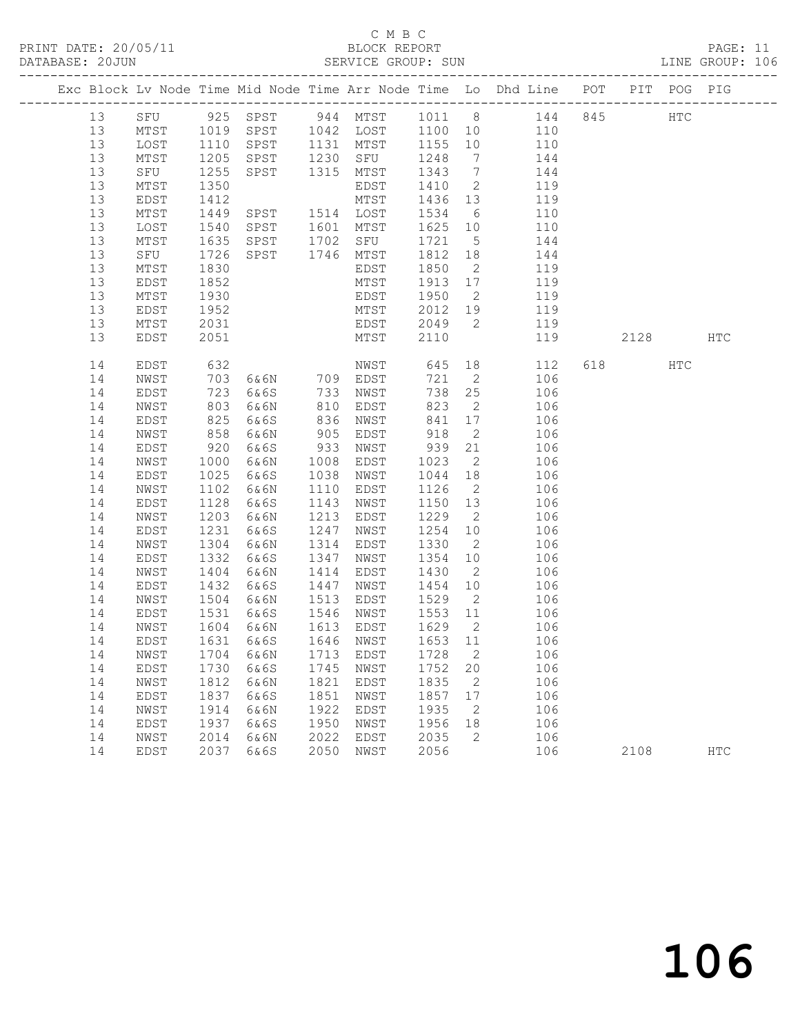C M B C

PRINT DATE: 20/05/11 BLOCK REPORT
DATABASE: 20JUN SERVICE GROUP: SUN LINE GROUP: 106

| Exc | Block | Lv | Node | Time | Mid Node | Time | Arr Node | Time | Lo | Dhd Line | POT | PIT | POG | PIG |
|---|---|---|---|---|---|---|---|---|---|---|---|---|---|---|
| | 13 | | SFU | 925 | SPST | 944 | MTST | 1011 | 8 | 144 | 845 | | HTC | |
| | 13 | | MTST | 1019 | SPST | 1042 | LOST | 1100 | 10 | 110 | | | | |
| | 13 | | LOST | 1110 | SPST | 1131 | MTST | 1155 | 10 | 110 | | | | |
| | 13 | | MTST | 1205 | SPST | 1230 | SFU | 1248 | 7 | 144 | | | | |
| | 13 | | SFU | 1255 | SPST | 1315 | MTST | 1343 | 7 | 144 | | | | |
| | 13 | | MTST | 1350 | | | EDST | 1410 | 2 | 119 | | | | |
| | 13 | | EDST | 1412 | | | MTST | 1436 | 13 | 119 | | | | |
| | 13 | | MTST | 1449 | SPST | 1514 | LOST | 1534 | 6 | 110 | | | | |
| | 13 | | LOST | 1540 | SPST | 1601 | MTST | 1625 | 10 | 110 | | | | |
| | 13 | | MTST | 1635 | SPST | 1702 | SFU | 1721 | 5 | 144 | | | | |
| | 13 | | SFU | 1726 | SPST | 1746 | MTST | 1812 | 18 | 144 | | | | |
| | 13 | | MTST | 1830 | | | EDST | 1850 | 2 | 119 | | | | |
| | 13 | | EDST | 1852 | | | MTST | 1913 | 17 | 119 | | | | |
| | 13 | | MTST | 1930 | | | EDST | 1950 | 2 | 119 | | | | |
| | 13 | | EDST | 1952 | | | MTST | 2012 | 19 | 119 | | | | |
| | 13 | | MTST | 2031 | | | EDST | 2049 | 2 | 119 | | | | |
| | 13 | | EDST | 2051 | | | MTST | 2110 | | 119 | | 2128 | | HTC |
| | 14 | | EDST | 632 | | | NWST | 645 | 18 | 112 | 618 | | HTC | |
| | 14 | | NWST | 703 | 6&6N | 709 | EDST | 721 | 2 | 106 | | | | |
| | 14 | | EDST | 723 | 6&6S | 733 | NWST | 738 | 25 | 106 | | | | |
| | 14 | | NWST | 803 | 6&6N | 810 | EDST | 823 | 2 | 106 | | | | |
| | 14 | | EDST | 825 | 6&6S | 836 | NWST | 841 | 17 | 106 | | | | |
| | 14 | | NWST | 858 | 6&6N | 905 | EDST | 918 | 2 | 106 | | | | |
| | 14 | | EDST | 920 | 6&6S | 933 | NWST | 939 | 21 | 106 | | | | |
| | 14 | | NWST | 1000 | 6&6N | 1008 | EDST | 1023 | 2 | 106 | | | | |
| | 14 | | EDST | 1025 | 6&6S | 1038 | NWST | 1044 | 18 | 106 | | | | |
| | 14 | | NWST | 1102 | 6&6N | 1110 | EDST | 1126 | 2 | 106 | | | | |
| | 14 | | EDST | 1128 | 6&6S | 1143 | NWST | 1150 | 13 | 106 | | | | |
| | 14 | | NWST | 1203 | 6&6N | 1213 | EDST | 1229 | 2 | 106 | | | | |
| | 14 | | EDST | 1231 | 6&6S | 1247 | NWST | 1254 | 10 | 106 | | | | |
| | 14 | | NWST | 1304 | 6&6N | 1314 | EDST | 1330 | 2 | 106 | | | | |
| | 14 | | EDST | 1332 | 6&6S | 1347 | NWST | 1354 | 10 | 106 | | | | |
| | 14 | | NWST | 1404 | 6&6N | 1414 | EDST | 1430 | 2 | 106 | | | | |
| | 14 | | EDST | 1432 | 6&6S | 1447 | NWST | 1454 | 10 | 106 | | | | |
| | 14 | | NWST | 1504 | 6&6N | 1513 | EDST | 1529 | 2 | 106 | | | | |
| | 14 | | EDST | 1531 | 6&6S | 1546 | NWST | 1553 | 11 | 106 | | | | |
| | 14 | | NWST | 1604 | 6&6N | 1613 | EDST | 1629 | 2 | 106 | | | | |
| | 14 | | EDST | 1631 | 6&6S | 1646 | NWST | 1653 | 11 | 106 | | | | |
| | 14 | | NWST | 1704 | 6&6N | 1713 | EDST | 1728 | 2 | 106 | | | | |
| | 14 | | EDST | 1730 | 6&6S | 1745 | NWST | 1752 | 20 | 106 | | | | |
| | 14 | | NWST | 1812 | 6&6N | 1821 | EDST | 1835 | 2 | 106 | | | | |
| | 14 | | EDST | 1837 | 6&6S | 1851 | NWST | 1857 | 17 | 106 | | | | |
| | 14 | | NWST | 1914 | 6&6N | 1922 | EDST | 1935 | 2 | 106 | | | | |
| | 14 | | EDST | 1937 | 6&6S | 1950 | NWST | 1956 | 18 | 106 | | | | |
| | 14 | | NWST | 2014 | 6&6N | 2022 | EDST | 2035 | 2 | 106 | | | | |
| | 14 | | EDST | 2037 | 6&6S | 2050 | NWST | 2056 | | 106 | | 2108 | | HTC |

106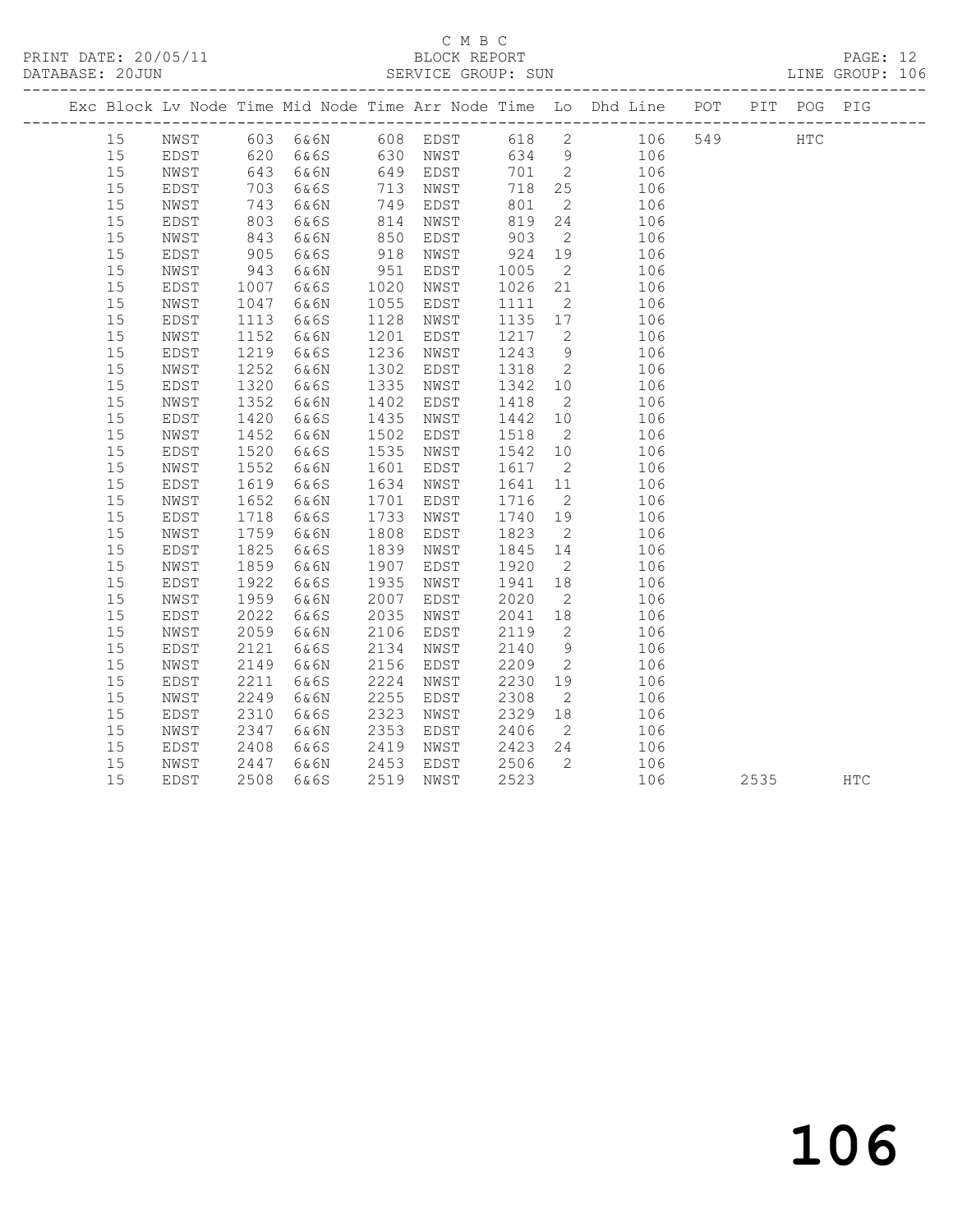C M B C

PRINT DATE: 20/05/11 BLOCK REPORT

DATABASE: 20JUN SERVICE GROUP: SUN LINE GROUP: 106

| Exc | Block | Lv | Node | Time | Mid Node | Time | Arr Node | Time | Lo | Dhd Line | POT | PIT | POG | PIG |
|---|---|---|---|---|---|---|---|---|---|---|---|---|---|---|
| | 15 | | NWST | 603 | 6&6N | 608 | EDST | 618 | 2 | 106 | 549 | | HTC | |
| | 15 | | EDST | 620 | 6&6S | 630 | NWST | 634 | 9 | 106 | | | | |
| | 15 | | NWST | 643 | 6&6N | 649 | EDST | 701 | 2 | 106 | | | | |
| | 15 | | EDST | 703 | 6&6S | 713 | NWST | 718 | 25 | 106 | | | | |
| | 15 | | NWST | 743 | 6&6N | 749 | EDST | 801 | 2 | 106 | | | | |
| | 15 | | EDST | 803 | 6&6S | 814 | NWST | 819 | 24 | 106 | | | | |
| | 15 | | NWST | 843 | 6&6N | 850 | EDST | 903 | 2 | 106 | | | | |
| | 15 | | EDST | 905 | 6&6S | 918 | NWST | 924 | 19 | 106 | | | | |
| | 15 | | NWST | 943 | 6&6N | 951 | EDST | 1005 | 2 | 106 | | | | |
| | 15 | | EDST | 1007 | 6&6S | 1020 | NWST | 1026 | 21 | 106 | | | | |
| | 15 | | NWST | 1047 | 6&6N | 1055 | EDST | 1111 | 2 | 106 | | | | |
| | 15 | | EDST | 1113 | 6&6S | 1128 | NWST | 1135 | 17 | 106 | | | | |
| | 15 | | NWST | 1152 | 6&6N | 1201 | EDST | 1217 | 2 | 106 | | | | |
| | 15 | | EDST | 1219 | 6&6S | 1236 | NWST | 1243 | 9 | 106 | | | | |
| | 15 | | NWST | 1252 | 6&6N | 1302 | EDST | 1318 | 2 | 106 | | | | |
| | 15 | | EDST | 1320 | 6&6S | 1335 | NWST | 1342 | 10 | 106 | | | | |
| | 15 | | NWST | 1352 | 6&6N | 1402 | EDST | 1418 | 2 | 106 | | | | |
| | 15 | | EDST | 1420 | 6&6S | 1435 | NWST | 1442 | 10 | 106 | | | | |
| | 15 | | NWST | 1452 | 6&6N | 1502 | EDST | 1518 | 2 | 106 | | | | |
| | 15 | | EDST | 1520 | 6&6S | 1535 | NWST | 1542 | 10 | 106 | | | | |
| | 15 | | NWST | 1552 | 6&6N | 1601 | EDST | 1617 | 2 | 106 | | | | |
| | 15 | | EDST | 1619 | 6&6S | 1634 | NWST | 1641 | 11 | 106 | | | | |
| | 15 | | NWST | 1652 | 6&6N | 1701 | EDST | 1716 | 2 | 106 | | | | |
| | 15 | | EDST | 1718 | 6&6S | 1733 | NWST | 1740 | 19 | 106 | | | | |
| | 15 | | NWST | 1759 | 6&6N | 1808 | EDST | 1823 | 2 | 106 | | | | |
| | 15 | | EDST | 1825 | 6&6S | 1839 | NWST | 1845 | 14 | 106 | | | | |
| | 15 | | NWST | 1859 | 6&6N | 1907 | EDST | 1920 | 2 | 106 | | | | |
| | 15 | | EDST | 1922 | 6&6S | 1935 | NWST | 1941 | 18 | 106 | | | | |
| | 15 | | NWST | 1959 | 6&6N | 2007 | EDST | 2020 | 2 | 106 | | | | |
| | 15 | | EDST | 2022 | 6&6S | 2035 | NWST | 2041 | 18 | 106 | | | | |
| | 15 | | NWST | 2059 | 6&6N | 2106 | EDST | 2119 | 2 | 106 | | | | |
| | 15 | | EDST | 2121 | 6&6S | 2134 | NWST | 2140 | 9 | 106 | | | | |
| | 15 | | NWST | 2149 | 6&6N | 2156 | EDST | 2209 | 2 | 106 | | | | |
| | 15 | | EDST | 2211 | 6&6S | 2224 | NWST | 2230 | 19 | 106 | | | | |
| | 15 | | NWST | 2249 | 6&6N | 2255 | EDST | 2308 | 2 | 106 | | | | |
| | 15 | | EDST | 2310 | 6&6S | 2323 | NWST | 2329 | 18 | 106 | | | | |
| | 15 | | NWST | 2347 | 6&6N | 2353 | EDST | 2406 | 2 | 106 | | | | |
| | 15 | | EDST | 2408 | 6&6S | 2419 | NWST | 2423 | 24 | 106 | | | | |
| | 15 | | NWST | 2447 | 6&6N | 2453 | EDST | 2506 | 2 | 106 | | | | |
| | 15 | | EDST | 2508 | 6&6S | 2519 | NWST | 2523 | | 106 | | 2535 | | HTC |

106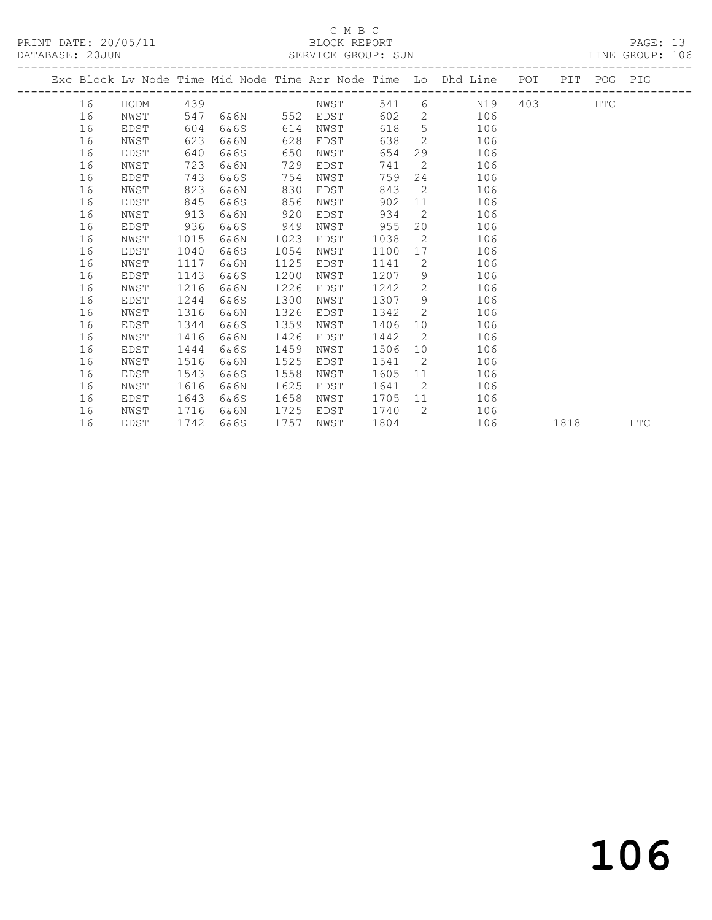C M B C

PRINT DATE: 20/05/11 BLOCK REPORT

DATABASE: 20JUN SERVICE GROUP: SUN LINE GROUP: 106

| Exc | Block | Lv | Node | Time | Mid Node | Time | Arr Node | Time | Lo | Dhd Line | POT | PIT | POG | PIG |
|---|---|---|---|---|---|---|---|---|---|---|---|---|---|---|
| | 16 | | HODM | 439 | | | NWST | 541 | 6 | N19 | 403 | | HTC | |
| | 16 | | NWST | 547 | 6&6N | 552 | EDST | 602 | 2 | 106 | | | | |
| | 16 | | EDST | 604 | 6&6S | 614 | NWST | 618 | 5 | 106 | | | | |
| | 16 | | NWST | 623 | 6&6N | 628 | EDST | 638 | 2 | 106 | | | | |
| | 16 | | EDST | 640 | 6&6S | 650 | NWST | 654 | 29 | 106 | | | | |
| | 16 | | NWST | 723 | 6&6N | 729 | EDST | 741 | 2 | 106 | | | | |
| | 16 | | EDST | 743 | 6&6S | 754 | NWST | 759 | 24 | 106 | | | | |
| | 16 | | NWST | 823 | 6&6N | 830 | EDST | 843 | 2 | 106 | | | | |
| | 16 | | EDST | 845 | 6&6S | 856 | NWST | 902 | 11 | 106 | | | | |
| | 16 | | NWST | 913 | 6&6N | 920 | EDST | 934 | 2 | 106 | | | | |
| | 16 | | EDST | 936 | 6&6S | 949 | NWST | 955 | 20 | 106 | | | | |
| | 16 | | NWST | 1015 | 6&6N | 1023 | EDST | 1038 | 2 | 106 | | | | |
| | 16 | | EDST | 1040 | 6&6S | 1054 | NWST | 1100 | 17 | 106 | | | | |
| | 16 | | NWST | 1117 | 6&6N | 1125 | EDST | 1141 | 2 | 106 | | | | |
| | 16 | | EDST | 1143 | 6&6S | 1200 | NWST | 1207 | 9 | 106 | | | | |
| | 16 | | NWST | 1216 | 6&6N | 1226 | EDST | 1242 | 2 | 106 | | | | |
| | 16 | | EDST | 1244 | 6&6S | 1300 | NWST | 1307 | 9 | 106 | | | | |
| | 16 | | NWST | 1316 | 6&6N | 1326 | EDST | 1342 | 2 | 106 | | | | |
| | 16 | | EDST | 1344 | 6&6S | 1359 | NWST | 1406 | 10 | 106 | | | | |
| | 16 | | NWST | 1416 | 6&6N | 1426 | EDST | 1442 | 2 | 106 | | | | |
| | 16 | | EDST | 1444 | 6&6S | 1459 | NWST | 1506 | 10 | 106 | | | | |
| | 16 | | NWST | 1516 | 6&6N | 1525 | EDST | 1541 | 2 | 106 | | | | |
| | 16 | | EDST | 1543 | 6&6S | 1558 | NWST | 1605 | 11 | 106 | | | | |
| | 16 | | NWST | 1616 | 6&6N | 1625 | EDST | 1641 | 2 | 106 | | | | |
| | 16 | | EDST | 1643 | 6&6S | 1658 | NWST | 1705 | 11 | 106 | | | | |
| | 16 | | NWST | 1716 | 6&6N | 1725 | EDST | 1740 | 2 | 106 | | | | |
| | 16 | | EDST | 1742 | 6&6S | 1757 | NWST | 1804 | | 106 | | 1818 | | HTC |

106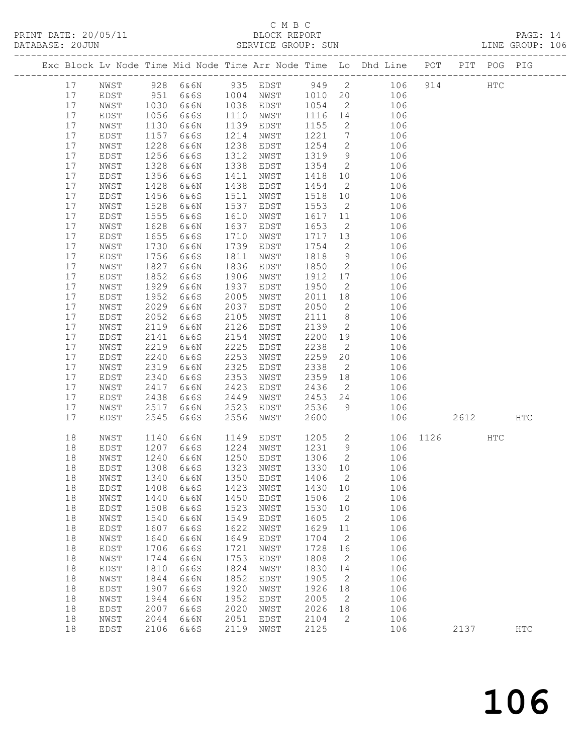C M B C
BLOCK REPORT
SERVICE GROUP: SUN

PRINT DATE: 20/05/11
DATABASE: 20JUN

LINE GROUP: 106

| Exc | Block | Lv | Node | Time | Mid Node | Time | Arr Node | Time | Lo | Dhd Line | POT | PIT | POG | PIG |
|---|---|---|---|---|---|---|---|---|---|---|---|---|---|---|
| | 17 | | NWST | 928 | 6&6N | 935 | EDST | 949 | 2 | 106 | 914 | | HTC | |
| | 17 | | EDST | 951 | 6&6S | 1004 | NWST | 1010 | 20 | 106 | | | | |
| | 17 | | NWST | 1030 | 6&6N | 1038 | EDST | 1054 | 2 | 106 | | | | |
| | 17 | | EDST | 1056 | 6&6S | 1110 | NWST | 1116 | 14 | 106 | | | | |
| | 17 | | NWST | 1130 | 6&6N | 1139 | EDST | 1155 | 2 | 106 | | | | |
| | 17 | | EDST | 1157 | 6&6S | 1214 | NWST | 1221 | 7 | 106 | | | | |
| | 17 | | NWST | 1228 | 6&6N | 1238 | EDST | 1254 | 2 | 106 | | | | |
| | 17 | | EDST | 1256 | 6&6S | 1312 | NWST | 1319 | 9 | 106 | | | | |
| | 17 | | NWST | 1328 | 6&6N | 1338 | EDST | 1354 | 2 | 106 | | | | |
| | 17 | | EDST | 1356 | 6&6S | 1411 | NWST | 1418 | 10 | 106 | | | | |
| | 17 | | NWST | 1428 | 6&6N | 1438 | EDST | 1454 | 2 | 106 | | | | |
| | 17 | | EDST | 1456 | 6&6S | 1511 | NWST | 1518 | 10 | 106 | | | | |
| | 17 | | NWST | 1528 | 6&6N | 1537 | EDST | 1553 | 2 | 106 | | | | |
| | 17 | | EDST | 1555 | 6&6S | 1610 | NWST | 1617 | 11 | 106 | | | | |
| | 17 | | NWST | 1628 | 6&6N | 1637 | EDST | 1653 | 2 | 106 | | | | |
| | 17 | | EDST | 1655 | 6&6S | 1710 | NWST | 1717 | 13 | 106 | | | | |
| | 17 | | NWST | 1730 | 6&6N | 1739 | EDST | 1754 | 2 | 106 | | | | |
| | 17 | | EDST | 1756 | 6&6S | 1811 | NWST | 1818 | 9 | 106 | | | | |
| | 17 | | NWST | 1827 | 6&6N | 1836 | EDST | 1850 | 2 | 106 | | | | |
| | 17 | | EDST | 1852 | 6&6S | 1906 | NWST | 1912 | 17 | 106 | | | | |
| | 17 | | NWST | 1929 | 6&6N | 1937 | EDST | 1950 | 2 | 106 | | | | |
| | 17 | | EDST | 1952 | 6&6S | 2005 | NWST | 2011 | 18 | 106 | | | | |
| | 17 | | NWST | 2029 | 6&6N | 2037 | EDST | 2050 | 2 | 106 | | | | |
| | 17 | | EDST | 2052 | 6&6S | 2105 | NWST | 2111 | 8 | 106 | | | | |
| | 17 | | NWST | 2119 | 6&6N | 2126 | EDST | 2139 | 2 | 106 | | | | |
| | 17 | | EDST | 2141 | 6&6S | 2154 | NWST | 2200 | 19 | 106 | | | | |
| | 17 | | NWST | 2219 | 6&6N | 2225 | EDST | 2238 | 2 | 106 | | | | |
| | 17 | | EDST | 2240 | 6&6S | 2253 | NWST | 2259 | 20 | 106 | | | | |
| | 17 | | NWST | 2319 | 6&6N | 2325 | EDST | 2338 | 2 | 106 | | | | |
| | 17 | | EDST | 2340 | 6&6S | 2353 | NWST | 2359 | 18 | 106 | | | | |
| | 17 | | NWST | 2417 | 6&6N | 2423 | EDST | 2436 | 2 | 106 | | | | |
| | 17 | | EDST | 2438 | 6&6S | 2449 | NWST | 2453 | 24 | 106 | | | | |
| | 17 | | NWST | 2517 | 6&6N | 2523 | EDST | 2536 | 9 | 106 | | | | |
| | 17 | | EDST | 2545 | 6&6S | 2556 | NWST | 2600 | | 106 | | 2612 | | HTC |
| | 18 | | NWST | 1140 | 6&6N | 1149 | EDST | 1205 | 2 | 106 | 1126 | | HTC | |
| | 18 | | EDST | 1207 | 6&6S | 1224 | NWST | 1231 | 9 | 106 | | | | |
| | 18 | | NWST | 1240 | 6&6N | 1250 | EDST | 1306 | 2 | 106 | | | | |
| | 18 | | EDST | 1308 | 6&6S | 1323 | NWST | 1330 | 10 | 106 | | | | |
| | 18 | | NWST | 1340 | 6&6N | 1350 | EDST | 1406 | 2 | 106 | | | | |
| | 18 | | EDST | 1408 | 6&6S | 1423 | NWST | 1430 | 10 | 106 | | | | |
| | 18 | | NWST | 1440 | 6&6N | 1450 | EDST | 1506 | 2 | 106 | | | | |
| | 18 | | EDST | 1508 | 6&6S | 1523 | NWST | 1530 | 10 | 106 | | | | |
| | 18 | | NWST | 1540 | 6&6N | 1549 | EDST | 1605 | 2 | 106 | | | | |
| | 18 | | EDST | 1607 | 6&6S | 1622 | NWST | 1629 | 11 | 106 | | | | |
| | 18 | | NWST | 1640 | 6&6N | 1649 | EDST | 1704 | 2 | 106 | | | | |
| | 18 | | EDST | 1706 | 6&6S | 1721 | NWST | 1728 | 16 | 106 | | | | |
| | 18 | | NWST | 1744 | 6&6N | 1753 | EDST | 1808 | 2 | 106 | | | | |
| | 18 | | EDST | 1810 | 6&6S | 1824 | NWST | 1830 | 14 | 106 | | | | |
| | 18 | | NWST | 1844 | 6&6N | 1852 | EDST | 1905 | 2 | 106 | | | | |
| | 18 | | EDST | 1907 | 6&6S | 1920 | NWST | 1926 | 18 | 106 | | | | |
| | 18 | | NWST | 1944 | 6&6N | 1952 | EDST | 2005 | 2 | 106 | | | | |
| | 18 | | EDST | 2007 | 6&6S | 2020 | NWST | 2026 | 18 | 106 | | | | |
| | 18 | | NWST | 2044 | 6&6N | 2051 | EDST | 2104 | 2 | 106 | | | | |
| | 18 | | EDST | 2106 | 6&6S | 2119 | NWST | 2125 | | 106 | | 2137 | | HTC |

# 106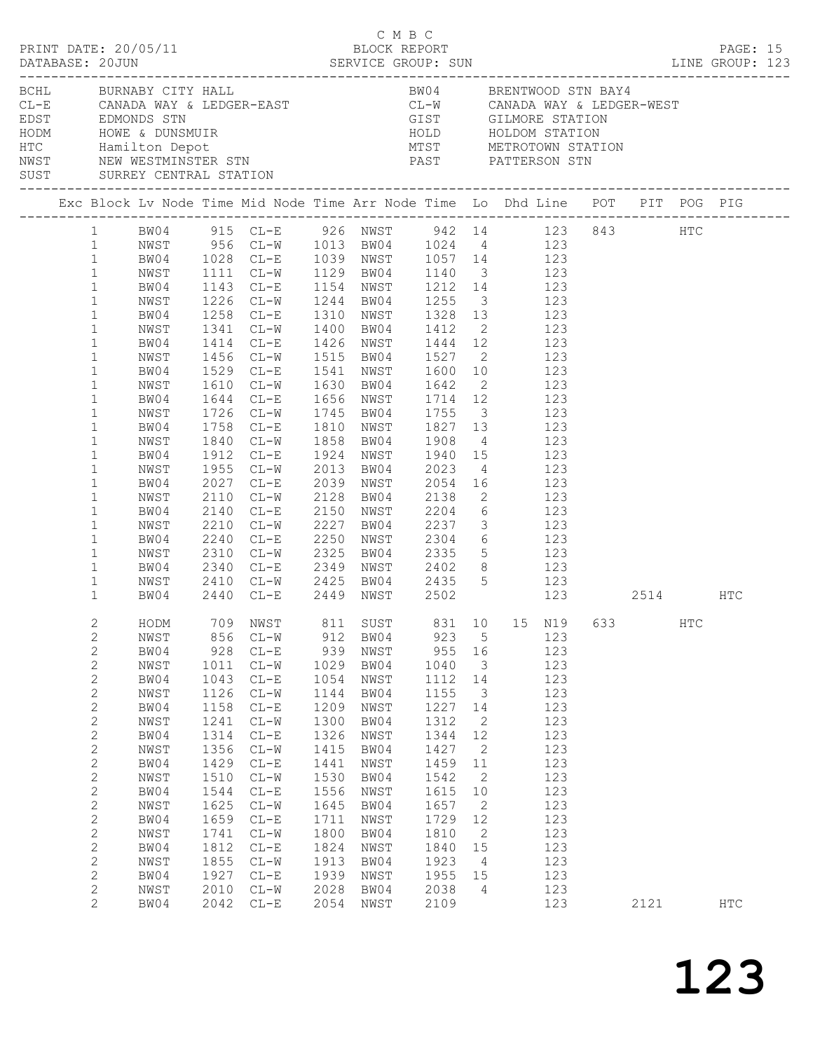C M B C

PRINT DATE: 20/05/11 BLOCK REPORT

DATABASE: 20JUN SERVICE GROUP: SUN LINE GROUP: 123

| | | | |
|---|---|---|---|
| BCHL | BURNABY CITY HALL | BW04 | BRENTWOOD STN BAY4 |
| CL-E | CANADA WAY & LEDGER-EAST | CL-W | CANADA WAY & LEDGER-WEST |
| EDST | EDMONDS STN | GIST | GILMORE STATION |
| HODM | HOWE & DUNSMUIR | HOLD | HOLDOM STATION |
| HTC | Hamilton Depot | MTST | METROTOWN STATION |
| NWST | NEW WESTMINSTER STN | PAST | PATTERSON STN |
| SUST | SURREY CENTRAL STATION | | |

| Exc | Block | Lv Node | Time | Mid Node | Time | Arr Node | Time | Lo | Dhd | Line | POT | PIT | POG | PIG |
|---|---|---|---|---|---|---|---|---|---|---|---|---|---|---|
| | 1 | BW04 | 915 | CL-E | 926 | NWST | 942 | 14 | | 123 | 843 | | HTC | |
| | 1 | NWST | 956 | CL-W | 1013 | BW04 | 1024 | 4 | | 123 | | | | |
| | 1 | BW04 | 1028 | CL-E | 1039 | NWST | 1057 | 14 | | 123 | | | | |
| | 1 | NWST | 1111 | CL-W | 1129 | BW04 | 1140 | 3 | | 123 | | | | |
| | 1 | BW04 | 1143 | CL-E | 1154 | NWST | 1212 | 14 | | 123 | | | | |
| | 1 | NWST | 1226 | CL-W | 1244 | BW04 | 1255 | 3 | | 123 | | | | |
| | 1 | BW04 | 1258 | CL-E | 1310 | NWST | 1328 | 13 | | 123 | | | | |
| | 1 | NWST | 1341 | CL-W | 1400 | BW04 | 1412 | 2 | | 123 | | | | |
| | 1 | BW04 | 1414 | CL-E | 1426 | NWST | 1444 | 12 | | 123 | | | | |
| | 1 | NWST | 1456 | CL-W | 1515 | BW04 | 1527 | 2 | | 123 | | | | |
| | 1 | BW04 | 1529 | CL-E | 1541 | NWST | 1600 | 10 | | 123 | | | | |
| | 1 | NWST | 1610 | CL-W | 1630 | BW04 | 1642 | 2 | | 123 | | | | |
| | 1 | BW04 | 1644 | CL-E | 1656 | NWST | 1714 | 12 | | 123 | | | | |
| | 1 | NWST | 1726 | CL-W | 1745 | BW04 | 1755 | 3 | | 123 | | | | |
| | 1 | BW04 | 1758 | CL-E | 1810 | NWST | 1827 | 13 | | 123 | | | | |
| | 1 | NWST | 1840 | CL-W | 1858 | BW04 | 1908 | 4 | | 123 | | | | |
| | 1 | BW04 | 1912 | CL-E | 1924 | NWST | 1940 | 15 | | 123 | | | | |
| | 1 | NWST | 1955 | CL-W | 2013 | BW04 | 2023 | 4 | | 123 | | | | |
| | 1 | BW04 | 2027 | CL-E | 2039 | NWST | 2054 | 16 | | 123 | | | | |
| | 1 | NWST | 2110 | CL-W | 2128 | BW04 | 2138 | 2 | | 123 | | | | |
| | 1 | BW04 | 2140 | CL-E | 2150 | NWST | 2204 | 6 | | 123 | | | | |
| | 1 | NWST | 2210 | CL-W | 2227 | BW04 | 2237 | 3 | | 123 | | | | |
| | 1 | BW04 | 2240 | CL-E | 2250 | NWST | 2304 | 6 | | 123 | | | | |
| | 1 | NWST | 2310 | CL-W | 2325 | BW04 | 2335 | 5 | | 123 | | | | |
| | 1 | BW04 | 2340 | CL-E | 2349 | NWST | 2402 | 8 | | 123 | | | | |
| | 1 | NWST | 2410 | CL-W | 2425 | BW04 | 2435 | 5 | | 123 | | | | |
| | 1 | BW04 | 2440 | CL-E | 2449 | NWST | 2502 | | | 123 | | 2514 | | HTC |
| | 2 | HODM | 709 | NWST | 811 | SUST | 831 | 10 | 15 | N19 | 633 | | HTC | |
| | 2 | NWST | 856 | CL-W | 912 | BW04 | 923 | 5 | | 123 | | | | |
| | 2 | BW04 | 928 | CL-E | 939 | NWST | 955 | 16 | | 123 | | | | |
| | 2 | NWST | 1011 | CL-W | 1029 | BW04 | 1040 | 3 | | 123 | | | | |
| | 2 | BW04 | 1043 | CL-E | 1054 | NWST | 1112 | 14 | | 123 | | | | |
| | 2 | NWST | 1126 | CL-W | 1144 | BW04 | 1155 | 3 | | 123 | | | | |
| | 2 | BW04 | 1158 | CL-E | 1209 | NWST | 1227 | 14 | | 123 | | | | |
| | 2 | NWST | 1241 | CL-W | 1300 | BW04 | 1312 | 2 | | 123 | | | | |
| | 2 | BW04 | 1314 | CL-E | 1326 | NWST | 1344 | 12 | | 123 | | | | |
| | 2 | NWST | 1356 | CL-W | 1415 | BW04 | 1427 | 2 | | 123 | | | | |
| | 2 | BW04 | 1429 | CL-E | 1441 | NWST | 1459 | 11 | | 123 | | | | |
| | 2 | NWST | 1510 | CL-W | 1530 | BW04 | 1542 | 2 | | 123 | | | | |
| | 2 | BW04 | 1544 | CL-E | 1556 | NWST | 1615 | 10 | | 123 | | | | |
| | 2 | NWST | 1625 | CL-W | 1645 | BW04 | 1657 | 2 | | 123 | | | | |
| | 2 | BW04 | 1659 | CL-E | 1711 | NWST | 1729 | 12 | | 123 | | | | |
| | 2 | NWST | 1741 | CL-W | 1800 | BW04 | 1810 | 2 | | 123 | | | | |
| | 2 | BW04 | 1812 | CL-E | 1824 | NWST | 1840 | 15 | | 123 | | | | |
| | 2 | NWST | 1855 | CL-W | 1913 | BW04 | 1923 | 4 | | 123 | | | | |
| | 2 | BW04 | 1927 | CL-E | 1939 | NWST | 1955 | 15 | | 123 | | | | |
| | 2 | NWST | 2010 | CL-W | 2028 | BW04 | 2038 | 4 | | 123 | | | | |
| | 2 | BW04 | 2042 | CL-E | 2054 | NWST | 2109 | | | 123 | | 2121 | | HTC |

123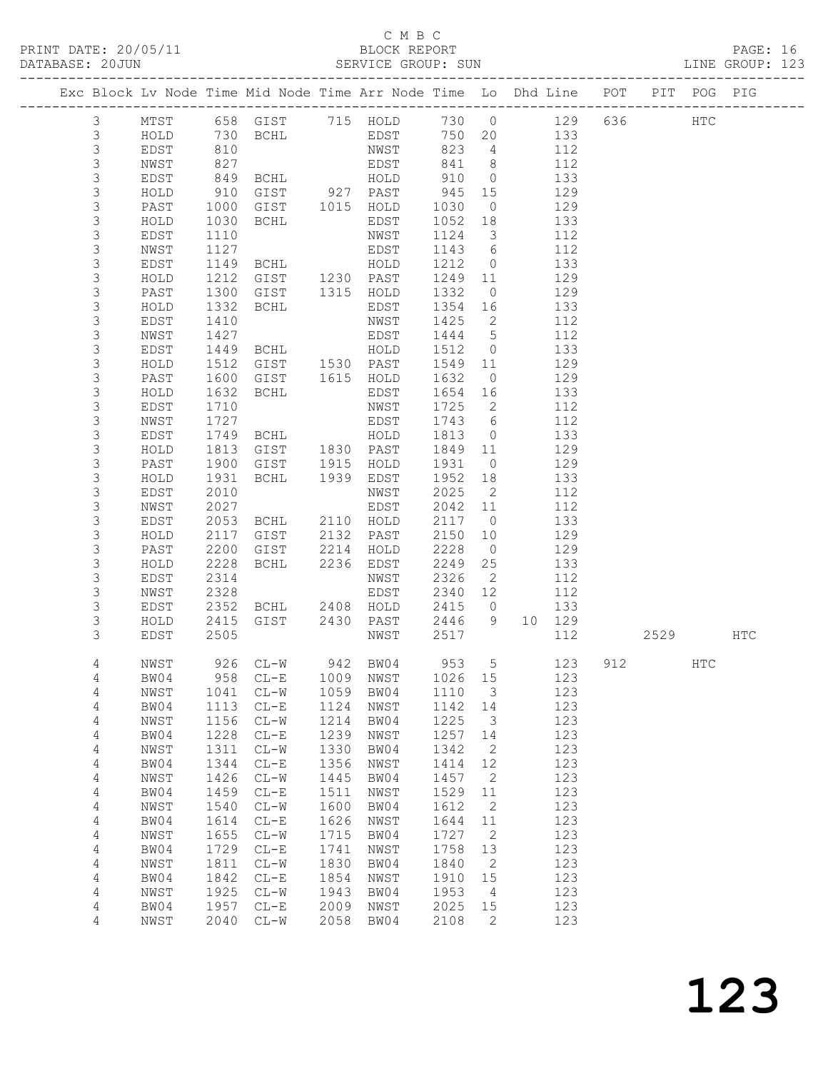C M B C
BLOCK REPORT
SERVICE GROUP: SUN

PRINT DATE: 20/05/11
DATABASE: 20JUN

PAGE: 16
LINE GROUP: 123

| Exc | Block | Lv | Node | Time | Mid | Node | Time | Arr | Node | Time | Lo | Dhd | Line | POT | PIT | POG | PIG |
|---|---|---|---|---|---|---|---|---|---|---|---|---|---|---|---|---|---|
| | 3 | | MTST | 658 | GIST | | 715 | HOLD | | 730 | 0 | | 129 | 636 | | HTC | |
| | 3 | | HOLD | 730 | BCHL | | | EDST | | 750 | 20 | | 133 | | | | |
| | 3 | | EDST | 810 | | | | NWST | | 823 | 4 | | 112 | | | | |
| | 3 | | NWST | 827 | | | | EDST | | 841 | 8 | | 112 | | | | |
| | 3 | | EDST | 849 | BCHL | | | HOLD | | 910 | 0 | | 133 | | | | |
| | 3 | | HOLD | 910 | GIST | | 927 | PAST | | 945 | 15 | | 129 | | | | |
| | 3 | | PAST | 1000 | GIST | | 1015 | HOLD | | 1030 | 0 | | 129 | | | | |
| | 3 | | HOLD | 1030 | BCHL | | | EDST | | 1052 | 18 | | 133 | | | | |
| | 3 | | EDST | 1110 | | | | NWST | | 1124 | 3 | | 112 | | | | |
| | 3 | | NWST | 1127 | | | | EDST | | 1143 | 6 | | 112 | | | | |
| | 3 | | EDST | 1149 | BCHL | | | HOLD | | 1212 | 0 | | 133 | | | | |
| | 3 | | HOLD | 1212 | GIST | | 1230 | PAST | | 1249 | 11 | | 129 | | | | |
| | 3 | | PAST | 1300 | GIST | | 1315 | HOLD | | 1332 | 0 | | 129 | | | | |
| | 3 | | HOLD | 1332 | BCHL | | | EDST | | 1354 | 16 | | 133 | | | | |
| | 3 | | EDST | 1410 | | | | NWST | | 1425 | 2 | | 112 | | | | |
| | 3 | | NWST | 1427 | | | | EDST | | 1444 | 5 | | 112 | | | | |
| | 3 | | EDST | 1449 | BCHL | | | HOLD | | 1512 | 0 | | 133 | | | | |
| | 3 | | HOLD | 1512 | GIST | | 1530 | PAST | | 1549 | 11 | | 129 | | | | |
| | 3 | | PAST | 1600 | GIST | | 1615 | HOLD | | 1632 | 0 | | 129 | | | | |
| | 3 | | HOLD | 1632 | BCHL | | | EDST | | 1654 | 16 | | 133 | | | | |
| | 3 | | EDST | 1710 | | | | NWST | | 1725 | 2 | | 112 | | | | |
| | 3 | | NWST | 1727 | | | | EDST | | 1743 | 6 | | 112 | | | | |
| | 3 | | EDST | 1749 | BCHL | | | HOLD | | 1813 | 0 | | 133 | | | | |
| | 3 | | HOLD | 1813 | GIST | | 1830 | PAST | | 1849 | 11 | | 129 | | | | |
| | 3 | | PAST | 1900 | GIST | | 1915 | HOLD | | 1931 | 0 | | 129 | | | | |
| | 3 | | HOLD | 1931 | BCHL | | 1939 | EDST | | 1952 | 18 | | 133 | | | | |
| | 3 | | EDST | 2010 | | | | NWST | | 2025 | 2 | | 112 | | | | |
| | 3 | | NWST | 2027 | | | | EDST | | 2042 | 11 | | 112 | | | | |
| | 3 | | EDST | 2053 | BCHL | | 2110 | HOLD | | 2117 | 0 | | 133 | | | | |
| | 3 | | HOLD | 2117 | GIST | | 2132 | PAST | | 2150 | 10 | | 129 | | | | |
| | 3 | | PAST | 2200 | GIST | | 2214 | HOLD | | 2228 | 0 | | 129 | | | | |
| | 3 | | HOLD | 2228 | BCHL | | 2236 | EDST | | 2249 | 25 | | 133 | | | | |
| | 3 | | EDST | 2314 | | | | NWST | | 2326 | 2 | | 112 | | | | |
| | 3 | | NWST | 2328 | | | | EDST | | 2340 | 12 | | 112 | | | | |
| | 3 | | EDST | 2352 | BCHL | | 2408 | HOLD | | 2415 | 0 | | 133 | | | | |
| | 3 | | HOLD | 2415 | GIST | | 2430 | PAST | | 2446 | 9 | 10 | 129 | | | | |
| | 3 | | EDST | 2505 | | | | NWST | | 2517 | | | 112 | | 2529 | | HTC |
| | 4 | | NWST | 926 | CL-W | | 942 | BW04 | | 953 | 5 | | 123 | 912 | | HTC | |
| | 4 | | BW04 | 958 | CL-E | | 1009 | NWST | | 1026 | 15 | | 123 | | | | |
| | 4 | | NWST | 1041 | CL-W | | 1059 | BW04 | | 1110 | 3 | | 123 | | | | |
| | 4 | | BW04 | 1113 | CL-E | | 1124 | NWST | | 1142 | 14 | | 123 | | | | |
| | 4 | | NWST | 1156 | CL-W | | 1214 | BW04 | | 1225 | 3 | | 123 | | | | |
| | 4 | | BW04 | 1228 | CL-E | | 1239 | NWST | | 1257 | 14 | | 123 | | | | |
| | 4 | | NWST | 1311 | CL-W | | 1330 | BW04 | | 1342 | 2 | | 123 | | | | |
| | 4 | | BW04 | 1344 | CL-E | | 1356 | NWST | | 1414 | 12 | | 123 | | | | |
| | 4 | | NWST | 1426 | CL-W | | 1445 | BW04 | | 1457 | 2 | | 123 | | | | |
| | 4 | | BW04 | 1459 | CL-E | | 1511 | NWST | | 1529 | 11 | | 123 | | | | |
| | 4 | | NWST | 1540 | CL-W | | 1600 | BW04 | | 1612 | 2 | | 123 | | | | |
| | 4 | | BW04 | 1614 | CL-E | | 1626 | NWST | | 1644 | 11 | | 123 | | | | |
| | 4 | | NWST | 1655 | CL-W | | 1715 | BW04 | | 1727 | 2 | | 123 | | | | |
| | 4 | | BW04 | 1729 | CL-E | | 1741 | NWST | | 1758 | 13 | | 123 | | | | |
| | 4 | | NWST | 1811 | CL-W | | 1830 | BW04 | | 1840 | 2 | | 123 | | | | |
| | 4 | | BW04 | 1842 | CL-E | | 1854 | NWST | | 1910 | 15 | | 123 | | | | |
| | 4 | | NWST | 1925 | CL-W | | 1943 | BW04 | | 1953 | 4 | | 123 | | | | |
| | 4 | | BW04 | 1957 | CL-E | | 2009 | NWST | | 2025 | 15 | | 123 | | | | |
| | 4 | | NWST | 2040 | CL-W | | 2058 | BW04 | | 2108 | 2 | | 123 | | | | |

# 123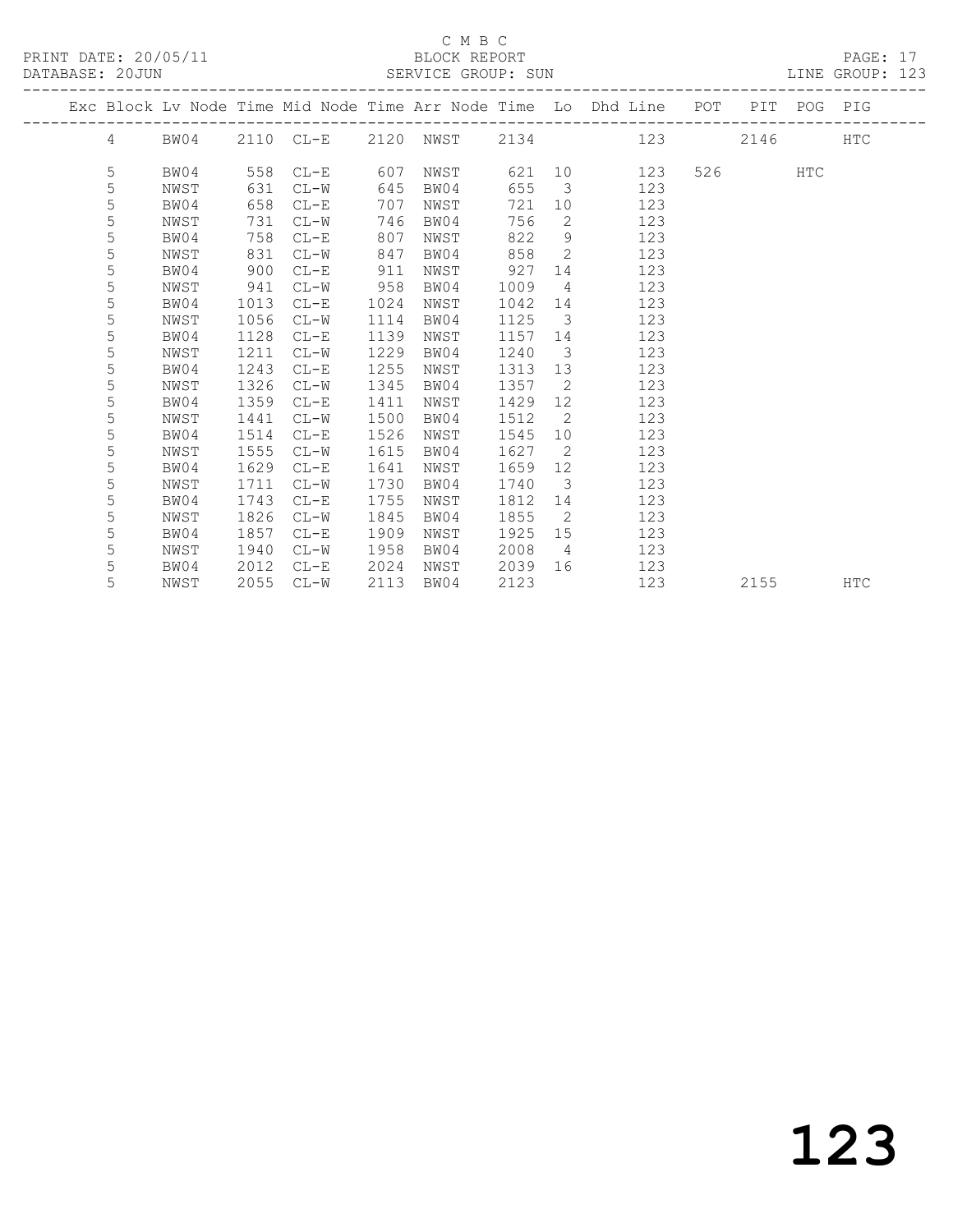C M B C

PRINT DATE: 20/05/11 BLOCK REPORT

DATABASE: 20JUN SERVICE GROUP: SUN LINE GROUP: 123

| Exc | Block | Lv | Node | Time | Mid Node | Time | Arr Node | Time | Lo | Dhd Line | POT | PIT | POG | PIG |
|---|---|---|---|---|---|---|---|---|---|---|---|---|---|---|
| | 4 | BW04 | 2110 | CL-E | 2120 | NWST | 2134 | | | 123 | | 2146 | | HTC |
| | 5 | BW04 | 558 | CL-E | 607 | NWST | 621 | 10 | | 123 | 526 | | HTC | |
| | 5 | NWST | 631 | CL-W | 645 | BW04 | 655 | 3 | | 123 | | | | |
| | 5 | BW04 | 658 | CL-E | 707 | NWST | 721 | 10 | | 123 | | | | |
| | 5 | NWST | 731 | CL-W | 746 | BW04 | 756 | 2 | | 123 | | | | |
| | 5 | BW04 | 758 | CL-E | 807 | NWST | 822 | 9 | | 123 | | | | |
| | 5 | NWST | 831 | CL-W | 847 | BW04 | 858 | 2 | | 123 | | | | |
| | 5 | BW04 | 900 | CL-E | 911 | NWST | 927 | 14 | | 123 | | | | |
| | 5 | NWST | 941 | CL-W | 958 | BW04 | 1009 | 4 | | 123 | | | | |
| | 5 | BW04 | 1013 | CL-E | 1024 | NWST | 1042 | 14 | | 123 | | | | |
| | 5 | NWST | 1056 | CL-W | 1114 | BW04 | 1125 | 3 | | 123 | | | | |
| | 5 | BW04 | 1128 | CL-E | 1139 | NWST | 1157 | 14 | | 123 | | | | |
| | 5 | NWST | 1211 | CL-W | 1229 | BW04 | 1240 | 3 | | 123 | | | | |
| | 5 | BW04 | 1243 | CL-E | 1255 | NWST | 1313 | 13 | | 123 | | | | |
| | 5 | NWST | 1326 | CL-W | 1345 | BW04 | 1357 | 2 | | 123 | | | | |
| | 5 | BW04 | 1359 | CL-E | 1411 | NWST | 1429 | 12 | | 123 | | | | |
| | 5 | NWST | 1441 | CL-W | 1500 | BW04 | 1512 | 2 | | 123 | | | | |
| | 5 | BW04 | 1514 | CL-E | 1526 | NWST | 1545 | 10 | | 123 | | | | |
| | 5 | NWST | 1555 | CL-W | 1615 | BW04 | 1627 | 2 | | 123 | | | | |
| | 5 | BW04 | 1629 | CL-E | 1641 | NWST | 1659 | 12 | | 123 | | | | |
| | 5 | NWST | 1711 | CL-W | 1730 | BW04 | 1740 | 3 | | 123 | | | | |
| | 5 | BW04 | 1743 | CL-E | 1755 | NWST | 1812 | 14 | | 123 | | | | |
| | 5 | NWST | 1826 | CL-W | 1845 | BW04 | 1855 | 2 | | 123 | | | | |
| | 5 | BW04 | 1857 | CL-E | 1909 | NWST | 1925 | 15 | | 123 | | | | |
| | 5 | NWST | 1940 | CL-W | 1958 | BW04 | 2008 | 4 | | 123 | | | | |
| | 5 | BW04 | 2012 | CL-E | 2024 | NWST | 2039 | 16 | | 123 | | | | |
| | 5 | NWST | 2055 | CL-W | 2113 | BW04 | 2123 | | | 123 | | 2155 | | HTC |

123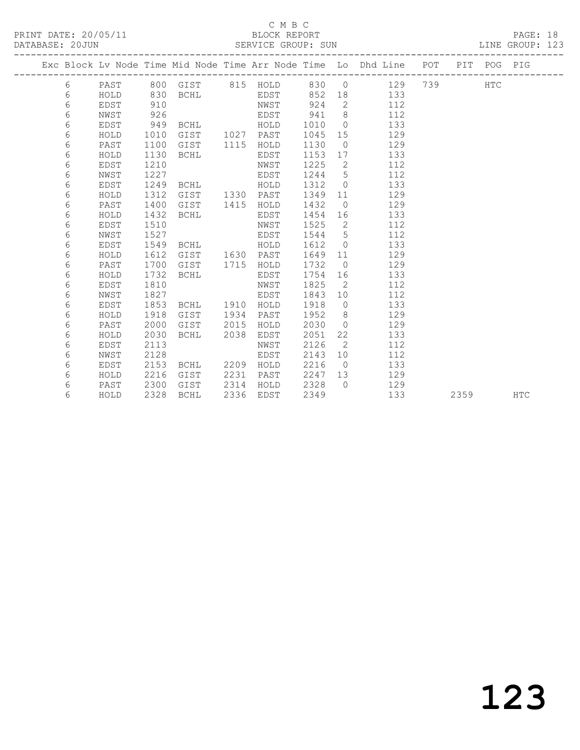C M B C

PRINT DATE: 20/05/11 BLOCK REPORT PAGE: 18
DATABASE: 20JUN SERVICE GROUP: SUN LINE GROUP: 123

| Exc | Block | Lv Node | Time | Mid Node | Time | Arr Node | Time | Lo | Dhd Line | POT | PIT | POG | PIG |
|---|---|---|---|---|---|---|---|---|---|---|---|---|---|
| | 6 | PAST | 800 | GIST | 815 | HOLD | 830 | 0 | 129 | 739 | | HTC | |
| | 6 | HOLD | 830 | BCHL | | EDST | 852 | 18 | 133 | | | | |
| | 6 | EDST | 910 | | | NWST | 924 | 2 | 112 | | | | |
| | 6 | NWST | 926 | | | EDST | 941 | 8 | 112 | | | | |
| | 6 | EDST | 949 | BCHL | | HOLD | 1010 | 0 | 133 | | | | |
| | 6 | HOLD | 1010 | GIST | 1027 | PAST | 1045 | 15 | 129 | | | | |
| | 6 | PAST | 1100 | GIST | 1115 | HOLD | 1130 | 0 | 129 | | | | |
| | 6 | HOLD | 1130 | BCHL | | EDST | 1153 | 17 | 133 | | | | |
| | 6 | EDST | 1210 | | | NWST | 1225 | 2 | 112 | | | | |
| | 6 | NWST | 1227 | | | EDST | 1244 | 5 | 112 | | | | |
| | 6 | EDST | 1249 | BCHL | | HOLD | 1312 | 0 | 133 | | | | |
| | 6 | HOLD | 1312 | GIST | 1330 | PAST | 1349 | 11 | 129 | | | | |
| | 6 | PAST | 1400 | GIST | 1415 | HOLD | 1432 | 0 | 129 | | | | |
| | 6 | HOLD | 1432 | BCHL | | EDST | 1454 | 16 | 133 | | | | |
| | 6 | EDST | 1510 | | | NWST | 1525 | 2 | 112 | | | | |
| | 6 | NWST | 1527 | | | EDST | 1544 | 5 | 112 | | | | |
| | 6 | EDST | 1549 | BCHL | | HOLD | 1612 | 0 | 133 | | | | |
| | 6 | HOLD | 1612 | GIST | 1630 | PAST | 1649 | 11 | 129 | | | | |
| | 6 | PAST | 1700 | GIST | 1715 | HOLD | 1732 | 0 | 129 | | | | |
| | 6 | HOLD | 1732 | BCHL | | EDST | 1754 | 16 | 133 | | | | |
| | 6 | EDST | 1810 | | | NWST | 1825 | 2 | 112 | | | | |
| | 6 | NWST | 1827 | | | EDST | 1843 | 10 | 112 | | | | |
| | 6 | EDST | 1853 | BCHL | 1910 | HOLD | 1918 | 0 | 133 | | | | |
| | 6 | HOLD | 1918 | GIST | 1934 | PAST | 1952 | 8 | 129 | | | | |
| | 6 | PAST | 2000 | GIST | 2015 | HOLD | 2030 | 0 | 129 | | | | |
| | 6 | HOLD | 2030 | BCHL | 2038 | EDST | 2051 | 22 | 133 | | | | |
| | 6 | EDST | 2113 | | | NWST | 2126 | 2 | 112 | | | | |
| | 6 | NWST | 2128 | | | EDST | 2143 | 10 | 112 | | | | |
| | 6 | EDST | 2153 | BCHL | 2209 | HOLD | 2216 | 0 | 133 | | | | |
| | 6 | HOLD | 2216 | GIST | 2231 | PAST | 2247 | 13 | 129 | | | | |
| | 6 | PAST | 2300 | GIST | 2314 | HOLD | 2328 | 0 | 129 | | | | |
| | 6 | HOLD | 2328 | BCHL | 2336 | EDST | 2349 | | 133 | | 2359 | | HTC |

123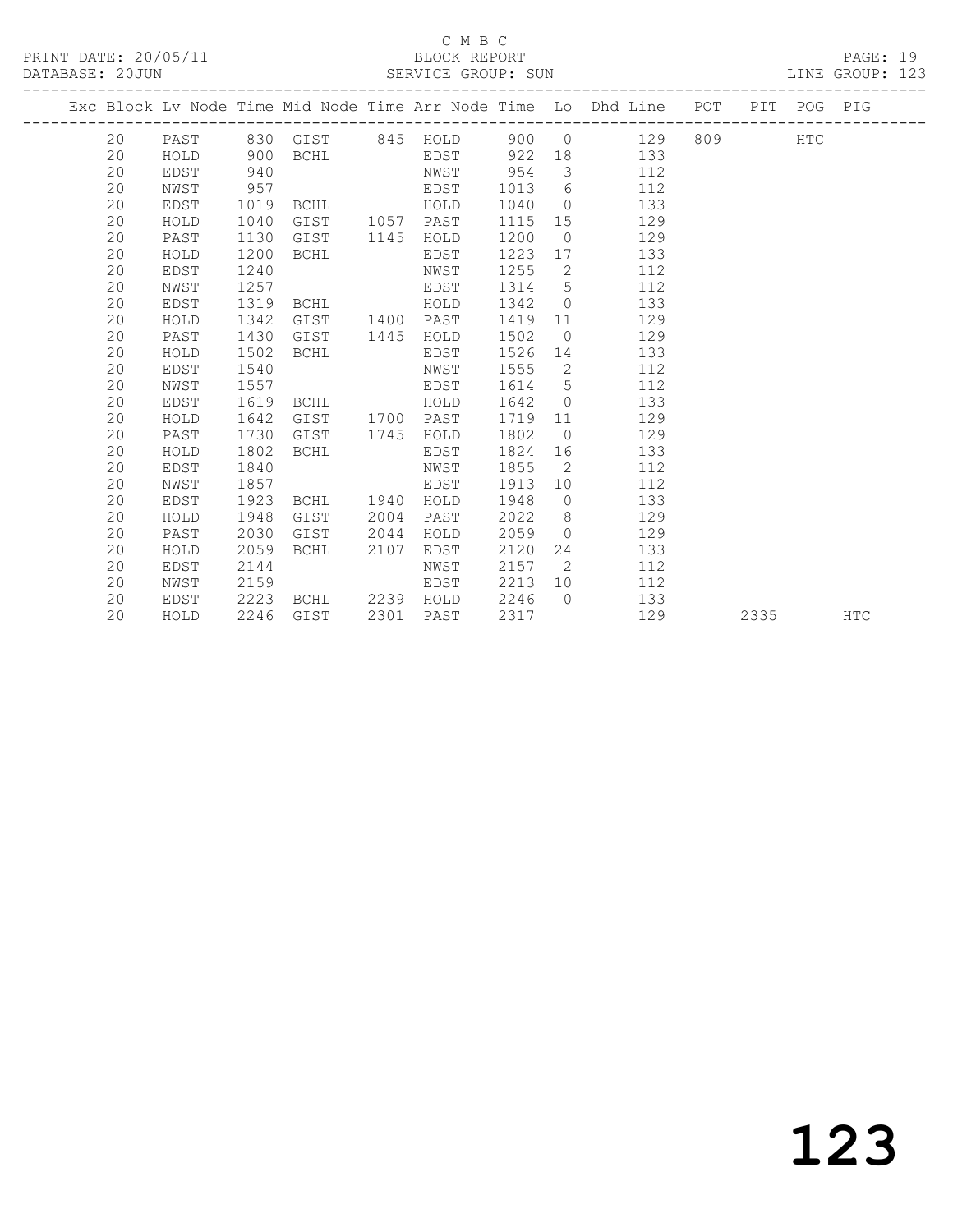C M B C

BLOCK REPORT

SERVICE GROUP: SUN

PRINT DATE: 20/05/11

DATABASE: 20JUN

LINE GROUP: 123

| Exc | Block | Lv Node | Time | Mid Node | Time | Arr Node | Time | Lo | Dhd Line | POT | PIT | POG | PIG |
|---|---|---|---|---|---|---|---|---|---|---|---|---|---|
| | 20 | PAST | 830 | GIST | 845 | HOLD | 900 | 0 | 129 | 809 | | HTC | |
| | 20 | HOLD | 900 | BCHL | | EDST | 922 | 18 | 133 | | | | |
| | 20 | EDST | 940 | | | NWST | 954 | 3 | 112 | | | | |
| | 20 | NWST | 957 | | | EDST | 1013 | 6 | 112 | | | | |
| | 20 | EDST | 1019 | BCHL | | HOLD | 1040 | 0 | 133 | | | | |
| | 20 | HOLD | 1040 | GIST | 1057 | PAST | 1115 | 15 | 129 | | | | |
| | 20 | PAST | 1130 | GIST | 1145 | HOLD | 1200 | 0 | 129 | | | | |
| | 20 | HOLD | 1200 | BCHL | | EDST | 1223 | 17 | 133 | | | | |
| | 20 | EDST | 1240 | | | NWST | 1255 | 2 | 112 | | | | |
| | 20 | NWST | 1257 | | | EDST | 1314 | 5 | 112 | | | | |
| | 20 | EDST | 1319 | BCHL | | HOLD | 1342 | 0 | 133 | | | | |
| | 20 | HOLD | 1342 | GIST | 1400 | PAST | 1419 | 11 | 129 | | | | |
| | 20 | PAST | 1430 | GIST | 1445 | HOLD | 1502 | 0 | 129 | | | | |
| | 20 | HOLD | 1502 | BCHL | | EDST | 1526 | 14 | 133 | | | | |
| | 20 | EDST | 1540 | | | NWST | 1555 | 2 | 112 | | | | |
| | 20 | NWST | 1557 | | | EDST | 1614 | 5 | 112 | | | | |
| | 20 | EDST | 1619 | BCHL | | HOLD | 1642 | 0 | 133 | | | | |
| | 20 | HOLD | 1642 | GIST | 1700 | PAST | 1719 | 11 | 129 | | | | |
| | 20 | PAST | 1730 | GIST | 1745 | HOLD | 1802 | 0 | 129 | | | | |
| | 20 | HOLD | 1802 | BCHL | | EDST | 1824 | 16 | 133 | | | | |
| | 20 | EDST | 1840 | | | NWST | 1855 | 2 | 112 | | | | |
| | 20 | NWST | 1857 | | | EDST | 1913 | 10 | 112 | | | | |
| | 20 | EDST | 1923 | BCHL | 1940 | HOLD | 1948 | 0 | 133 | | | | |
| | 20 | HOLD | 1948 | GIST | 2004 | PAST | 2022 | 8 | 129 | | | | |
| | 20 | PAST | 2030 | GIST | 2044 | HOLD | 2059 | 0 | 129 | | | | |
| | 20 | HOLD | 2059 | BCHL | 2107 | EDST | 2120 | 24 | 133 | | | | |
| | 20 | EDST | 2144 | | | NWST | 2157 | 2 | 112 | | | | |
| | 20 | NWST | 2159 | | | EDST | 2213 | 10 | 112 | | | | |
| | 20 | EDST | 2223 | BCHL | 2239 | HOLD | 2246 | 0 | 133 | | | | |
| | 20 | HOLD | 2246 | GIST | 2301 | PAST | 2317 | | 129 | | 2335 | | HTC |

# 123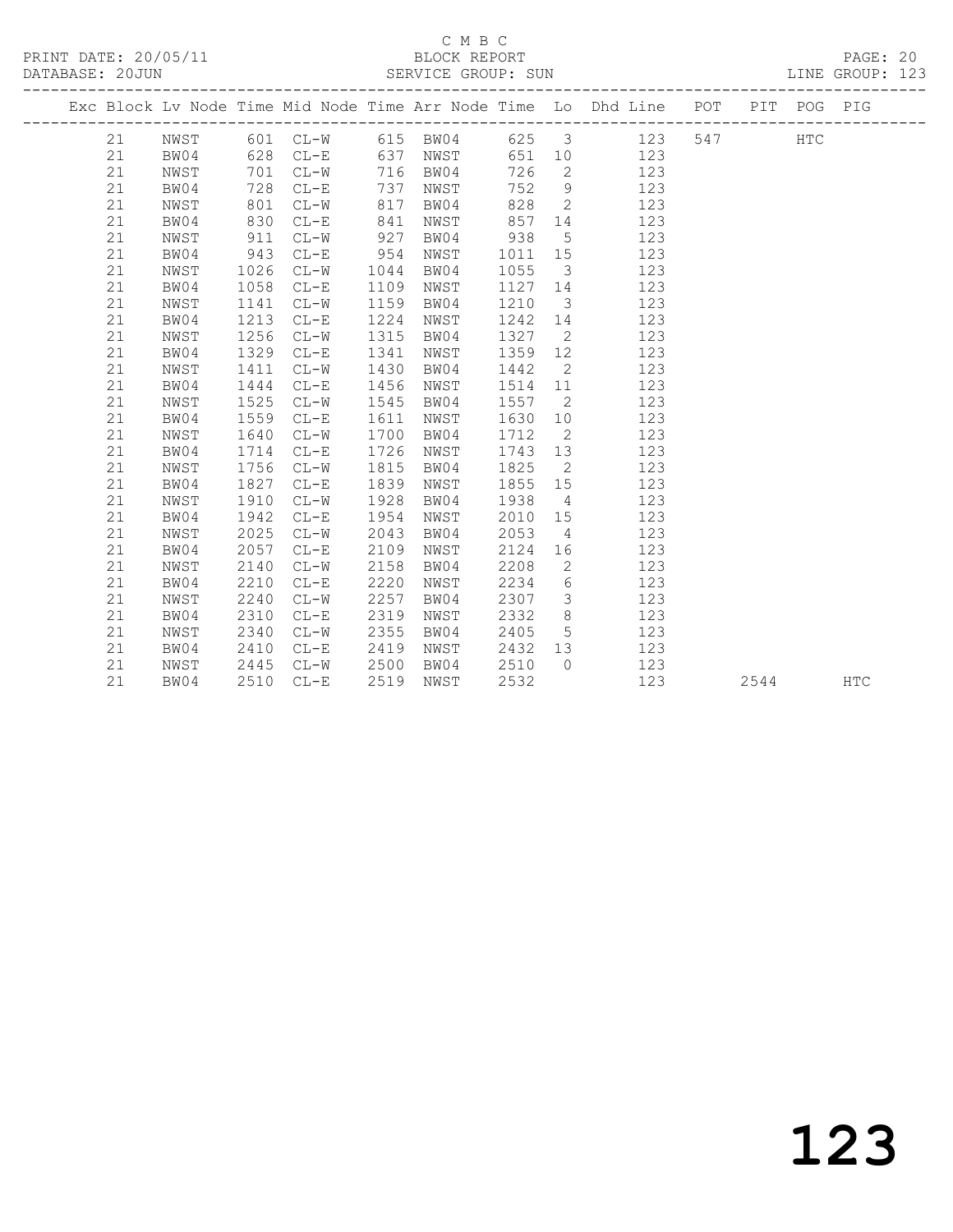C M B C

BLOCK REPORT

PRINT DATE: 20/05/11
DATABASE: 20JUN
SERVICE GROUP: SUN
LINE GROUP: 123

| Exc | Block | Lv | Node | Time | Mid Node | Time | Arr Node | Time | Lo | Dhd Line | POT | PIT | POG | PIG |
|---|---|---|---|---|---|---|---|---|---|---|---|---|---|---|
| | 21 | | NWST | 601 | CL-W | 615 | BW04 | 625 | 3 | 123 | 547 | | HTC | |
| | 21 | | BW04 | 628 | CL-E | 637 | NWST | 651 | 10 | 123 | | | | |
| | 21 | | NWST | 701 | CL-W | 716 | BW04 | 726 | 2 | 123 | | | | |
| | 21 | | BW04 | 728 | CL-E | 737 | NWST | 752 | 9 | 123 | | | | |
| | 21 | | NWST | 801 | CL-W | 817 | BW04 | 828 | 2 | 123 | | | | |
| | 21 | | BW04 | 830 | CL-E | 841 | NWST | 857 | 14 | 123 | | | | |
| | 21 | | NWST | 911 | CL-W | 927 | BW04 | 938 | 5 | 123 | | | | |
| | 21 | | BW04 | 943 | CL-E | 954 | NWST | 1011 | 15 | 123 | | | | |
| | 21 | | NWST | 1026 | CL-W | 1044 | BW04 | 1055 | 3 | 123 | | | | |
| | 21 | | BW04 | 1058 | CL-E | 1109 | NWST | 1127 | 14 | 123 | | | | |
| | 21 | | NWST | 1141 | CL-W | 1159 | BW04 | 1210 | 3 | 123 | | | | |
| | 21 | | BW04 | 1213 | CL-E | 1224 | NWST | 1242 | 14 | 123 | | | | |
| | 21 | | NWST | 1256 | CL-W | 1315 | BW04 | 1327 | 2 | 123 | | | | |
| | 21 | | BW04 | 1329 | CL-E | 1341 | NWST | 1359 | 12 | 123 | | | | |
| | 21 | | NWST | 1411 | CL-W | 1430 | BW04 | 1442 | 2 | 123 | | | | |
| | 21 | | BW04 | 1444 | CL-E | 1456 | NWST | 1514 | 11 | 123 | | | | |
| | 21 | | NWST | 1525 | CL-W | 1545 | BW04 | 1557 | 2 | 123 | | | | |
| | 21 | | BW04 | 1559 | CL-E | 1611 | NWST | 1630 | 10 | 123 | | | | |
| | 21 | | NWST | 1640 | CL-W | 1700 | BW04 | 1712 | 2 | 123 | | | | |
| | 21 | | BW04 | 1714 | CL-E | 1726 | NWST | 1743 | 13 | 123 | | | | |
| | 21 | | NWST | 1756 | CL-W | 1815 | BW04 | 1825 | 2 | 123 | | | | |
| | 21 | | BW04 | 1827 | CL-E | 1839 | NWST | 1855 | 15 | 123 | | | | |
| | 21 | | NWST | 1910 | CL-W | 1928 | BW04 | 1938 | 4 | 123 | | | | |
| | 21 | | BW04 | 1942 | CL-E | 1954 | NWST | 2010 | 15 | 123 | | | | |
| | 21 | | NWST | 2025 | CL-W | 2043 | BW04 | 2053 | 4 | 123 | | | | |
| | 21 | | BW04 | 2057 | CL-E | 2109 | NWST | 2124 | 16 | 123 | | | | |
| | 21 | | NWST | 2140 | CL-W | 2158 | BW04 | 2208 | 2 | 123 | | | | |
| | 21 | | BW04 | 2210 | CL-E | 2220 | NWST | 2234 | 6 | 123 | | | | |
| | 21 | | NWST | 2240 | CL-W | 2257 | BW04 | 2307 | 3 | 123 | | | | |
| | 21 | | BW04 | 2310 | CL-E | 2319 | NWST | 2332 | 8 | 123 | | | | |
| | 21 | | NWST | 2340 | CL-W | 2355 | BW04 | 2405 | 5 | 123 | | | | |
| | 21 | | BW04 | 2410 | CL-E | 2419 | NWST | 2432 | 13 | 123 | | | | |
| | 21 | | NWST | 2445 | CL-W | 2500 | BW04 | 2510 | 0 | 123 | | | | |
| | 21 | | BW04 | 2510 | CL-E | 2519 | NWST | 2532 | | 123 | | 2544 | | HTC |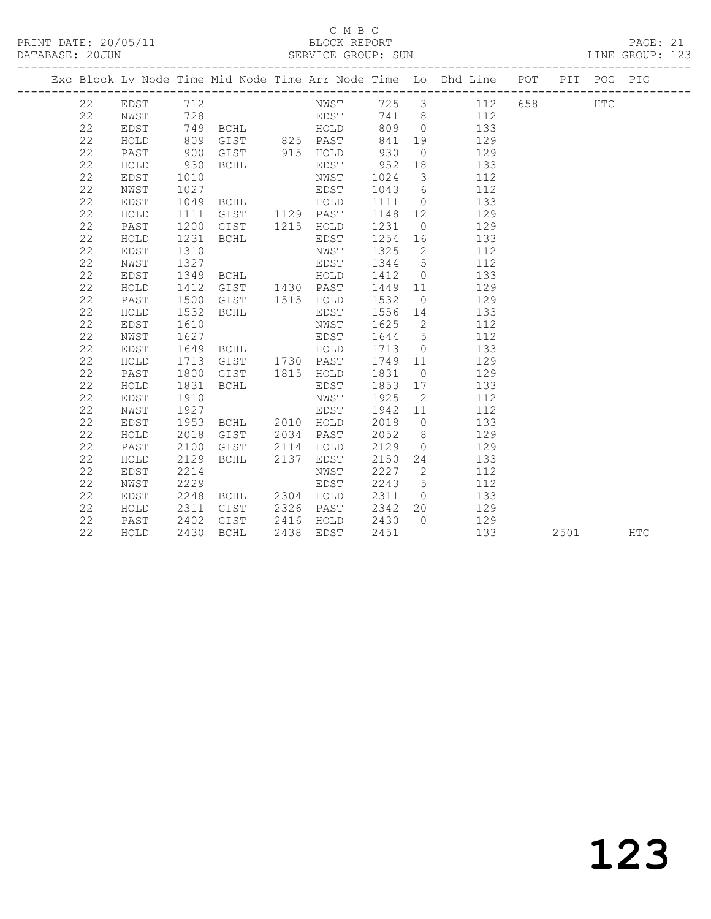C M B C
BLOCK REPORT
SERVICE GROUP: SUN

PRINT DATE: 20/05/11
DATABASE: 20JUN
LINE GROUP: 123

| Exc | Block | Lv | Node | Time | Mid Node | Time | Arr Node | Time | Lo | Dhd Line | POT | PIT | POG | PIG |
|---|---|---|---|---|---|---|---|---|---|---|---|---|---|---|
| | 22 | | EDST | 712 | | | NWST | 725 | 3 | 112 | 658 | | HTC | |
| | 22 | | NWST | 728 | | | EDST | 741 | 8 | 112 | | | | |
| | 22 | | EDST | 749 | BCHL | | HOLD | 809 | 0 | 133 | | | | |
| | 22 | | HOLD | 809 | GIST | 825 | PAST | 841 | 19 | 129 | | | | |
| | 22 | | PAST | 900 | GIST | 915 | HOLD | 930 | 0 | 129 | | | | |
| | 22 | | HOLD | 930 | BCHL | | EDST | 952 | 18 | 133 | | | | |
| | 22 | | EDST | 1010 | | | NWST | 1024 | 3 | 112 | | | | |
| | 22 | | NWST | 1027 | | | EDST | 1043 | 6 | 112 | | | | |
| | 22 | | EDST | 1049 | BCHL | | HOLD | 1111 | 0 | 133 | | | | |
| | 22 | | HOLD | 1111 | GIST | 1129 | PAST | 1148 | 12 | 129 | | | | |
| | 22 | | PAST | 1200 | GIST | 1215 | HOLD | 1231 | 0 | 129 | | | | |
| | 22 | | HOLD | 1231 | BCHL | | EDST | 1254 | 16 | 133 | | | | |
| | 22 | | EDST | 1310 | | | NWST | 1325 | 2 | 112 | | | | |
| | 22 | | NWST | 1327 | | | EDST | 1344 | 5 | 112 | | | | |
| | 22 | | EDST | 1349 | BCHL | | HOLD | 1412 | 0 | 133 | | | | |
| | 22 | | HOLD | 1412 | GIST | 1430 | PAST | 1449 | 11 | 129 | | | | |
| | 22 | | PAST | 1500 | GIST | 1515 | HOLD | 1532 | 0 | 129 | | | | |
| | 22 | | HOLD | 1532 | BCHL | | EDST | 1556 | 14 | 133 | | | | |
| | 22 | | EDST | 1610 | | | NWST | 1625 | 2 | 112 | | | | |
| | 22 | | NWST | 1627 | | | EDST | 1644 | 5 | 112 | | | | |
| | 22 | | EDST | 1649 | BCHL | | HOLD | 1713 | 0 | 133 | | | | |
| | 22 | | HOLD | 1713 | GIST | 1730 | PAST | 1749 | 11 | 129 | | | | |
| | 22 | | PAST | 1800 | GIST | 1815 | HOLD | 1831 | 0 | 129 | | | | |
| | 22 | | HOLD | 1831 | BCHL | | EDST | 1853 | 17 | 133 | | | | |
| | 22 | | EDST | 1910 | | | NWST | 1925 | 2 | 112 | | | | |
| | 22 | | NWST | 1927 | | | EDST | 1942 | 11 | 112 | | | | |
| | 22 | | EDST | 1953 | BCHL | 2010 | HOLD | 2018 | 0 | 133 | | | | |
| | 22 | | HOLD | 2018 | GIST | 2034 | PAST | 2052 | 8 | 129 | | | | |
| | 22 | | PAST | 2100 | GIST | 2114 | HOLD | 2129 | 0 | 129 | | | | |
| | 22 | | HOLD | 2129 | BCHL | 2137 | EDST | 2150 | 24 | 133 | | | | |
| | 22 | | EDST | 2214 | | | NWST | 2227 | 2 | 112 | | | | |
| | 22 | | NWST | 2229 | | | EDST | 2243 | 5 | 112 | | | | |
| | 22 | | EDST | 2248 | BCHL | 2304 | HOLD | 2311 | 0 | 133 | | | | |
| | 22 | | HOLD | 2311 | GIST | 2326 | PAST | 2342 | 20 | 129 | | | | |
| | 22 | | PAST | 2402 | GIST | 2416 | HOLD | 2430 | 0 | 129 | | | | |
| | 22 | | HOLD | 2430 | BCHL | 2438 | EDST | 2451 | | 133 | | 2501 | | HTC |

123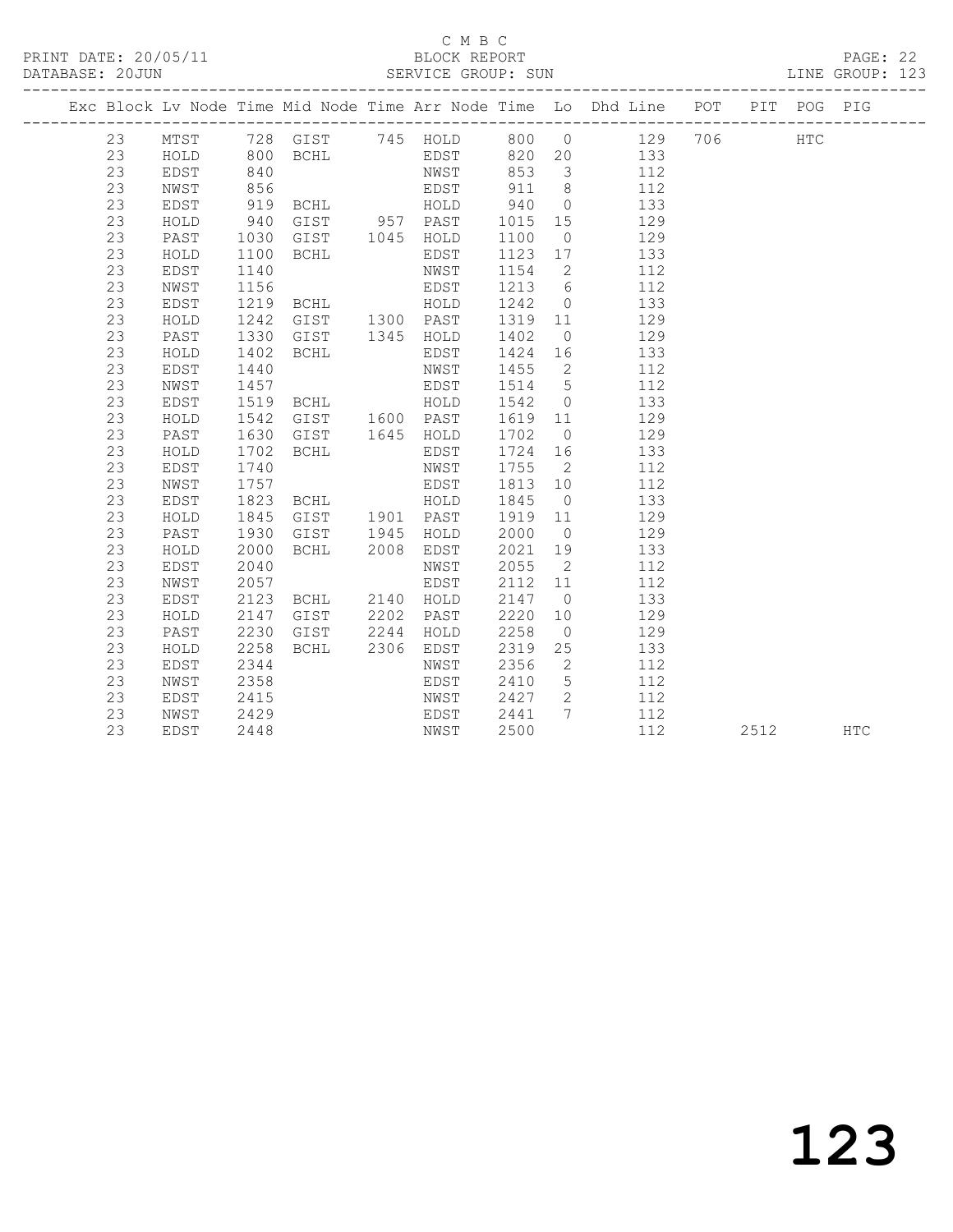C M B C

PRINT DATE: 20/05/11 BLOCK REPORT

DATABASE: 20JUN SERVICE GROUP: SUN LINE GROUP: 123

| Exc | Block | Lv | Node | Time | Mid Node | Time | Arr Node | Time | Lo | Dhd Line | POT | PIT | POG | PIG |
|---|---|---|---|---|---|---|---|---|---|---|---|---|---|---|
| | 23 | | MTST | 728 | GIST | 745 | HOLD | 800 | 0 | 129 | 706 | | HTC | |
| | 23 | | HOLD | 800 | BCHL | | EDST | 820 | 20 | 133 | | | | |
| | 23 | | EDST | 840 | | | NWST | 853 | 3 | 112 | | | | |
| | 23 | | NWST | 856 | | | EDST | 911 | 8 | 112 | | | | |
| | 23 | | EDST | 919 | BCHL | | HOLD | 940 | 0 | 133 | | | | |
| | 23 | | HOLD | 940 | GIST | 957 | PAST | 1015 | 15 | 129 | | | | |
| | 23 | | PAST | 1030 | GIST | 1045 | HOLD | 1100 | 0 | 129 | | | | |
| | 23 | | HOLD | 1100 | BCHL | | EDST | 1123 | 17 | 133 | | | | |
| | 23 | | EDST | 1140 | | | NWST | 1154 | 2 | 112 | | | | |
| | 23 | | NWST | 1156 | | | EDST | 1213 | 6 | 112 | | | | |
| | 23 | | EDST | 1219 | BCHL | | HOLD | 1242 | 0 | 133 | | | | |
| | 23 | | HOLD | 1242 | GIST | 1300 | PAST | 1319 | 11 | 129 | | | | |
| | 23 | | PAST | 1330 | GIST | 1345 | HOLD | 1402 | 0 | 129 | | | | |
| | 23 | | HOLD | 1402 | BCHL | | EDST | 1424 | 16 | 133 | | | | |
| | 23 | | EDST | 1440 | | | NWST | 1455 | 2 | 112 | | | | |
| | 23 | | NWST | 1457 | | | EDST | 1514 | 5 | 112 | | | | |
| | 23 | | EDST | 1519 | BCHL | | HOLD | 1542 | 0 | 133 | | | | |
| | 23 | | HOLD | 1542 | GIST | 1600 | PAST | 1619 | 11 | 129 | | | | |
| | 23 | | PAST | 1630 | GIST | 1645 | HOLD | 1702 | 0 | 129 | | | | |
| | 23 | | HOLD | 1702 | BCHL | | EDST | 1724 | 16 | 133 | | | | |
| | 23 | | EDST | 1740 | | | NWST | 1755 | 2 | 112 | | | | |
| | 23 | | NWST | 1757 | | | EDST | 1813 | 10 | 112 | | | | |
| | 23 | | EDST | 1823 | BCHL | | HOLD | 1845 | 0 | 133 | | | | |
| | 23 | | HOLD | 1845 | GIST | 1901 | PAST | 1919 | 11 | 129 | | | | |
| | 23 | | PAST | 1930 | GIST | 1945 | HOLD | 2000 | 0 | 129 | | | | |
| | 23 | | HOLD | 2000 | BCHL | 2008 | EDST | 2021 | 19 | 133 | | | | |
| | 23 | | EDST | 2040 | | | NWST | 2055 | 2 | 112 | | | | |
| | 23 | | NWST | 2057 | | | EDST | 2112 | 11 | 112 | | | | |
| | 23 | | EDST | 2123 | BCHL | 2140 | HOLD | 2147 | 0 | 133 | | | | |
| | 23 | | HOLD | 2147 | GIST | 2202 | PAST | 2220 | 10 | 129 | | | | |
| | 23 | | PAST | 2230 | GIST | 2244 | HOLD | 2258 | 0 | 129 | | | | |
| | 23 | | HOLD | 2258 | BCHL | 2306 | EDST | 2319 | 25 | 133 | | | | |
| | 23 | | EDST | 2344 | | | NWST | 2356 | 2 | 112 | | | | |
| | 23 | | NWST | 2358 | | | EDST | 2410 | 5 | 112 | | | | |
| | 23 | | EDST | 2415 | | | NWST | 2427 | 2 | 112 | | | | |
| | 23 | | NWST | 2429 | | | EDST | 2441 | 7 | 112 | | | | |
| | 23 | | EDST | 2448 | | | NWST | 2500 | | 112 | | 2512 | | HTC |

123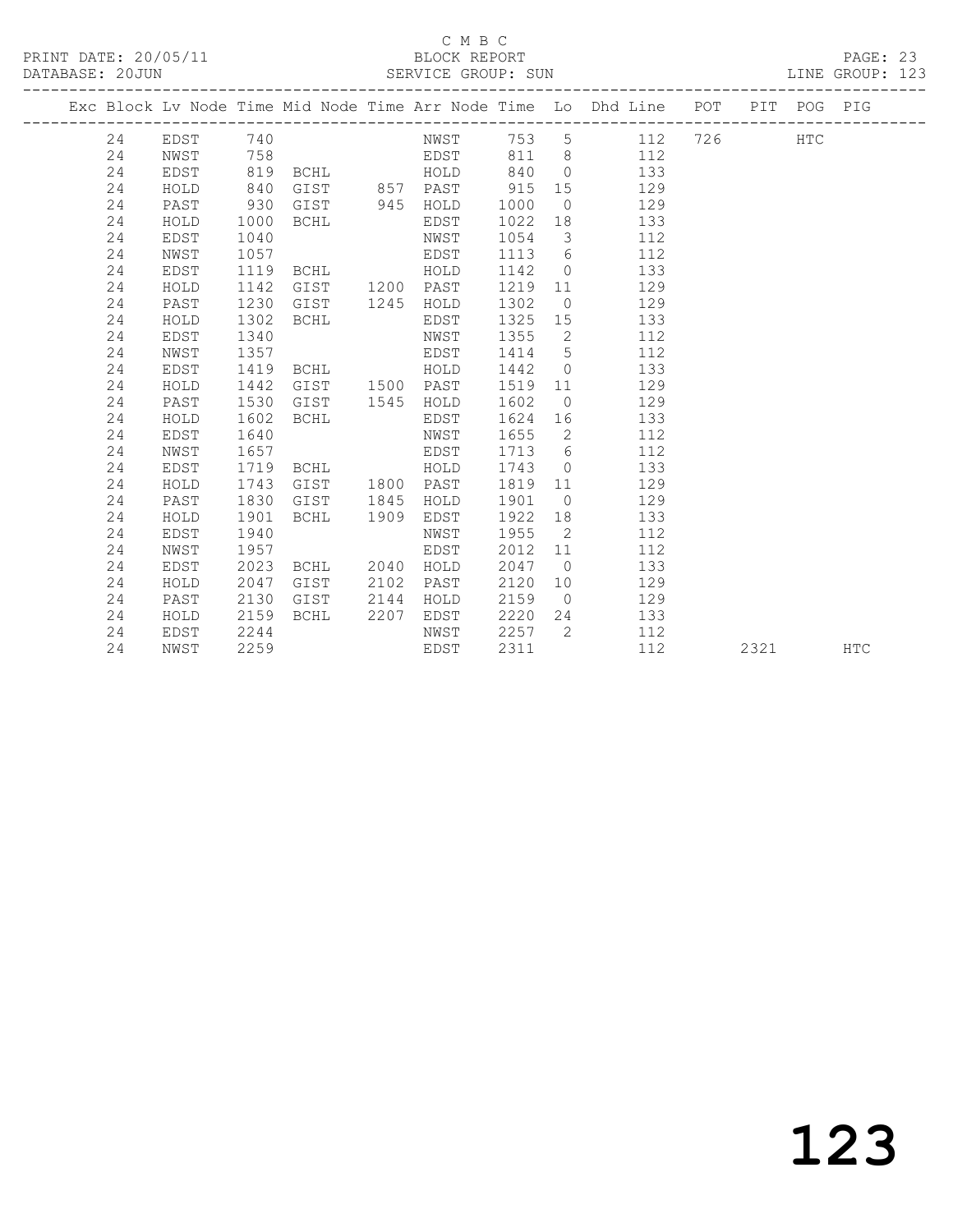C M B C

PRINT DATE: 20/05/11 BLOCK REPORT

DATABASE: 20JUN SERVICE GROUP: SUN LINE GROUP: 123

| Exc | Block | Lv Node | Time | Mid Node | Time | Arr Node | Time | Lo | Dhd Line | POT | PIT | POG | PIG |
|---|---|---|---|---|---|---|---|---|---|---|---|---|---|
| | 24 | EDST | 740 | | | NWST | 753 | 5 | 112 | 726 | | HTC | |
| | 24 | NWST | 758 | | | EDST | 811 | 8 | 112 | | | | |
| | 24 | EDST | 819 | BCHL | | HOLD | 840 | 0 | 133 | | | | |
| | 24 | HOLD | 840 | GIST | 857 | PAST | 915 | 15 | 129 | | | | |
| | 24 | PAST | 930 | GIST | 945 | HOLD | 1000 | 0 | 129 | | | | |
| | 24 | HOLD | 1000 | BCHL | | EDST | 1022 | 18 | 133 | | | | |
| | 24 | EDST | 1040 | | | NWST | 1054 | 3 | 112 | | | | |
| | 24 | NWST | 1057 | | | EDST | 1113 | 6 | 112 | | | | |
| | 24 | EDST | 1119 | BCHL | | HOLD | 1142 | 0 | 133 | | | | |
| | 24 | HOLD | 1142 | GIST | 1200 | PAST | 1219 | 11 | 129 | | | | |
| | 24 | PAST | 1230 | GIST | 1245 | HOLD | 1302 | 0 | 129 | | | | |
| | 24 | HOLD | 1302 | BCHL | | EDST | 1325 | 15 | 133 | | | | |
| | 24 | EDST | 1340 | | | NWST | 1355 | 2 | 112 | | | | |
| | 24 | NWST | 1357 | | | EDST | 1414 | 5 | 112 | | | | |
| | 24 | EDST | 1419 | BCHL | | HOLD | 1442 | 0 | 133 | | | | |
| | 24 | HOLD | 1442 | GIST | 1500 | PAST | 1519 | 11 | 129 | | | | |
| | 24 | PAST | 1530 | GIST | 1545 | HOLD | 1602 | 0 | 129 | | | | |
| | 24 | HOLD | 1602 | BCHL | | EDST | 1624 | 16 | 133 | | | | |
| | 24 | EDST | 1640 | | | NWST | 1655 | 2 | 112 | | | | |
| | 24 | NWST | 1657 | | | EDST | 1713 | 6 | 112 | | | | |
| | 24 | EDST | 1719 | BCHL | | HOLD | 1743 | 0 | 133 | | | | |
| | 24 | HOLD | 1743 | GIST | 1800 | PAST | 1819 | 11 | 129 | | | | |
| | 24 | PAST | 1830 | GIST | 1845 | HOLD | 1901 | 0 | 129 | | | | |
| | 24 | HOLD | 1901 | BCHL | 1909 | EDST | 1922 | 18 | 133 | | | | |
| | 24 | EDST | 1940 | | | NWST | 1955 | 2 | 112 | | | | |
| | 24 | NWST | 1957 | | | EDST | 2012 | 11 | 112 | | | | |
| | 24 | EDST | 2023 | BCHL | 2040 | HOLD | 2047 | 0 | 133 | | | | |
| | 24 | HOLD | 2047 | GIST | 2102 | PAST | 2120 | 10 | 129 | | | | |
| | 24 | PAST | 2130 | GIST | 2144 | HOLD | 2159 | 0 | 129 | | | | |
| | 24 | HOLD | 2159 | BCHL | 2207 | EDST | 2220 | 24 | 133 | | | | |
| | 24 | EDST | 2244 | | | NWST | 2257 | 2 | 112 | | | | |
| | 24 | NWST | 2259 | | | EDST | 2311 | | 112 | | 2321 | | HTC |

# 123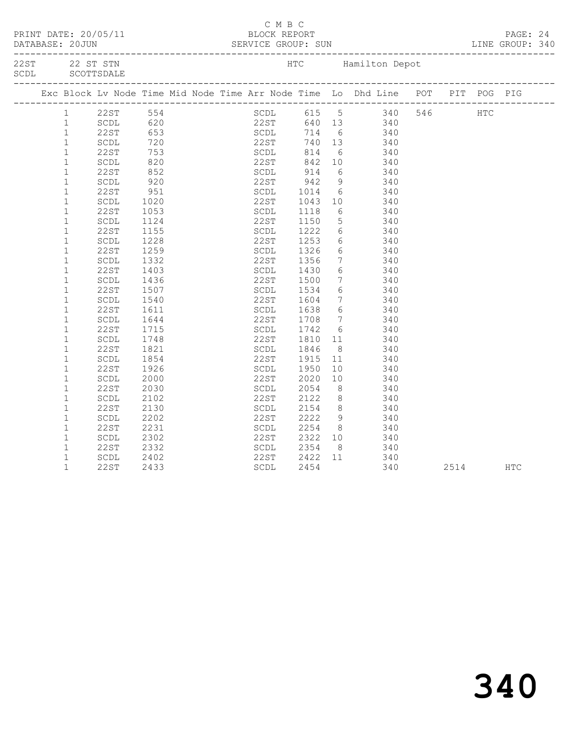C M B C

PRINT DATE: 20/05/11 BLOCK REPORT

DATABASE: 20JUN SERVICE GROUP: SUN LINE GROUP: 340

22ST 22 ST STN HTC Hamilton Depot
SCDL SCOTTSDALE

| Exc | Block | Lv | Node | Time | Mid Node | Time | Arr Node | Time | Lo | Dhd Line | POT | PIT | POG | PIG |
|---|---|---|---|---|---|---|---|---|---|---|---|---|---|---|
| | 1 | | 22ST | 554 | | | SCDL | 615 | 5 | 340 | 546 | | HTC | |
| | 1 | | SCDL | 620 | | | 22ST | 640 | 13 | 340 | | | | |
| | 1 | | 22ST | 653 | | | SCDL | 714 | 6 | 340 | | | | |
| | 1 | | SCDL | 720 | | | 22ST | 740 | 13 | 340 | | | | |
| | 1 | | 22ST | 753 | | | SCDL | 814 | 6 | 340 | | | | |
| | 1 | | SCDL | 820 | | | 22ST | 842 | 10 | 340 | | | | |
| | 1 | | 22ST | 852 | | | SCDL | 914 | 6 | 340 | | | | |
| | 1 | | SCDL | 920 | | | 22ST | 942 | 9 | 340 | | | | |
| | 1 | | 22ST | 951 | | | SCDL | 1014 | 6 | 340 | | | | |
| | 1 | | SCDL | 1020 | | | 22ST | 1043 | 10 | 340 | | | | |
| | 1 | | 22ST | 1053 | | | SCDL | 1118 | 6 | 340 | | | | |
| | 1 | | SCDL | 1124 | | | 22ST | 1150 | 5 | 340 | | | | |
| | 1 | | 22ST | 1155 | | | SCDL | 1222 | 6 | 340 | | | | |
| | 1 | | SCDL | 1228 | | | 22ST | 1253 | 6 | 340 | | | | |
| | 1 | | 22ST | 1259 | | | SCDL | 1326 | 6 | 340 | | | | |
| | 1 | | SCDL | 1332 | | | 22ST | 1356 | 7 | 340 | | | | |
| | 1 | | 22ST | 1403 | | | SCDL | 1430 | 6 | 340 | | | | |
| | 1 | | SCDL | 1436 | | | 22ST | 1500 | 7 | 340 | | | | |
| | 1 | | 22ST | 1507 | | | SCDL | 1534 | 6 | 340 | | | | |
| | 1 | | SCDL | 1540 | | | 22ST | 1604 | 7 | 340 | | | | |
| | 1 | | 22ST | 1611 | | | SCDL | 1638 | 6 | 340 | | | | |
| | 1 | | SCDL | 1644 | | | 22ST | 1708 | 7 | 340 | | | | |
| | 1 | | 22ST | 1715 | | | SCDL | 1742 | 6 | 340 | | | | |
| | 1 | | SCDL | 1748 | | | 22ST | 1810 | 11 | 340 | | | | |
| | 1 | | 22ST | 1821 | | | SCDL | 1846 | 8 | 340 | | | | |
| | 1 | | SCDL | 1854 | | | 22ST | 1915 | 11 | 340 | | | | |
| | 1 | | 22ST | 1926 | | | SCDL | 1950 | 10 | 340 | | | | |
| | 1 | | SCDL | 2000 | | | 22ST | 2020 | 10 | 340 | | | | |
| | 1 | | 22ST | 2030 | | | SCDL | 2054 | 8 | 340 | | | | |
| | 1 | | SCDL | 2102 | | | 22ST | 2122 | 8 | 340 | | | | |
| | 1 | | 22ST | 2130 | | | SCDL | 2154 | 8 | 340 | | | | |
| | 1 | | SCDL | 2202 | | | 22ST | 2222 | 9 | 340 | | | | |
| | 1 | | 22ST | 2231 | | | SCDL | 2254 | 8 | 340 | | | | |
| | 1 | | SCDL | 2302 | | | 22ST | 2322 | 10 | 340 | | | | |
| | 1 | | 22ST | 2332 | | | SCDL | 2354 | 8 | 340 | | | | |
| | 1 | | SCDL | 2402 | | | 22ST | 2422 | 11 | 340 | | | | |
| | 1 | | 22ST | 2433 | | | SCDL | 2454 | | 340 | | 2514 | | HTC |

340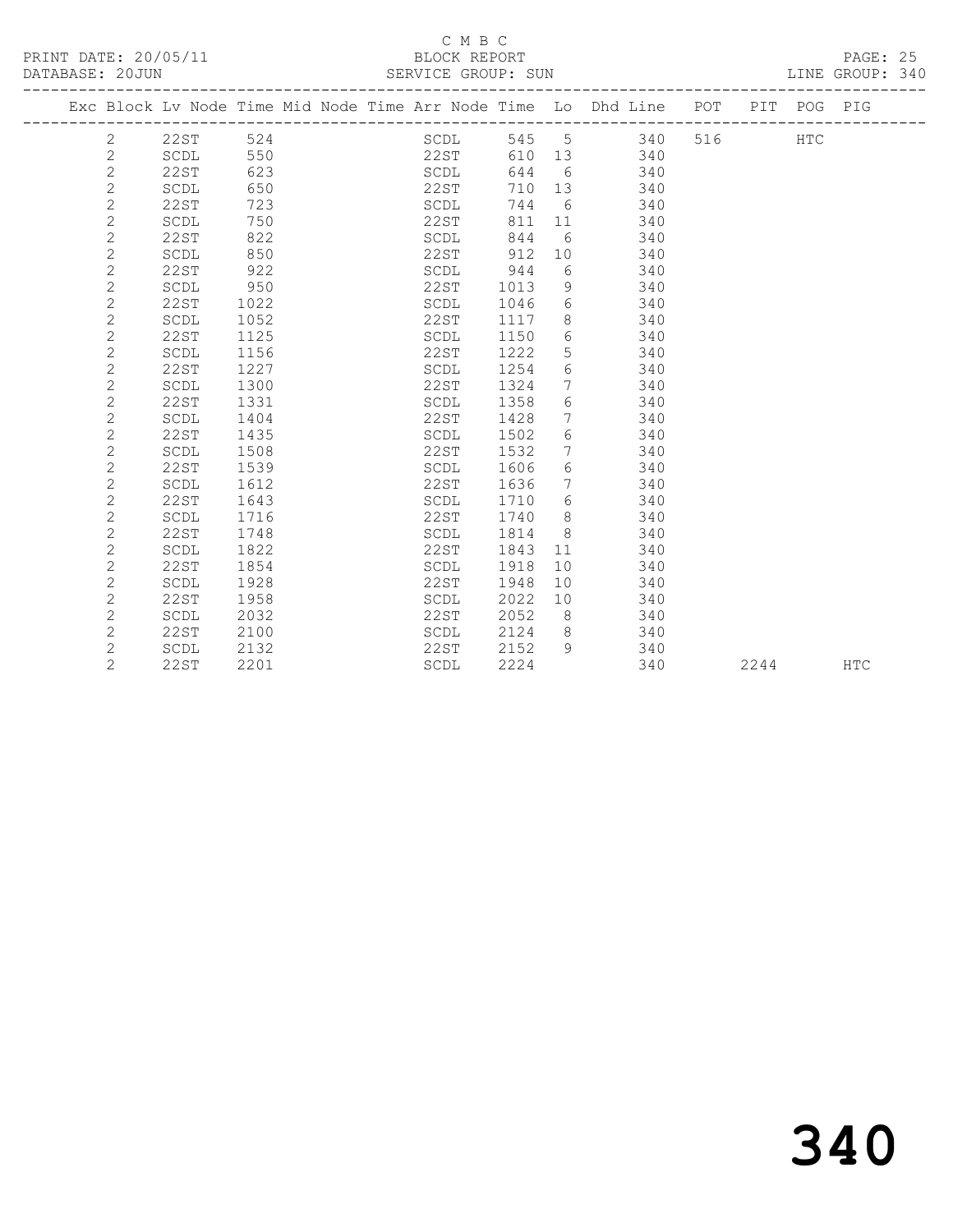C M B C

PRINT DATE: 20/05/11 BLOCK REPORT

DATABASE: 20JUN SERVICE GROUP: SUN LINE GROUP: 340

| Exc | Block | Lv Node | Time | Mid Node | Time | Arr Node | Time | Lo | Dhd Line | POT | PIT | POG | PIG |
|---|---|---|---|---|---|---|---|---|---|---|---|---|---|
| | 2 | 22ST | 524 | | | SCDL | 545 | 5 | 340 | 516 | | HTC | |
| | 2 | SCDL | 550 | | | 22ST | 610 | 13 | 340 | | | | |
| | 2 | 22ST | 623 | | | SCDL | 644 | 6 | 340 | | | | |
| | 2 | SCDL | 650 | | | 22ST | 710 | 13 | 340 | | | | |
| | 2 | 22ST | 723 | | | SCDL | 744 | 6 | 340 | | | | |
| | 2 | SCDL | 750 | | | 22ST | 811 | 11 | 340 | | | | |
| | 2 | 22ST | 822 | | | SCDL | 844 | 6 | 340 | | | | |
| | 2 | SCDL | 850 | | | 22ST | 912 | 10 | 340 | | | | |
| | 2 | 22ST | 922 | | | SCDL | 944 | 6 | 340 | | | | |
| | 2 | SCDL | 950 | | | 22ST | 1013 | 9 | 340 | | | | |
| | 2 | 22ST | 1022 | | | SCDL | 1046 | 6 | 340 | | | | |
| | 2 | SCDL | 1052 | | | 22ST | 1117 | 8 | 340 | | | | |
| | 2 | 22ST | 1125 | | | SCDL | 1150 | 6 | 340 | | | | |
| | 2 | SCDL | 1156 | | | 22ST | 1222 | 5 | 340 | | | | |
| | 2 | 22ST | 1227 | | | SCDL | 1254 | 6 | 340 | | | | |
| | 2 | SCDL | 1300 | | | 22ST | 1324 | 7 | 340 | | | | |
| | 2 | 22ST | 1331 | | | SCDL | 1358 | 6 | 340 | | | | |
| | 2 | SCDL | 1404 | | | 22ST | 1428 | 7 | 340 | | | | |
| | 2 | 22ST | 1435 | | | SCDL | 1502 | 6 | 340 | | | | |
| | 2 | SCDL | 1508 | | | 22ST | 1532 | 7 | 340 | | | | |
| | 2 | 22ST | 1539 | | | SCDL | 1606 | 6 | 340 | | | | |
| | 2 | SCDL | 1612 | | | 22ST | 1636 | 7 | 340 | | | | |
| | 2 | 22ST | 1643 | | | SCDL | 1710 | 6 | 340 | | | | |
| | 2 | SCDL | 1716 | | | 22ST | 1740 | 8 | 340 | | | | |
| | 2 | 22ST | 1748 | | | SCDL | 1814 | 8 | 340 | | | | |
| | 2 | SCDL | 1822 | | | 22ST | 1843 | 11 | 340 | | | | |
| | 2 | 22ST | 1854 | | | SCDL | 1918 | 10 | 340 | | | | |
| | 2 | SCDL | 1928 | | | 22ST | 1948 | 10 | 340 | | | | |
| | 2 | 22ST | 1958 | | | SCDL | 2022 | 10 | 340 | | | | |
| | 2 | SCDL | 2032 | | | 22ST | 2052 | 8 | 340 | | | | |
| | 2 | 22ST | 2100 | | | SCDL | 2124 | 8 | 340 | | | | |
| | 2 | SCDL | 2132 | | | 22ST | 2152 | 9 | 340 | | | | |
| | 2 | 22ST | 2201 | | | SCDL | 2224 | | 340 | | 2244 | | HTC |

# 340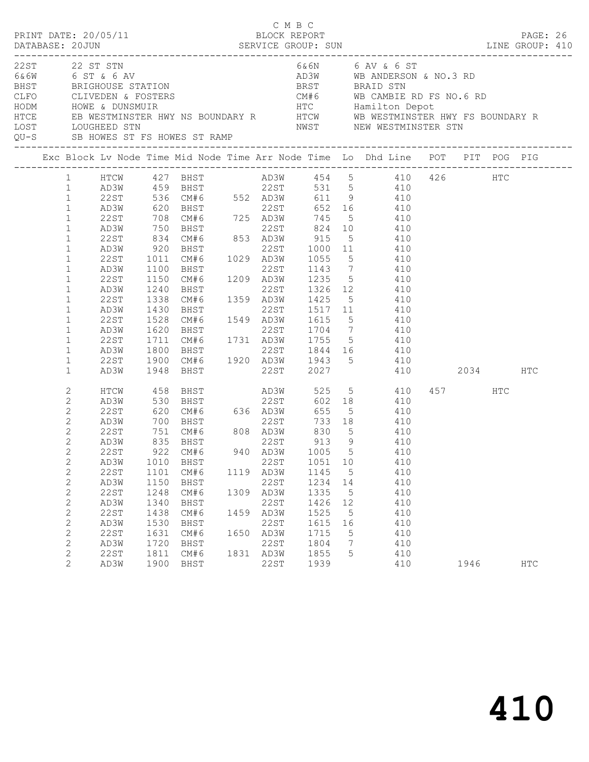C M B C
PRINT DATE: 20/05/11 BLOCK REPORT
DATABASE: 20JUN SERVICE GROUP: SUN LINE GROUP: 410

| Code | Description | Code | Description |
|---|---|---|---|
| 22ST | 22 ST STN | 6&6N | 6 AV & 6 ST |
| 6&6W | 6 ST & 6 AV | AD3W | WB ANDERSON & NO.3 RD |
| BHST | BRIGHOUSE STATION | BRST | BRAID STN |
| CLFO | CLIVEDEN & FOSTERS | CM#6 | WB CAMBIE RD FS NO.6 RD |
| HODM | HOWE & DUNSMUIR | HTC | Hamilton Depot |
| HTCE | EB WESTMINSTER HWY NS BOUNDARY R | HTCW | WB WESTMINSTER HWY FS BOUNDARY R |
| LOST | LOUGHEED STN | NWST | NEW WESTMINSTER STN |
| QU-S | SB HOWES ST FS HOWES ST RAMP | | |

| Exc | Block | Lv Node | Time | Mid Node | Time | Arr Node | Time | Lo | Dhd | Line | POT | PIT | POG | PIG |
|---|---|---|---|---|---|---|---|---|---|---|---|---|---|---|
| | 1 | HTCW | 427 | BHST | | AD3W | 454 | 5 | | 410 | 426 | | HTC | |
| | 1 | AD3W | 459 | BHST | | 22ST | 531 | 5 | | 410 | | | | |
| | 1 | 22ST | 536 | CM#6 | 552 | AD3W | 611 | 9 | | 410 | | | | |
| | 1 | AD3W | 620 | BHST | | 22ST | 652 | 16 | | 410 | | | | |
| | 1 | 22ST | 708 | CM#6 | 725 | AD3W | 745 | 5 | | 410 | | | | |
| | 1 | AD3W | 750 | BHST | | 22ST | 824 | 10 | | 410 | | | | |
| | 1 | 22ST | 834 | CM#6 | 853 | AD3W | 915 | 5 | | 410 | | | | |
| | 1 | AD3W | 920 | BHST | | 22ST | 1000 | 11 | | 410 | | | | |
| | 1 | 22ST | 1011 | CM#6 | 1029 | AD3W | 1055 | 5 | | 410 | | | | |
| | 1 | AD3W | 1100 | BHST | | 22ST | 1143 | 7 | | 410 | | | | |
| | 1 | 22ST | 1150 | CM#6 | 1209 | AD3W | 1235 | 5 | | 410 | | | | |
| | 1 | AD3W | 1240 | BHST | | 22ST | 1326 | 12 | | 410 | | | | |
| | 1 | 22ST | 1338 | CM#6 | 1359 | AD3W | 1425 | 5 | | 410 | | | | |
| | 1 | AD3W | 1430 | BHST | | 22ST | 1517 | 11 | | 410 | | | | |
| | 1 | 22ST | 1528 | CM#6 | 1549 | AD3W | 1615 | 5 | | 410 | | | | |
| | 1 | AD3W | 1620 | BHST | | 22ST | 1704 | 7 | | 410 | | | | |
| | 1 | 22ST | 1711 | CM#6 | 1731 | AD3W | 1755 | 5 | | 410 | | | | |
| | 1 | AD3W | 1800 | BHST | | 22ST | 1844 | 16 | | 410 | | | | |
| | 1 | 22ST | 1900 | CM#6 | 1920 | AD3W | 1943 | 5 | | 410 | | | | |
| | 1 | AD3W | 1948 | BHST | | 22ST | 2027 | | | 410 | | 2034 | | HTC |
| | 2 | HTCW | 458 | BHST | | AD3W | 525 | 5 | | 410 | 457 | | HTC | |
| | 2 | AD3W | 530 | BHST | | 22ST | 602 | 18 | | 410 | | | | |
| | 2 | 22ST | 620 | CM#6 | 636 | AD3W | 655 | 5 | | 410 | | | | |
| | 2 | AD3W | 700 | BHST | | 22ST | 733 | 18 | | 410 | | | | |
| | 2 | 22ST | 751 | CM#6 | 808 | AD3W | 830 | 5 | | 410 | | | | |
| | 2 | AD3W | 835 | BHST | | 22ST | 913 | 9 | | 410 | | | | |
| | 2 | 22ST | 922 | CM#6 | 940 | AD3W | 1005 | 5 | | 410 | | | | |
| | 2 | AD3W | 1010 | BHST | | 22ST | 1051 | 10 | | 410 | | | | |
| | 2 | 22ST | 1101 | CM#6 | 1119 | AD3W | 1145 | 5 | | 410 | | | | |
| | 2 | AD3W | 1150 | BHST | | 22ST | 1234 | 14 | | 410 | | | | |
| | 2 | 22ST | 1248 | CM#6 | 1309 | AD3W | 1335 | 5 | | 410 | | | | |
| | 2 | AD3W | 1340 | BHST | | 22ST | 1426 | 12 | | 410 | | | | |
| | 2 | 22ST | 1438 | CM#6 | 1459 | AD3W | 1525 | 5 | | 410 | | | | |
| | 2 | AD3W | 1530 | BHST | | 22ST | 1615 | 16 | | 410 | | | | |
| | 2 | 22ST | 1631 | CM#6 | 1650 | AD3W | 1715 | 5 | | 410 | | | | |
| | 2 | AD3W | 1720 | BHST | | 22ST | 1804 | 7 | | 410 | | | | |
| | 2 | 22ST | 1811 | CM#6 | 1831 | AD3W | 1855 | 5 | | 410 | | | | |
| | 2 | AD3W | 1900 | BHST | | 22ST | 1939 | | | 410 | | 1946 | | HTC |

# 410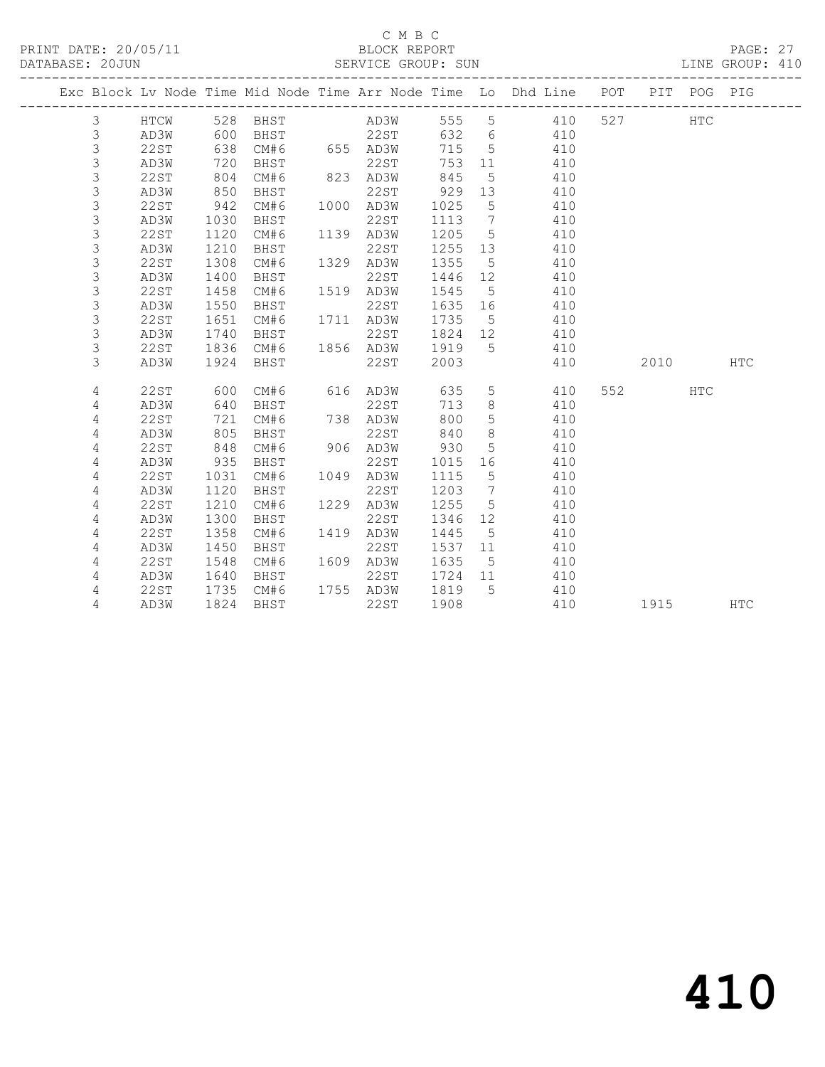C M B C

PRINT DATE: 20/05/11 BLOCK REPORT
DATABASE: 20JUN SERVICE GROUP: SUN LINE GROUP: 410

| Exc | Block | Lv | Node | Time | Mid Node | Time | Arr Node | Time | Lo | Dhd Line | POT | PIT | POG | PIG |
|---|---|---|---|---|---|---|---|---|---|---|---|---|---|---|
| | 3 | | HTCW | 528 | BHST | | AD3W | 555 | 5 | 410 | 527 | | HTC | |
| | 3 | | AD3W | 600 | BHST | | 22ST | 632 | 6 | 410 | | | | |
| | 3 | | 22ST | 638 | CM#6 | 655 | AD3W | 715 | 5 | 410 | | | | |
| | 3 | | AD3W | 720 | BHST | | 22ST | 753 | 11 | 410 | | | | |
| | 3 | | 22ST | 804 | CM#6 | 823 | AD3W | 845 | 5 | 410 | | | | |
| | 3 | | AD3W | 850 | BHST | | 22ST | 929 | 13 | 410 | | | | |
| | 3 | | 22ST | 942 | CM#6 | 1000 | AD3W | 1025 | 5 | 410 | | | | |
| | 3 | | AD3W | 1030 | BHST | | 22ST | 1113 | 7 | 410 | | | | |
| | 3 | | 22ST | 1120 | CM#6 | 1139 | AD3W | 1205 | 5 | 410 | | | | |
| | 3 | | AD3W | 1210 | BHST | | 22ST | 1255 | 13 | 410 | | | | |
| | 3 | | 22ST | 1308 | CM#6 | 1329 | AD3W | 1355 | 5 | 410 | | | | |
| | 3 | | AD3W | 1400 | BHST | | 22ST | 1446 | 12 | 410 | | | | |
| | 3 | | 22ST | 1458 | CM#6 | 1519 | AD3W | 1545 | 5 | 410 | | | | |
| | 3 | | AD3W | 1550 | BHST | | 22ST | 1635 | 16 | 410 | | | | |
| | 3 | | 22ST | 1651 | CM#6 | 1711 | AD3W | 1735 | 5 | 410 | | | | |
| | 3 | | AD3W | 1740 | BHST | | 22ST | 1824 | 12 | 410 | | | | |
| | 3 | | 22ST | 1836 | CM#6 | 1856 | AD3W | 1919 | 5 | 410 | | | | |
| | 3 | | AD3W | 1924 | BHST | | 22ST | 2003 | | 410 | | 2010 | | HTC |
| | 4 | | 22ST | 600 | CM#6 | 616 | AD3W | 635 | 5 | 410 | 552 | | HTC | |
| | 4 | | AD3W | 640 | BHST | | 22ST | 713 | 8 | 410 | | | | |
| | 4 | | 22ST | 721 | CM#6 | 738 | AD3W | 800 | 5 | 410 | | | | |
| | 4 | | AD3W | 805 | BHST | | 22ST | 840 | 8 | 410 | | | | |
| | 4 | | 22ST | 848 | CM#6 | 906 | AD3W | 930 | 5 | 410 | | | | |
| | 4 | | AD3W | 935 | BHST | | 22ST | 1015 | 16 | 410 | | | | |
| | 4 | | 22ST | 1031 | CM#6 | 1049 | AD3W | 1115 | 5 | 410 | | | | |
| | 4 | | AD3W | 1120 | BHST | | 22ST | 1203 | 7 | 410 | | | | |
| | 4 | | 22ST | 1210 | CM#6 | 1229 | AD3W | 1255 | 5 | 410 | | | | |
| | 4 | | AD3W | 1300 | BHST | | 22ST | 1346 | 12 | 410 | | | | |
| | 4 | | 22ST | 1358 | CM#6 | 1419 | AD3W | 1445 | 5 | 410 | | | | |
| | 4 | | AD3W | 1450 | BHST | | 22ST | 1537 | 11 | 410 | | | | |
| | 4 | | 22ST | 1548 | CM#6 | 1609 | AD3W | 1635 | 5 | 410 | | | | |
| | 4 | | AD3W | 1640 | BHST | | 22ST | 1724 | 11 | 410 | | | | |
| | 4 | | 22ST | 1735 | CM#6 | 1755 | AD3W | 1819 | 5 | 410 | | | | |
| | 4 | | AD3W | 1824 | BHST | | 22ST | 1908 | | 410 | | 1915 | | HTC |

# 410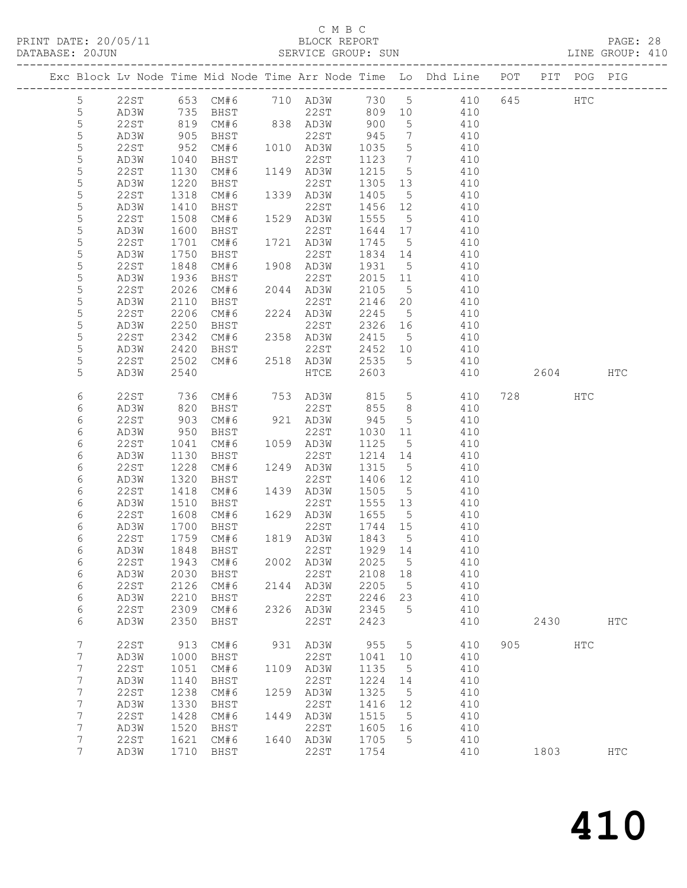C M B C

PRINT DATE: 20/05/11 BLOCK REPORT PAGE: 28
DATABASE: 20JUN SERVICE GROUP: SUN LINE GROUP: 410

| Exc | Block | Lv | Node | Time | Mid Node | Time | Arr Node | Time | Lo | Dhd Line | POT | PIT | POG | PIG |
|---|---|---|---|---|---|---|---|---|---|---|---|---|---|---|
| | 5 | | 22ST | 653 | CM#6 | 710 | AD3W | 730 | 5 | 410 | 645 | | HTC | |
| | 5 | | AD3W | 735 | BHST | | 22ST | 809 | 10 | 410 | | | | |
| | 5 | | 22ST | 819 | CM#6 | 838 | AD3W | 900 | 5 | 410 | | | | |
| | 5 | | AD3W | 905 | BHST | | 22ST | 945 | 7 | 410 | | | | |
| | 5 | | 22ST | 952 | CM#6 | 1010 | AD3W | 1035 | 5 | 410 | | | | |
| | 5 | | AD3W | 1040 | BHST | | 22ST | 1123 | 7 | 410 | | | | |
| | 5 | | 22ST | 1130 | CM#6 | 1149 | AD3W | 1215 | 5 | 410 | | | | |
| | 5 | | AD3W | 1220 | BHST | | 22ST | 1305 | 13 | 410 | | | | |
| | 5 | | 22ST | 1318 | CM#6 | 1339 | AD3W | 1405 | 5 | 410 | | | | |
| | 5 | | AD3W | 1410 | BHST | | 22ST | 1456 | 12 | 410 | | | | |
| | 5 | | 22ST | 1508 | CM#6 | 1529 | AD3W | 1555 | 5 | 410 | | | | |
| | 5 | | AD3W | 1600 | BHST | | 22ST | 1644 | 17 | 410 | | | | |
| | 5 | | 22ST | 1701 | CM#6 | 1721 | AD3W | 1745 | 5 | 410 | | | | |
| | 5 | | AD3W | 1750 | BHST | | 22ST | 1834 | 14 | 410 | | | | |
| | 5 | | 22ST | 1848 | CM#6 | 1908 | AD3W | 1931 | 5 | 410 | | | | |
| | 5 | | AD3W | 1936 | BHST | | 22ST | 2015 | 11 | 410 | | | | |
| | 5 | | 22ST | 2026 | CM#6 | 2044 | AD3W | 2105 | 5 | 410 | | | | |
| | 5 | | AD3W | 2110 | BHST | | 22ST | 2146 | 20 | 410 | | | | |
| | 5 | | 22ST | 2206 | CM#6 | 2224 | AD3W | 2245 | 5 | 410 | | | | |
| | 5 | | AD3W | 2250 | BHST | | 22ST | 2326 | 16 | 410 | | | | |
| | 5 | | 22ST | 2342 | CM#6 | 2358 | AD3W | 2415 | 5 | 410 | | | | |
| | 5 | | AD3W | 2420 | BHST | | 22ST | 2452 | 10 | 410 | | | | |
| | 5 | | 22ST | 2502 | CM#6 | 2518 | AD3W | 2535 | 5 | 410 | | | | |
| | 5 | | AD3W | 2540 | | | HTCE | 2603 | | 410 | | 2604 | | HTC |
| | 6 | | 22ST | 736 | CM#6 | 753 | AD3W | 815 | 5 | 410 | 728 | | HTC | |
| | 6 | | AD3W | 820 | BHST | | 22ST | 855 | 8 | 410 | | | | |
| | 6 | | 22ST | 903 | CM#6 | 921 | AD3W | 945 | 5 | 410 | | | | |
| | 6 | | AD3W | 950 | BHST | | 22ST | 1030 | 11 | 410 | | | | |
| | 6 | | 22ST | 1041 | CM#6 | 1059 | AD3W | 1125 | 5 | 410 | | | | |
| | 6 | | AD3W | 1130 | BHST | | 22ST | 1214 | 14 | 410 | | | | |
| | 6 | | 22ST | 1228 | CM#6 | 1249 | AD3W | 1315 | 5 | 410 | | | | |
| | 6 | | AD3W | 1320 | BHST | | 22ST | 1406 | 12 | 410 | | | | |
| | 6 | | 22ST | 1418 | CM#6 | 1439 | AD3W | 1505 | 5 | 410 | | | | |
| | 6 | | AD3W | 1510 | BHST | | 22ST | 1555 | 13 | 410 | | | | |
| | 6 | | 22ST | 1608 | CM#6 | 1629 | AD3W | 1655 | 5 | 410 | | | | |
| | 6 | | AD3W | 1700 | BHST | | 22ST | 1744 | 15 | 410 | | | | |
| | 6 | | 22ST | 1759 | CM#6 | 1819 | AD3W | 1843 | 5 | 410 | | | | |
| | 6 | | AD3W | 1848 | BHST | | 22ST | 1929 | 14 | 410 | | | | |
| | 6 | | 22ST | 1943 | CM#6 | 2002 | AD3W | 2025 | 5 | 410 | | | | |
| | 6 | | AD3W | 2030 | BHST | | 22ST | 2108 | 18 | 410 | | | | |
| | 6 | | 22ST | 2126 | CM#6 | 2144 | AD3W | 2205 | 5 | 410 | | | | |
| | 6 | | AD3W | 2210 | BHST | | 22ST | 2246 | 23 | 410 | | | | |
| | 6 | | 22ST | 2309 | CM#6 | 2326 | AD3W | 2345 | 5 | 410 | | | | |
| | 6 | | AD3W | 2350 | BHST | | 22ST | 2423 | | 410 | | 2430 | | HTC |
| | 7 | | 22ST | 913 | CM#6 | 931 | AD3W | 955 | 5 | 410 | 905 | | HTC | |
| | 7 | | AD3W | 1000 | BHST | | 22ST | 1041 | 10 | 410 | | | | |
| | 7 | | 22ST | 1051 | CM#6 | 1109 | AD3W | 1135 | 5 | 410 | | | | |
| | 7 | | AD3W | 1140 | BHST | | 22ST | 1224 | 14 | 410 | | | | |
| | 7 | | 22ST | 1238 | CM#6 | 1259 | AD3W | 1325 | 5 | 410 | | | | |
| | 7 | | AD3W | 1330 | BHST | | 22ST | 1416 | 12 | 410 | | | | |
| | 7 | | 22ST | 1428 | CM#6 | 1449 | AD3W | 1515 | 5 | 410 | | | | |
| | 7 | | AD3W | 1520 | BHST | | 22ST | 1605 | 16 | 410 | | | | |
| | 7 | | 22ST | 1621 | CM#6 | 1640 | AD3W | 1705 | 5 | 410 | | | | |
| | 7 | | AD3W | 1710 | BHST | | 22ST | 1754 | | 410 | | 1803 | | HTC |

# 410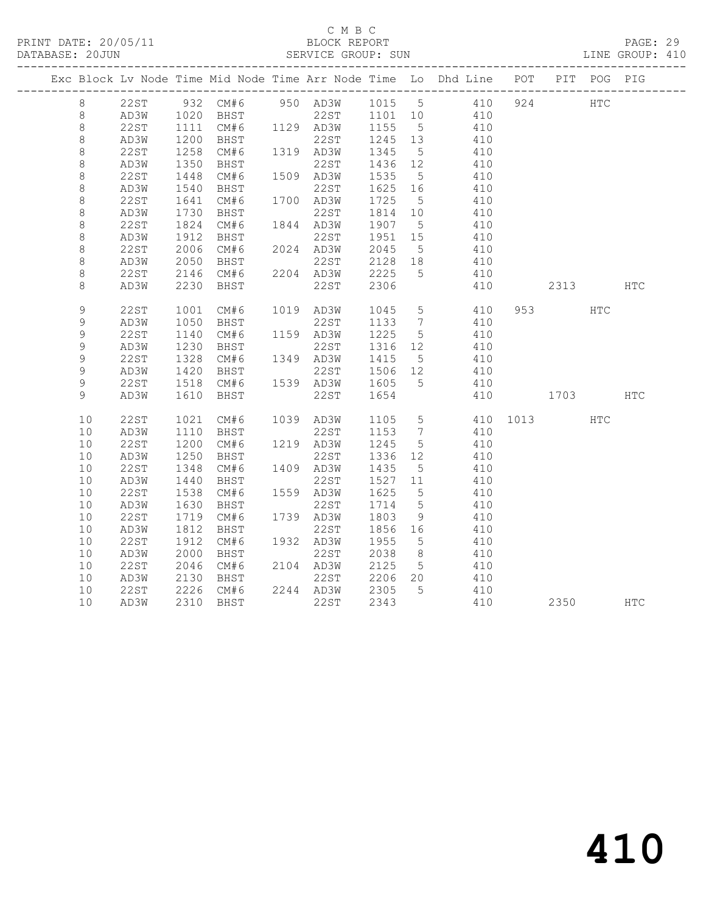C M B C

PRINT DATE: 20/05/11 BLOCK REPORT

DATABASE: 20JUN SERVICE GROUP: SUN LINE GROUP: 410

| Exc | Block | Lv | Node | Time | Mid Node | Time | Arr Node | Time | Lo | Dhd Line | POT | PIT | POG | PIG |
|---|---|---|---|---|---|---|---|---|---|---|---|---|---|---|
| | 8 | | 22ST | 932 | CM#6 | 950 | AD3W | 1015 | 5 | 410 | 924 | | HTC | |
| | 8 | | AD3W | 1020 | BHST | | 22ST | 1101 | 10 | 410 | | | | |
| | 8 | | 22ST | 1111 | CM#6 | 1129 | AD3W | 1155 | 5 | 410 | | | | |
| | 8 | | AD3W | 1200 | BHST | | 22ST | 1245 | 13 | 410 | | | | |
| | 8 | | 22ST | 1258 | CM#6 | 1319 | AD3W | 1345 | 5 | 410 | | | | |
| | 8 | | AD3W | 1350 | BHST | | 22ST | 1436 | 12 | 410 | | | | |
| | 8 | | 22ST | 1448 | CM#6 | 1509 | AD3W | 1535 | 5 | 410 | | | | |
| | 8 | | AD3W | 1540 | BHST | | 22ST | 1625 | 16 | 410 | | | | |
| | 8 | | 22ST | 1641 | CM#6 | 1700 | AD3W | 1725 | 5 | 410 | | | | |
| | 8 | | AD3W | 1730 | BHST | | 22ST | 1814 | 10 | 410 | | | | |
| | 8 | | 22ST | 1824 | CM#6 | 1844 | AD3W | 1907 | 5 | 410 | | | | |
| | 8 | | AD3W | 1912 | BHST | | 22ST | 1951 | 15 | 410 | | | | |
| | 8 | | 22ST | 2006 | CM#6 | 2024 | AD3W | 2045 | 5 | 410 | | | | |
| | 8 | | AD3W | 2050 | BHST | | 22ST | 2128 | 18 | 410 | | | | |
| | 8 | | 22ST | 2146 | CM#6 | 2204 | AD3W | 2225 | 5 | 410 | | | | |
| | 8 | | AD3W | 2230 | BHST | | 22ST | 2306 | | 410 | | 2313 | | HTC |
| | 9 | | 22ST | 1001 | CM#6 | 1019 | AD3W | 1045 | 5 | 410 | 953 | | HTC | |
| | 9 | | AD3W | 1050 | BHST | | 22ST | 1133 | 7 | 410 | | | | |
| | 9 | | 22ST | 1140 | CM#6 | 1159 | AD3W | 1225 | 5 | 410 | | | | |
| | 9 | | AD3W | 1230 | BHST | | 22ST | 1316 | 12 | 410 | | | | |
| | 9 | | 22ST | 1328 | CM#6 | 1349 | AD3W | 1415 | 5 | 410 | | | | |
| | 9 | | AD3W | 1420 | BHST | | 22ST | 1506 | 12 | 410 | | | | |
| | 9 | | 22ST | 1518 | CM#6 | 1539 | AD3W | 1605 | 5 | 410 | | | | |
| | 9 | | AD3W | 1610 | BHST | | 22ST | 1654 | | 410 | | 1703 | | HTC |
| | 10 | | 22ST | 1021 | CM#6 | 1039 | AD3W | 1105 | 5 | 410 | 1013 | | HTC | |
| | 10 | | AD3W | 1110 | BHST | | 22ST | 1153 | 7 | 410 | | | | |
| | 10 | | 22ST | 1200 | CM#6 | 1219 | AD3W | 1245 | 5 | 410 | | | | |
| | 10 | | AD3W | 1250 | BHST | | 22ST | 1336 | 12 | 410 | | | | |
| | 10 | | 22ST | 1348 | CM#6 | 1409 | AD3W | 1435 | 5 | 410 | | | | |
| | 10 | | AD3W | 1440 | BHST | | 22ST | 1527 | 11 | 410 | | | | |
| | 10 | | 22ST | 1538 | CM#6 | 1559 | AD3W | 1625 | 5 | 410 | | | | |
| | 10 | | AD3W | 1630 | BHST | | 22ST | 1714 | 5 | 410 | | | | |
| | 10 | | 22ST | 1719 | CM#6 | 1739 | AD3W | 1803 | 9 | 410 | | | | |
| | 10 | | AD3W | 1812 | BHST | | 22ST | 1856 | 16 | 410 | | | | |
| | 10 | | 22ST | 1912 | CM#6 | 1932 | AD3W | 1955 | 5 | 410 | | | | |
| | 10 | | AD3W | 2000 | BHST | | 22ST | 2038 | 8 | 410 | | | | |
| | 10 | | 22ST | 2046 | CM#6 | 2104 | AD3W | 2125 | 5 | 410 | | | | |
| | 10 | | AD3W | 2130 | BHST | | 22ST | 2206 | 20 | 410 | | | | |
| | 10 | | 22ST | 2226 | CM#6 | 2244 | AD3W | 2305 | 5 | 410 | | | | |
| | 10 | | AD3W | 2310 | BHST | | 22ST | 2343 | | 410 | | 2350 | | HTC |

# 410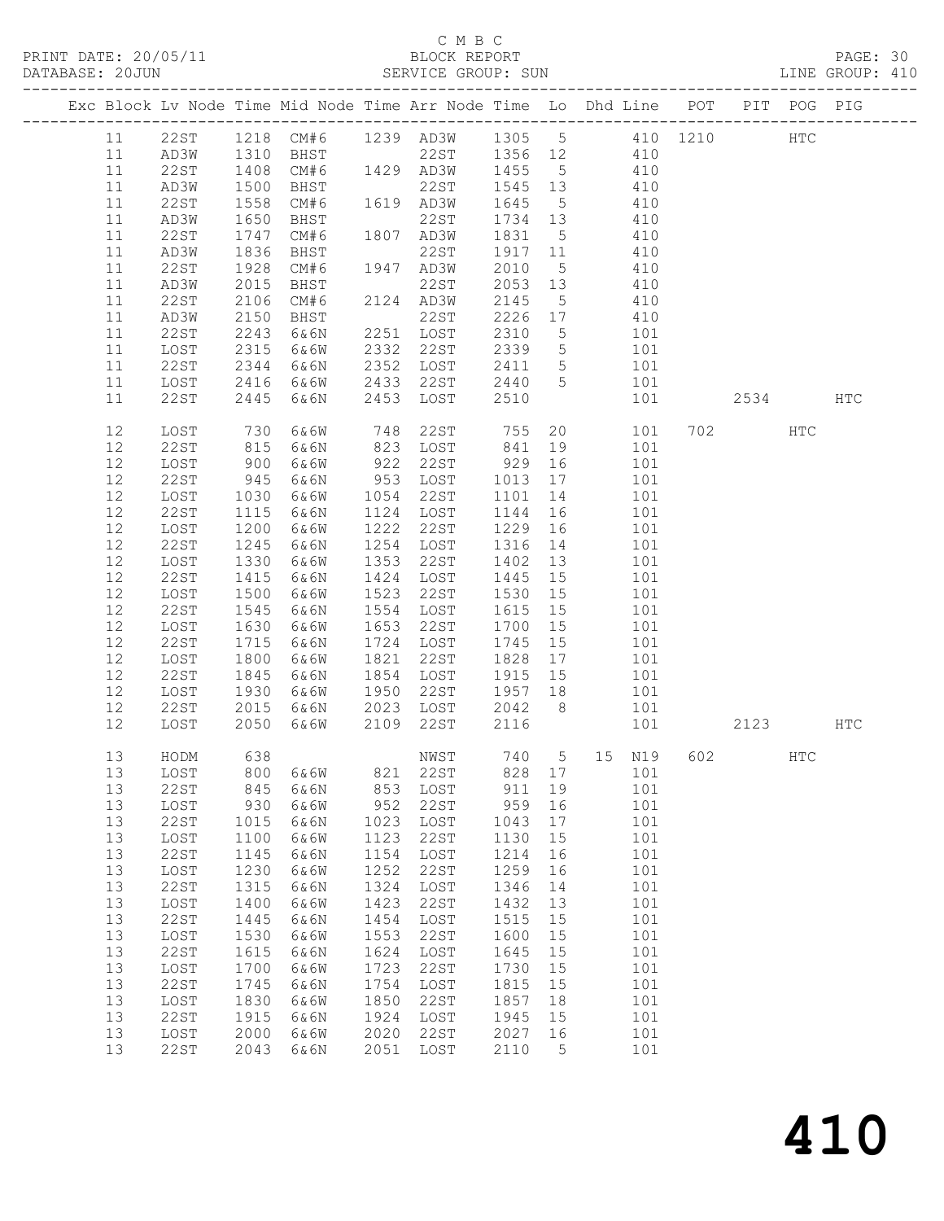C M B C
BLOCK REPORT
SERVICE GROUP: SUN

PRINT DATE: 20/05/11
DATABASE: 20JUN
PAGE: 30
LINE GROUP: 410

| Exc | Block | Lv | Node | Time | Mid Node | Time | Arr Node | Time | Lo | Dhd | Line | POT | PIT | POG | PIG |
|---|---|---|---|---|---|---|---|---|---|---|---|---|---|---|---|
| | 11 | | 22ST | 1218 | CM#6 | 1239 | AD3W | 1305 | 5 | | 410 | 1210 | | HTC | |
| | 11 | | AD3W | 1310 | BHST | | 22ST | 1356 | 12 | | 410 | | | | |
| | 11 | | 22ST | 1408 | CM#6 | 1429 | AD3W | 1455 | 5 | | 410 | | | | |
| | 11 | | AD3W | 1500 | BHST | | 22ST | 1545 | 13 | | 410 | | | | |
| | 11 | | 22ST | 1558 | CM#6 | 1619 | AD3W | 1645 | 5 | | 410 | | | | |
| | 11 | | AD3W | 1650 | BHST | | 22ST | 1734 | 13 | | 410 | | | | |
| | 11 | | 22ST | 1747 | CM#6 | 1807 | AD3W | 1831 | 5 | | 410 | | | | |
| | 11 | | AD3W | 1836 | BHST | | 22ST | 1917 | 11 | | 410 | | | | |
| | 11 | | 22ST | 1928 | CM#6 | 1947 | AD3W | 2010 | 5 | | 410 | | | | |
| | 11 | | AD3W | 2015 | BHST | | 22ST | 2053 | 13 | | 410 | | | | |
| | 11 | | 22ST | 2106 | CM#6 | 2124 | AD3W | 2145 | 5 | | 410 | | | | |
| | 11 | | AD3W | 2150 | BHST | | 22ST | 2226 | 17 | | 410 | | | | |
| | 11 | | 22ST | 2243 | 6&6N | 2251 | LOST | 2310 | 5 | | 101 | | | | |
| | 11 | | LOST | 2315 | 6&6W | 2332 | 22ST | 2339 | 5 | | 101 | | | | |
| | 11 | | 22ST | 2344 | 6&6N | 2352 | LOST | 2411 | 5 | | 101 | | | | |
| | 11 | | LOST | 2416 | 6&6W | 2433 | 22ST | 2440 | 5 | | 101 | | | | |
| | 11 | | 22ST | 2445 | 6&6N | 2453 | LOST | 2510 | | | 101 | | 2534 | | HTC |
| | 12 | | LOST | 730 | 6&6W | 748 | 22ST | 755 | 20 | | 101 | 702 | | HTC | |
| | 12 | | 22ST | 815 | 6&6N | 823 | LOST | 841 | 19 | | 101 | | | | |
| | 12 | | LOST | 900 | 6&6W | 922 | 22ST | 929 | 16 | | 101 | | | | |
| | 12 | | 22ST | 945 | 6&6N | 953 | LOST | 1013 | 17 | | 101 | | | | |
| | 12 | | LOST | 1030 | 6&6W | 1054 | 22ST | 1101 | 14 | | 101 | | | | |
| | 12 | | 22ST | 1115 | 6&6N | 1124 | LOST | 1144 | 16 | | 101 | | | | |
| | 12 | | LOST | 1200 | 6&6W | 1222 | 22ST | 1229 | 16 | | 101 | | | | |
| | 12 | | 22ST | 1245 | 6&6N | 1254 | LOST | 1316 | 14 | | 101 | | | | |
| | 12 | | LOST | 1330 | 6&6W | 1353 | 22ST | 1402 | 13 | | 101 | | | | |
| | 12 | | 22ST | 1415 | 6&6N | 1424 | LOST | 1445 | 15 | | 101 | | | | |
| | 12 | | LOST | 1500 | 6&6W | 1523 | 22ST | 1530 | 15 | | 101 | | | | |
| | 12 | | 22ST | 1545 | 6&6N | 1554 | LOST | 1615 | 15 | | 101 | | | | |
| | 12 | | LOST | 1630 | 6&6W | 1653 | 22ST | 1700 | 15 | | 101 | | | | |
| | 12 | | 22ST | 1715 | 6&6N | 1724 | LOST | 1745 | 15 | | 101 | | | | |
| | 12 | | LOST | 1800 | 6&6W | 1821 | 22ST | 1828 | 17 | | 101 | | | | |
| | 12 | | 22ST | 1845 | 6&6N | 1854 | LOST | 1915 | 15 | | 101 | | | | |
| | 12 | | LOST | 1930 | 6&6W | 1950 | 22ST | 1957 | 18 | | 101 | | | | |
| | 12 | | 22ST | 2015 | 6&6N | 2023 | LOST | 2042 | 8 | | 101 | | | | |
| | 12 | | LOST | 2050 | 6&6W | 2109 | 22ST | 2116 | | | 101 | | 2123 | | HTC |
| | 13 | | HODM | 638 | | | NWST | 740 | 5 | 15 | N19 | 602 | | HTC | |
| | 13 | | LOST | 800 | 6&6W | 821 | 22ST | 828 | 17 | | 101 | | | | |
| | 13 | | 22ST | 845 | 6&6N | 853 | LOST | 911 | 19 | | 101 | | | | |
| | 13 | | LOST | 930 | 6&6W | 952 | 22ST | 959 | 16 | | 101 | | | | |
| | 13 | | 22ST | 1015 | 6&6N | 1023 | LOST | 1043 | 17 | | 101 | | | | |
| | 13 | | LOST | 1100 | 6&6W | 1123 | 22ST | 1130 | 15 | | 101 | | | | |
| | 13 | | 22ST | 1145 | 6&6N | 1154 | LOST | 1214 | 16 | | 101 | | | | |
| | 13 | | LOST | 1230 | 6&6W | 1252 | 22ST | 1259 | 16 | | 101 | | | | |
| | 13 | | 22ST | 1315 | 6&6N | 1324 | LOST | 1346 | 14 | | 101 | | | | |
| | 13 | | LOST | 1400 | 6&6W | 1423 | 22ST | 1432 | 13 | | 101 | | | | |
| | 13 | | 22ST | 1445 | 6&6N | 1454 | LOST | 1515 | 15 | | 101 | | | | |
| | 13 | | LOST | 1530 | 6&6W | 1553 | 22ST | 1600 | 15 | | 101 | | | | |
| | 13 | | 22ST | 1615 | 6&6N | 1624 | LOST | 1645 | 15 | | 101 | | | | |
| | 13 | | LOST | 1700 | 6&6W | 1723 | 22ST | 1730 | 15 | | 101 | | | | |
| | 13 | | 22ST | 1745 | 6&6N | 1754 | LOST | 1815 | 15 | | 101 | | | | |
| | 13 | | LOST | 1830 | 6&6W | 1850 | 22ST | 1857 | 18 | | 101 | | | | |
| | 13 | | 22ST | 1915 | 6&6N | 1924 | LOST | 1945 | 15 | | 101 | | | | |
| | 13 | | LOST | 2000 | 6&6W | 2020 | 22ST | 2027 | 16 | | 101 | | | | |
| | 13 | | 22ST | 2043 | 6&6N | 2051 | LOST | 2110 | 5 | | 101 | | | | |

# 410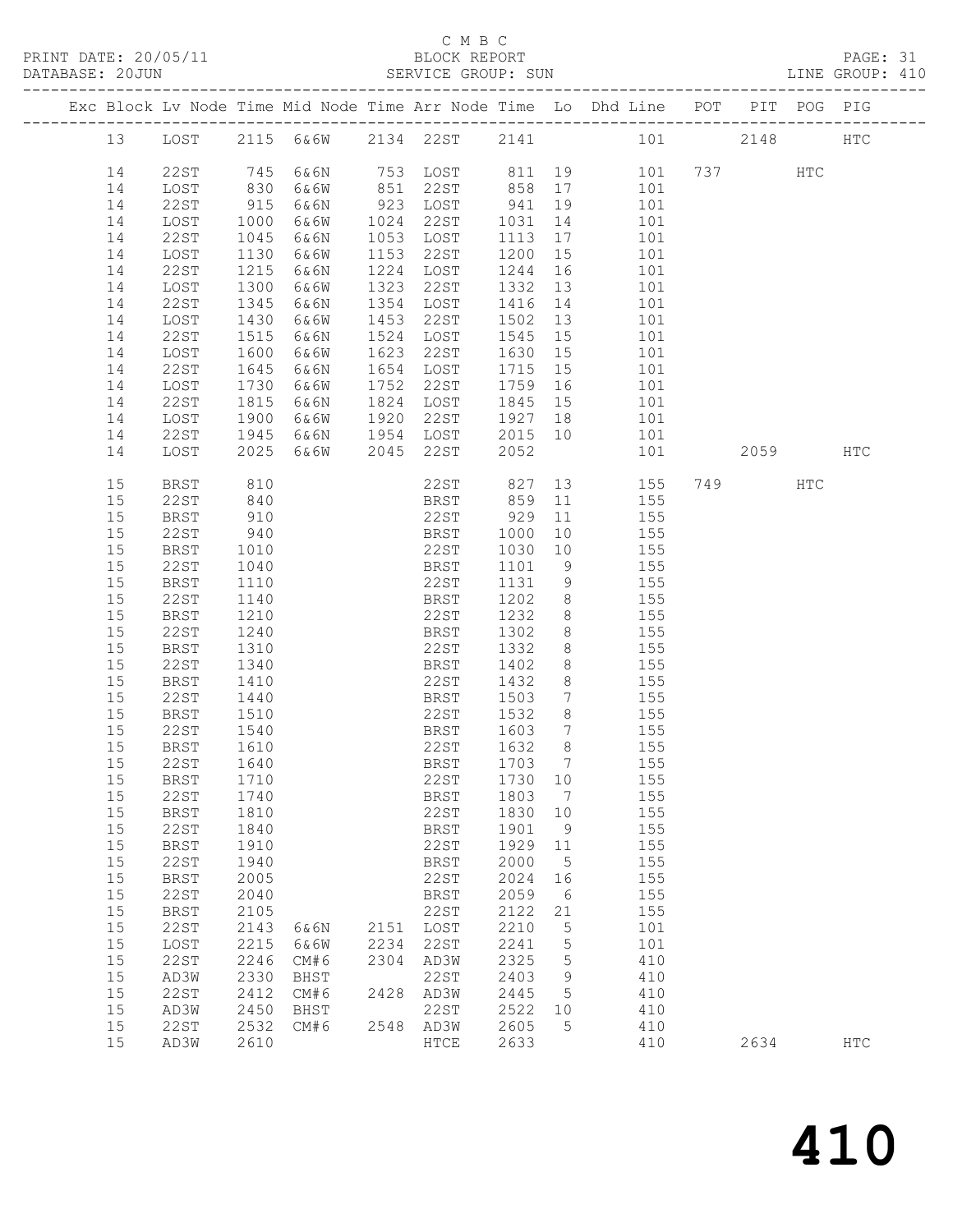C M B C
PRINT DATE: 20/05/11 BLOCK REPORT
DATABASE: 20JUN SERVICE GROUP: SUN LINE GROUP: 410

| Exc | Block | Lv Node | Time | Mid Node | Time | Arr Node | Time | Lo | Dhd Line | POT | PIT | POG | PIG |
|---|---|---|---|---|---|---|---|---|---|---|---|---|---|
| | 13 | LOST | 2115 | 6&6W | 2134 | 22ST | 2141 | | 101 | | 2148 | | HTC |
| | 14 | 22ST | 745 | 6&6N | 753 | LOST | 811 | 19 | 101 | 737 | | HTC | |
| | 14 | LOST | 830 | 6&6W | 851 | 22ST | 858 | 17 | 101 | | | | |
| | 14 | 22ST | 915 | 6&6N | 923 | LOST | 941 | 19 | 101 | | | | |
| | 14 | LOST | 1000 | 6&6W | 1024 | 22ST | 1031 | 14 | 101 | | | | |
| | 14 | 22ST | 1045 | 6&6N | 1053 | LOST | 1113 | 17 | 101 | | | | |
| | 14 | LOST | 1130 | 6&6W | 1153 | 22ST | 1200 | 15 | 101 | | | | |
| | 14 | 22ST | 1215 | 6&6N | 1224 | LOST | 1244 | 16 | 101 | | | | |
| | 14 | LOST | 1300 | 6&6W | 1323 | 22ST | 1332 | 13 | 101 | | | | |
| | 14 | 22ST | 1345 | 6&6N | 1354 | LOST | 1416 | 14 | 101 | | | | |
| | 14 | LOST | 1430 | 6&6W | 1453 | 22ST | 1502 | 13 | 101 | | | | |
| | 14 | 22ST | 1515 | 6&6N | 1524 | LOST | 1545 | 15 | 101 | | | | |
| | 14 | LOST | 1600 | 6&6W | 1623 | 22ST | 1630 | 15 | 101 | | | | |
| | 14 | 22ST | 1645 | 6&6N | 1654 | LOST | 1715 | 15 | 101 | | | | |
| | 14 | LOST | 1730 | 6&6W | 1752 | 22ST | 1759 | 16 | 101 | | | | |
| | 14 | 22ST | 1815 | 6&6N | 1824 | LOST | 1845 | 15 | 101 | | | | |
| | 14 | LOST | 1900 | 6&6W | 1920 | 22ST | 1927 | 18 | 101 | | | | |
| | 14 | 22ST | 1945 | 6&6N | 1954 | LOST | 2015 | 10 | 101 | | | | |
| | 14 | LOST | 2025 | 6&6W | 2045 | 22ST | 2052 | | 101 | | 2059 | | HTC |
| | 15 | BRST | 810 | | | 22ST | 827 | 13 | 155 | 749 | | HTC | |
| | 15 | 22ST | 840 | | | BRST | 859 | 11 | 155 | | | | |
| | 15 | BRST | 910 | | | 22ST | 929 | 11 | 155 | | | | |
| | 15 | 22ST | 940 | | | BRST | 1000 | 10 | 155 | | | | |
| | 15 | BRST | 1010 | | | 22ST | 1030 | 10 | 155 | | | | |
| | 15 | 22ST | 1040 | | | BRST | 1101 | 9 | 155 | | | | |
| | 15 | BRST | 1110 | | | 22ST | 1131 | 9 | 155 | | | | |
| | 15 | 22ST | 1140 | | | BRST | 1202 | 8 | 155 | | | | |
| | 15 | BRST | 1210 | | | 22ST | 1232 | 8 | 155 | | | | |
| | 15 | 22ST | 1240 | | | BRST | 1302 | 8 | 155 | | | | |
| | 15 | BRST | 1310 | | | 22ST | 1332 | 8 | 155 | | | | |
| | 15 | 22ST | 1340 | | | BRST | 1402 | 8 | 155 | | | | |
| | 15 | BRST | 1410 | | | 22ST | 1432 | 8 | 155 | | | | |
| | 15 | 22ST | 1440 | | | BRST | 1503 | 7 | 155 | | | | |
| | 15 | BRST | 1510 | | | 22ST | 1532 | 8 | 155 | | | | |
| | 15 | 22ST | 1540 | | | BRST | 1603 | 7 | 155 | | | | |
| | 15 | BRST | 1610 | | | 22ST | 1632 | 8 | 155 | | | | |
| | 15 | 22ST | 1640 | | | BRST | 1703 | 7 | 155 | | | | |
| | 15 | BRST | 1710 | | | 22ST | 1730 | 10 | 155 | | | | |
| | 15 | 22ST | 1740 | | | BRST | 1803 | 7 | 155 | | | | |
| | 15 | BRST | 1810 | | | 22ST | 1830 | 10 | 155 | | | | |
| | 15 | 22ST | 1840 | | | BRST | 1901 | 9 | 155 | | | | |
| | 15 | BRST | 1910 | | | 22ST | 1929 | 11 | 155 | | | | |
| | 15 | 22ST | 1940 | | | BRST | 2000 | 5 | 155 | | | | |
| | 15 | BRST | 2005 | | | 22ST | 2024 | 16 | 155 | | | | |
| | 15 | 22ST | 2040 | | | BRST | 2059 | 6 | 155 | | | | |
| | 15 | BRST | 2105 | | | 22ST | 2122 | 21 | 155 | | | | |
| | 15 | 22ST | 2143 | 6&6N | 2151 | LOST | 2210 | 5 | 101 | | | | |
| | 15 | LOST | 2215 | 6&6W | 2234 | 22ST | 2241 | 5 | 101 | | | | |
| | 15 | 22ST | 2246 | CM#6 | 2304 | AD3W | 2325 | 5 | 410 | | | | |
| | 15 | AD3W | 2330 | BHST | | 22ST | 2403 | 9 | 410 | | | | |
| | 15 | 22ST | 2412 | CM#6 | 2428 | AD3W | 2445 | 5 | 410 | | | | |
| | 15 | AD3W | 2450 | BHST | | 22ST | 2522 | 10 | 410 | | | | |
| | 15 | 22ST | 2532 | CM#6 | 2548 | AD3W | 2605 | 5 | 410 | | | | |
| | 15 | AD3W | 2610 | | | HTCE | 2633 | | 410 | | 2634 | | HTC |

# 410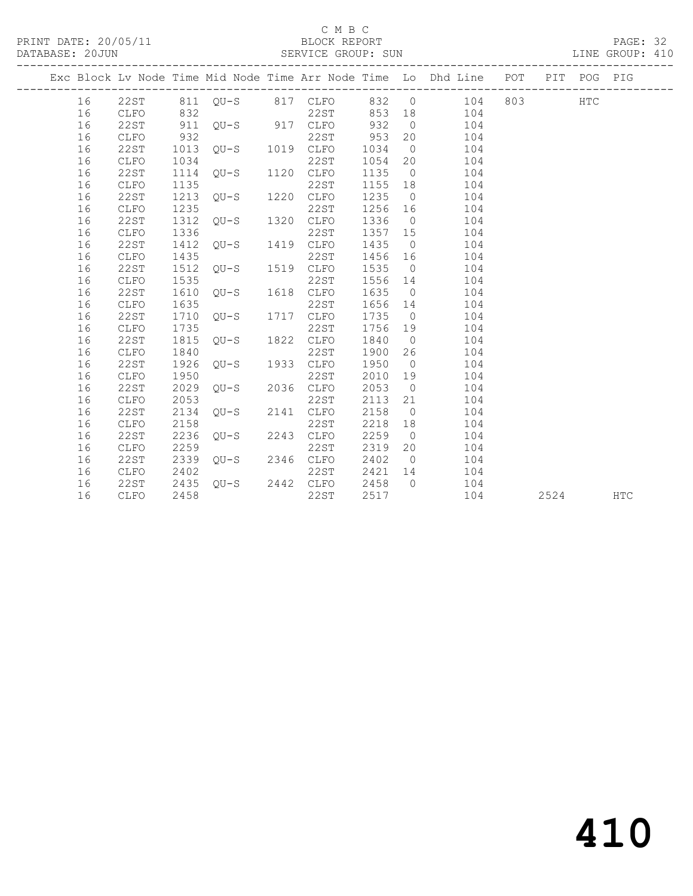C M B C
BLOCK REPORT
PRINT DATE: 20/05/11
DATABASE: 20JUN
SERVICE GROUP: SUN
LINE GROUP: 410

| Exc | Block | Lv | Node | Time | Mid Node | Time | Arr Node | Time | Lo | Dhd Line | POT | PIT | POG | PIG |
|---|---|---|---|---|---|---|---|---|---|---|---|---|---|---|
| | 16 | | 22ST | 811 | QU-S | 817 | CLFO | 832 | 0 | 104 | 803 | | HTC | |
| | 16 | | CLFO | 832 | | | 22ST | 853 | 18 | 104 | | | | |
| | 16 | | 22ST | 911 | QU-S | 917 | CLFO | 932 | 0 | 104 | | | | |
| | 16 | | CLFO | 932 | | | 22ST | 953 | 20 | 104 | | | | |
| | 16 | | 22ST | 1013 | QU-S | 1019 | CLFO | 1034 | 0 | 104 | | | | |
| | 16 | | CLFO | 1034 | | | 22ST | 1054 | 20 | 104 | | | | |
| | 16 | | 22ST | 1114 | QU-S | 1120 | CLFO | 1135 | 0 | 104 | | | | |
| | 16 | | CLFO | 1135 | | | 22ST | 1155 | 18 | 104 | | | | |
| | 16 | | 22ST | 1213 | QU-S | 1220 | CLFO | 1235 | 0 | 104 | | | | |
| | 16 | | CLFO | 1235 | | | 22ST | 1256 | 16 | 104 | | | | |
| | 16 | | 22ST | 1312 | QU-S | 1320 | CLFO | 1336 | 0 | 104 | | | | |
| | 16 | | CLFO | 1336 | | | 22ST | 1357 | 15 | 104 | | | | |
| | 16 | | 22ST | 1412 | QU-S | 1419 | CLFO | 1435 | 0 | 104 | | | | |
| | 16 | | CLFO | 1435 | | | 22ST | 1456 | 16 | 104 | | | | |
| | 16 | | 22ST | 1512 | QU-S | 1519 | CLFO | 1535 | 0 | 104 | | | | |
| | 16 | | CLFO | 1535 | | | 22ST | 1556 | 14 | 104 | | | | |
| | 16 | | 22ST | 1610 | QU-S | 1618 | CLFO | 1635 | 0 | 104 | | | | |
| | 16 | | CLFO | 1635 | | | 22ST | 1656 | 14 | 104 | | | | |
| | 16 | | 22ST | 1710 | QU-S | 1717 | CLFO | 1735 | 0 | 104 | | | | |
| | 16 | | CLFO | 1735 | | | 22ST | 1756 | 19 | 104 | | | | |
| | 16 | | 22ST | 1815 | QU-S | 1822 | CLFO | 1840 | 0 | 104 | | | | |
| | 16 | | CLFO | 1840 | | | 22ST | 1900 | 26 | 104 | | | | |
| | 16 | | 22ST | 1926 | QU-S | 1933 | CLFO | 1950 | 0 | 104 | | | | |
| | 16 | | CLFO | 1950 | | | 22ST | 2010 | 19 | 104 | | | | |
| | 16 | | 22ST | 2029 | QU-S | 2036 | CLFO | 2053 | 0 | 104 | | | | |
| | 16 | | CLFO | 2053 | | | 22ST | 2113 | 21 | 104 | | | | |
| | 16 | | 22ST | 2134 | QU-S | 2141 | CLFO | 2158 | 0 | 104 | | | | |
| | 16 | | CLFO | 2158 | | | 22ST | 2218 | 18 | 104 | | | | |
| | 16 | | 22ST | 2236 | QU-S | 2243 | CLFO | 2259 | 0 | 104 | | | | |
| | 16 | | CLFO | 2259 | | | 22ST | 2319 | 20 | 104 | | | | |
| | 16 | | 22ST | 2339 | QU-S | 2346 | CLFO | 2402 | 0 | 104 | | | | |
| | 16 | | CLFO | 2402 | | | 22ST | 2421 | 14 | 104 | | | | |
| | 16 | | 22ST | 2435 | QU-S | 2442 | CLFO | 2458 | 0 | 104 | | | | |
| | 16 | | CLFO | 2458 | | | 22ST | 2517 | | 104 | | 2524 | | HTC |

410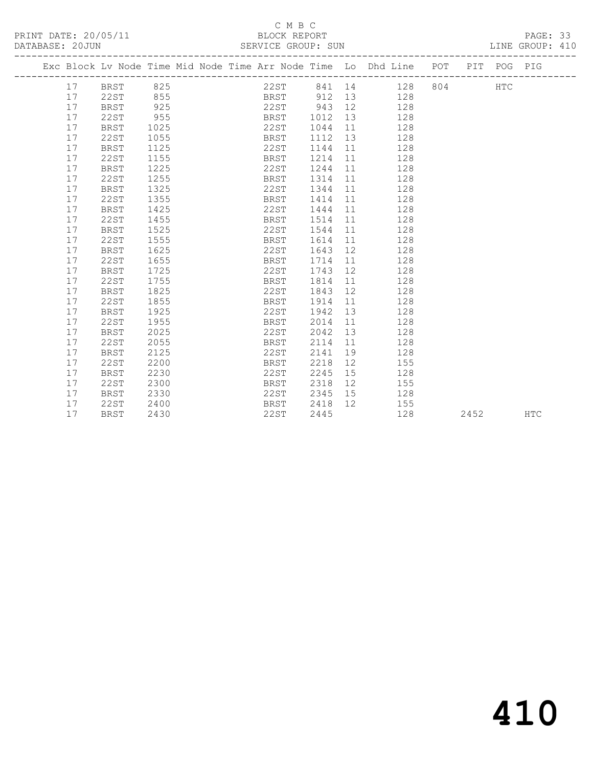C M B C

PRINT DATE: 20/05/11 BLOCK REPORT

DATABASE: 20JUN SERVICE GROUP: SUN LINE GROUP: 410

| Exc | Block | Lv | Node | Time | Mid Node | Time | Arr Node | Time | Lo | Dhd Line | POT | PIT | POG | PIG |
|---|---|---|---|---|---|---|---|---|---|---|---|---|---|---|
| | 17 | | BRST | 825 | | | 22ST | 841 | 14 | 128 | 804 | | HTC | |
| | 17 | | 22ST | 855 | | | BRST | 912 | 13 | 128 | | | | |
| | 17 | | BRST | 925 | | | 22ST | 943 | 12 | 128 | | | | |
| | 17 | | 22ST | 955 | | | BRST | 1012 | 13 | 128 | | | | |
| | 17 | | BRST | 1025 | | | 22ST | 1044 | 11 | 128 | | | | |
| | 17 | | 22ST | 1055 | | | BRST | 1112 | 13 | 128 | | | | |
| | 17 | | BRST | 1125 | | | 22ST | 1144 | 11 | 128 | | | | |
| | 17 | | 22ST | 1155 | | | BRST | 1214 | 11 | 128 | | | | |
| | 17 | | BRST | 1225 | | | 22ST | 1244 | 11 | 128 | | | | |
| | 17 | | 22ST | 1255 | | | BRST | 1314 | 11 | 128 | | | | |
| | 17 | | BRST | 1325 | | | 22ST | 1344 | 11 | 128 | | | | |
| | 17 | | 22ST | 1355 | | | BRST | 1414 | 11 | 128 | | | | |
| | 17 | | BRST | 1425 | | | 22ST | 1444 | 11 | 128 | | | | |
| | 17 | | 22ST | 1455 | | | BRST | 1514 | 11 | 128 | | | | |
| | 17 | | BRST | 1525 | | | 22ST | 1544 | 11 | 128 | | | | |
| | 17 | | 22ST | 1555 | | | BRST | 1614 | 11 | 128 | | | | |
| | 17 | | BRST | 1625 | | | 22ST | 1643 | 12 | 128 | | | | |
| | 17 | | 22ST | 1655 | | | BRST | 1714 | 11 | 128 | | | | |
| | 17 | | BRST | 1725 | | | 22ST | 1743 | 12 | 128 | | | | |
| | 17 | | 22ST | 1755 | | | BRST | 1814 | 11 | 128 | | | | |
| | 17 | | BRST | 1825 | | | 22ST | 1843 | 12 | 128 | | | | |
| | 17 | | 22ST | 1855 | | | BRST | 1914 | 11 | 128 | | | | |
| | 17 | | BRST | 1925 | | | 22ST | 1942 | 13 | 128 | | | | |
| | 17 | | 22ST | 1955 | | | BRST | 2014 | 11 | 128 | | | | |
| | 17 | | BRST | 2025 | | | 22ST | 2042 | 13 | 128 | | | | |
| | 17 | | 22ST | 2055 | | | BRST | 2114 | 11 | 128 | | | | |
| | 17 | | BRST | 2125 | | | 22ST | 2141 | 19 | 128 | | | | |
| | 17 | | 22ST | 2200 | | | BRST | 2218 | 12 | 155 | | | | |
| | 17 | | BRST | 2230 | | | 22ST | 2245 | 15 | 128 | | | | |
| | 17 | | 22ST | 2300 | | | BRST | 2318 | 12 | 155 | | | | |
| | 17 | | BRST | 2330 | | | 22ST | 2345 | 15 | 128 | | | | |
| | 17 | | 22ST | 2400 | | | BRST | 2418 | 12 | 155 | | | | |
| | 17 | | BRST | 2430 | | | 22ST | 2445 | | 128 | | 2452 | | HTC |

# 410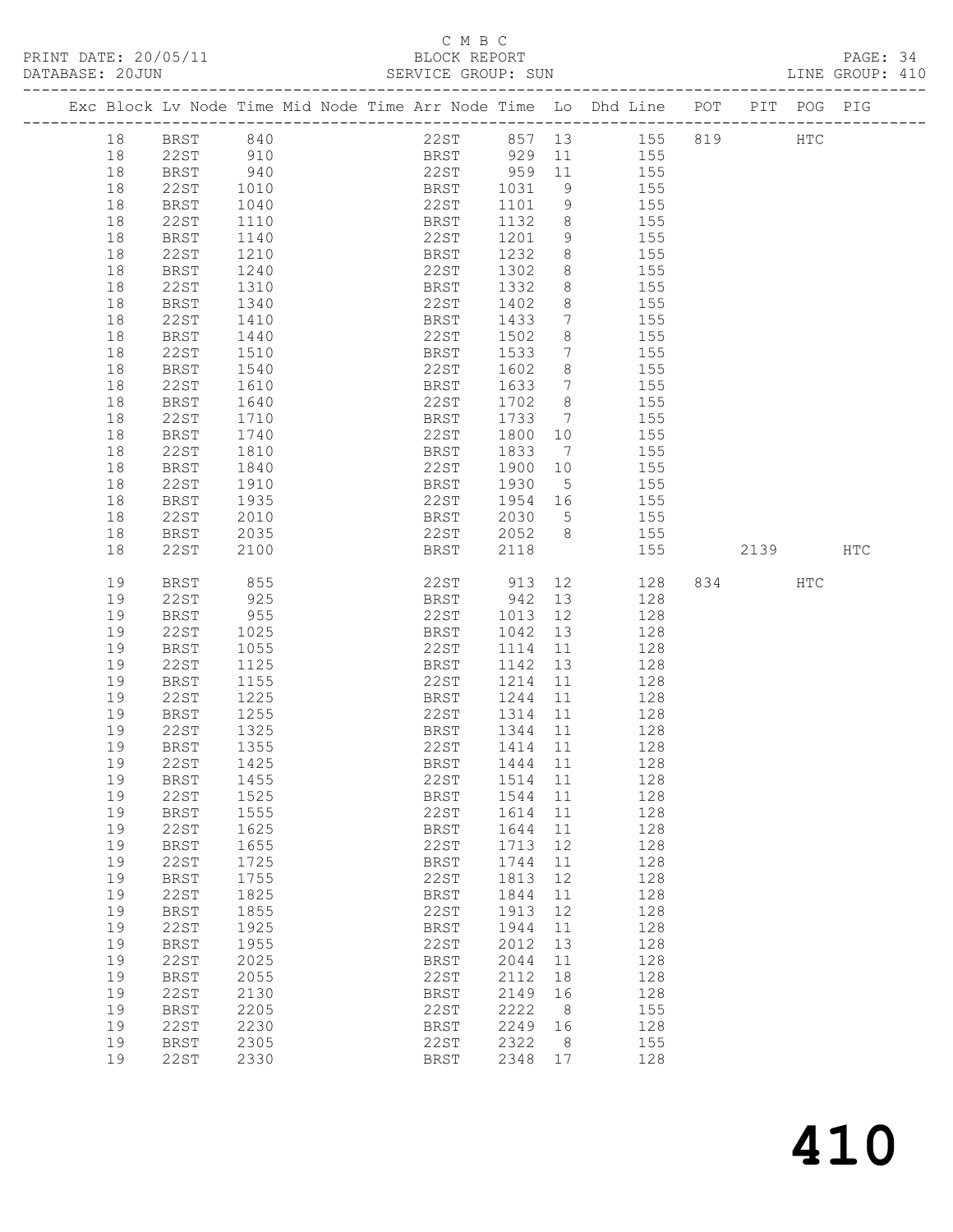C M B C
PRINT DATE: 20/05/11 BLOCK REPORT
DATABASE: 20JUN SERVICE GROUP: SUN LINE GROUP: 410

| Exc | Block | Lv | Node | Time | Mid Node | Time | Arr Node | Time | Lo | Dhd Line | POT | PIT | POG | PIG |
|---|---|---|---|---|---|---|---|---|---|---|---|---|---|---|
| | 18 | | BRST | 840 | | | 22ST | 857 | 13 | 155 | 819 | | HTC | |
| | 18 | | 22ST | 910 | | | BRST | 929 | 11 | 155 | | | | |
| | 18 | | BRST | 940 | | | 22ST | 959 | 11 | 155 | | | | |
| | 18 | | 22ST | 1010 | | | BRST | 1031 | 9 | 155 | | | | |
| | 18 | | BRST | 1040 | | | 22ST | 1101 | 9 | 155 | | | | |
| | 18 | | 22ST | 1110 | | | BRST | 1132 | 8 | 155 | | | | |
| | 18 | | BRST | 1140 | | | 22ST | 1201 | 9 | 155 | | | | |
| | 18 | | 22ST | 1210 | | | BRST | 1232 | 8 | 155 | | | | |
| | 18 | | BRST | 1240 | | | 22ST | 1302 | 8 | 155 | | | | |
| | 18 | | 22ST | 1310 | | | BRST | 1332 | 8 | 155 | | | | |
| | 18 | | BRST | 1340 | | | 22ST | 1402 | 8 | 155 | | | | |
| | 18 | | 22ST | 1410 | | | BRST | 1433 | 7 | 155 | | | | |
| | 18 | | BRST | 1440 | | | 22ST | 1502 | 8 | 155 | | | | |
| | 18 | | 22ST | 1510 | | | BRST | 1533 | 7 | 155 | | | | |
| | 18 | | BRST | 1540 | | | 22ST | 1602 | 8 | 155 | | | | |
| | 18 | | 22ST | 1610 | | | BRST | 1633 | 7 | 155 | | | | |
| | 18 | | BRST | 1640 | | | 22ST | 1702 | 8 | 155 | | | | |
| | 18 | | 22ST | 1710 | | | BRST | 1733 | 7 | 155 | | | | |
| | 18 | | BRST | 1740 | | | 22ST | 1800 | 10 | 155 | | | | |
| | 18 | | 22ST | 1810 | | | BRST | 1833 | 7 | 155 | | | | |
| | 18 | | BRST | 1840 | | | 22ST | 1900 | 10 | 155 | | | | |
| | 18 | | 22ST | 1910 | | | BRST | 1930 | 5 | 155 | | | | |
| | 18 | | BRST | 1935 | | | 22ST | 1954 | 16 | 155 | | | | |
| | 18 | | 22ST | 2010 | | | BRST | 2030 | 5 | 155 | | | | |
| | 18 | | BRST | 2035 | | | 22ST | 2052 | 8 | 155 | | | | |
| | 18 | | 22ST | 2100 | | | BRST | 2118 | | 155 | | 2139 | | HTC |
| | 19 | | BRST | 855 | | | 22ST | 913 | 12 | 128 | 834 | | HTC | |
| | 19 | | 22ST | 925 | | | BRST | 942 | 13 | 128 | | | | |
| | 19 | | BRST | 955 | | | 22ST | 1013 | 12 | 128 | | | | |
| | 19 | | 22ST | 1025 | | | BRST | 1042 | 13 | 128 | | | | |
| | 19 | | BRST | 1055 | | | 22ST | 1114 | 11 | 128 | | | | |
| | 19 | | 22ST | 1125 | | | BRST | 1142 | 13 | 128 | | | | |
| | 19 | | BRST | 1155 | | | 22ST | 1214 | 11 | 128 | | | | |
| | 19 | | 22ST | 1225 | | | BRST | 1244 | 11 | 128 | | | | |
| | 19 | | BRST | 1255 | | | 22ST | 1314 | 11 | 128 | | | | |
| | 19 | | 22ST | 1325 | | | BRST | 1344 | 11 | 128 | | | | |
| | 19 | | BRST | 1355 | | | 22ST | 1414 | 11 | 128 | | | | |
| | 19 | | 22ST | 1425 | | | BRST | 1444 | 11 | 128 | | | | |
| | 19 | | BRST | 1455 | | | 22ST | 1514 | 11 | 128 | | | | |
| | 19 | | 22ST | 1525 | | | BRST | 1544 | 11 | 128 | | | | |
| | 19 | | BRST | 1555 | | | 22ST | 1614 | 11 | 128 | | | | |
| | 19 | | 22ST | 1625 | | | BRST | 1644 | 11 | 128 | | | | |
| | 19 | | BRST | 1655 | | | 22ST | 1713 | 12 | 128 | | | | |
| | 19 | | 22ST | 1725 | | | BRST | 1744 | 11 | 128 | | | | |
| | 19 | | BRST | 1755 | | | 22ST | 1813 | 12 | 128 | | | | |
| | 19 | | 22ST | 1825 | | | BRST | 1844 | 11 | 128 | | | | |
| | 19 | | BRST | 1855 | | | 22ST | 1913 | 12 | 128 | | | | |
| | 19 | | 22ST | 1925 | | | BRST | 1944 | 11 | 128 | | | | |
| | 19 | | BRST | 1955 | | | 22ST | 2012 | 13 | 128 | | | | |
| | 19 | | 22ST | 2025 | | | BRST | 2044 | 11 | 128 | | | | |
| | 19 | | BRST | 2055 | | | 22ST | 2112 | 18 | 128 | | | | |
| | 19 | | 22ST | 2130 | | | BRST | 2149 | 16 | 128 | | | | |
| | 19 | | BRST | 2205 | | | 22ST | 2222 | 8 | 155 | | | | |
| | 19 | | 22ST | 2230 | | | BRST | 2249 | 16 | 128 | | | | |
| | 19 | | BRST | 2305 | | | 22ST | 2322 | 8 | 155 | | | | |
| | 19 | | 22ST | 2330 | | | BRST | 2348 | 17 | 128 | | | | |

410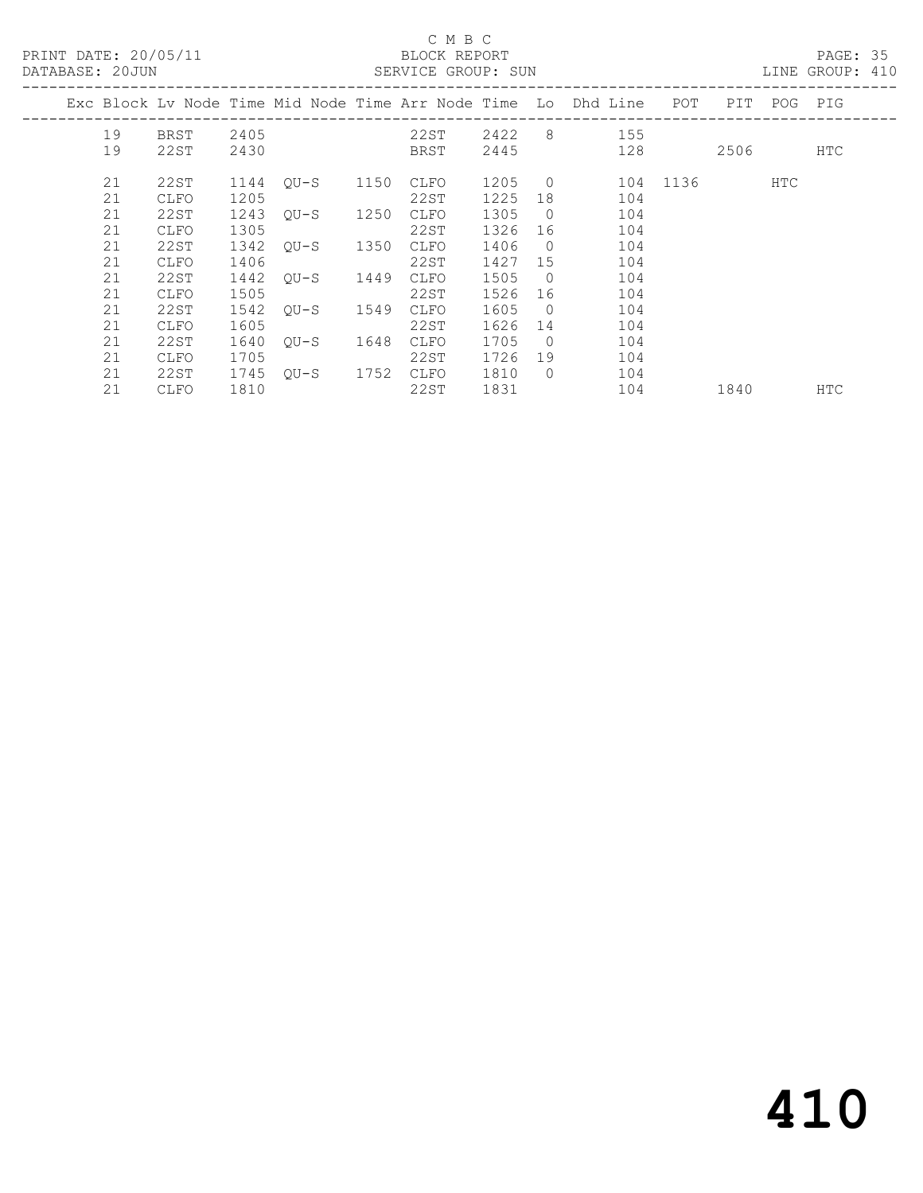C M B C

BLOCK REPORT

SERVICE GROUP: SUN

PRINT DATE: 20/05/11

DATABASE: 20JUN

LINE GROUP: 410

| Exc | Block | Lv Node | Time | Mid Node | Time | Arr Node | Time | Lo | Dhd Line | POT | PIT | POG | PIG |
|---|---|---|---|---|---|---|---|---|---|---|---|---|---|
| | 19 | BRST | 2405 | | | 22ST | 2422 | 8 | 155 | | | | |
| | 19 | 22ST | 2430 | | | BRST | 2445 | | 128 | | 2506 | | HTC |
| | 21 | 22ST | 1144 | QU-S | 1150 | CLFO | 1205 | 0 | 104 | 1136 | | HTC | |
| | 21 | CLFO | 1205 | | | 22ST | 1225 | 18 | 104 | | | | |
| | 21 | 22ST | 1243 | QU-S | 1250 | CLFO | 1305 | 0 | 104 | | | | |
| | 21 | CLFO | 1305 | | | 22ST | 1326 | 16 | 104 | | | | |
| | 21 | 22ST | 1342 | QU-S | 1350 | CLFO | 1406 | 0 | 104 | | | | |
| | 21 | CLFO | 1406 | | | 22ST | 1427 | 15 | 104 | | | | |
| | 21 | 22ST | 1442 | QU-S | 1449 | CLFO | 1505 | 0 | 104 | | | | |
| | 21 | CLFO | 1505 | | | 22ST | 1526 | 16 | 104 | | | | |
| | 21 | 22ST | 1542 | QU-S | 1549 | CLFO | 1605 | 0 | 104 | | | | |
| | 21 | CLFO | 1605 | | | 22ST | 1626 | 14 | 104 | | | | |
| | 21 | 22ST | 1640 | QU-S | 1648 | CLFO | 1705 | 0 | 104 | | | | |
| | 21 | CLFO | 1705 | | | 22ST | 1726 | 19 | 104 | | | | |
| | 21 | 22ST | 1745 | QU-S | 1752 | CLFO | 1810 | 0 | 104 | | | | |
| | 21 | CLFO | 1810 | | | 22ST | 1831 | | 104 | | 1840 | | HTC |

410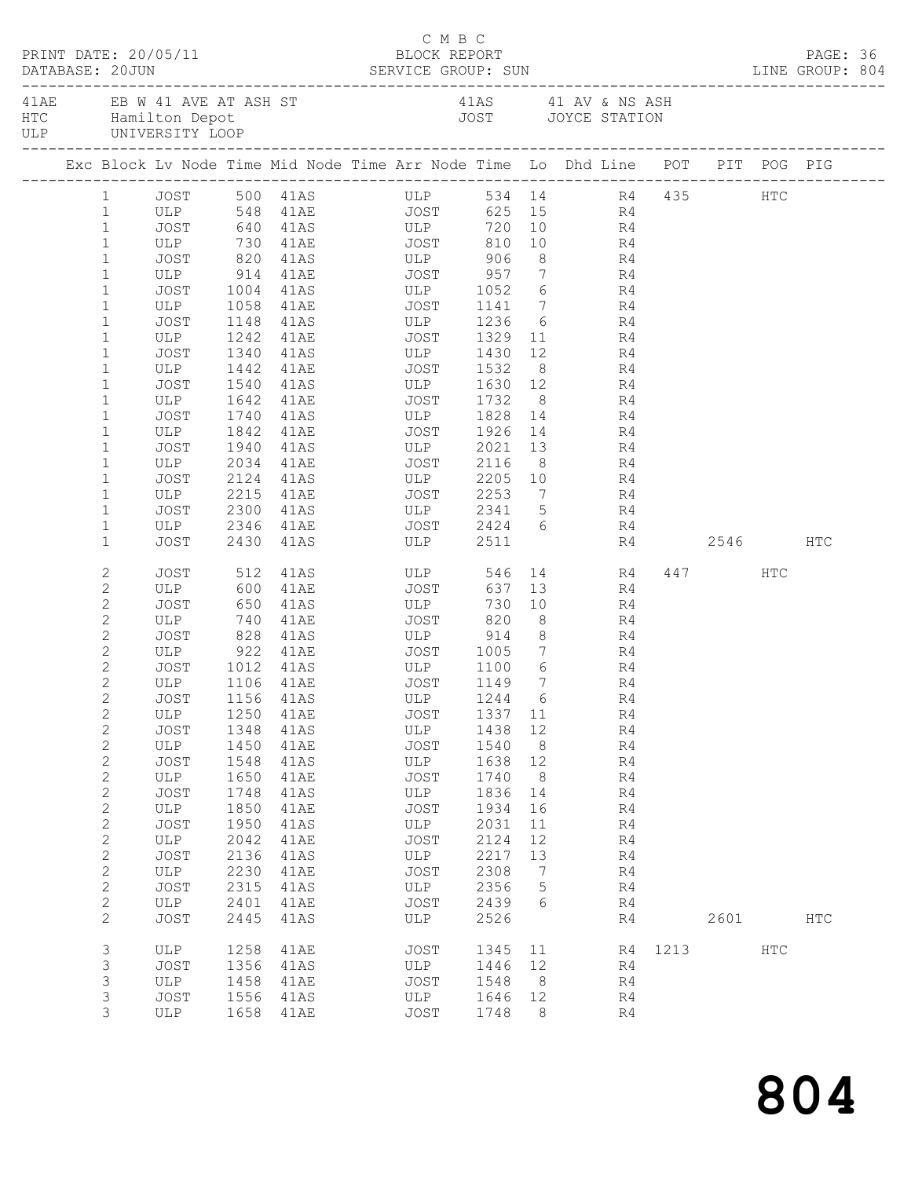C M B C

PRINT DATE: 20/05/11 BLOCK REPORT
DATABASE: 20JUN SERVICE GROUP: SUN LINE GROUP: 804

| | | | |
|---|---|---|---|
| 41AE | EB W 41 AVE AT ASH ST | 41AS | 41 AV & NS ASH |
| HTC | Hamilton Depot | JOST | JOYCE STATION |
| ULP | UNIVERSITY LOOP | | |

| Exc | Block | Lv Node | Time | Mid Node | Time | Arr Node | Time | Lo | Dhd Line | POT | PIT | POG | PIG |
|---|---|---|---|---|---|---|---|---|---|---|---|---|---|
| | 1 | JOST | 500 | 41AS | | ULP | 534 | 14 | R4 | 435 | | HTC | |
| | 1 | ULP | 548 | 41AE | | JOST | 625 | 15 | R4 | | | | |
| | 1 | JOST | 640 | 41AS | | ULP | 720 | 10 | R4 | | | | |
| | 1 | ULP | 730 | 41AE | | JOST | 810 | 10 | R4 | | | | |
| | 1 | JOST | 820 | 41AS | | ULP | 906 | 8 | R4 | | | | |
| | 1 | ULP | 914 | 41AE | | JOST | 957 | 7 | R4 | | | | |
| | 1 | JOST | 1004 | 41AS | | ULP | 1052 | 6 | R4 | | | | |
| | 1 | ULP | 1058 | 41AE | | JOST | 1141 | 7 | R4 | | | | |
| | 1 | JOST | 1148 | 41AS | | ULP | 1236 | 6 | R4 | | | | |
| | 1 | ULP | 1242 | 41AE | | JOST | 1329 | 11 | R4 | | | | |
| | 1 | JOST | 1340 | 41AS | | ULP | 1430 | 12 | R4 | | | | |
| | 1 | ULP | 1442 | 41AE | | JOST | 1532 | 8 | R4 | | | | |
| | 1 | JOST | 1540 | 41AS | | ULP | 1630 | 12 | R4 | | | | |
| | 1 | ULP | 1642 | 41AE | | JOST | 1732 | 8 | R4 | | | | |
| | 1 | JOST | 1740 | 41AS | | ULP | 1828 | 14 | R4 | | | | |
| | 1 | ULP | 1842 | 41AE | | JOST | 1926 | 14 | R4 | | | | |
| | 1 | JOST | 1940 | 41AS | | ULP | 2021 | 13 | R4 | | | | |
| | 1 | ULP | 2034 | 41AE | | JOST | 2116 | 8 | R4 | | | | |
| | 1 | JOST | 2124 | 41AS | | ULP | 2205 | 10 | R4 | | | | |
| | 1 | ULP | 2215 | 41AE | | JOST | 2253 | 7 | R4 | | | | |
| | 1 | JOST | 2300 | 41AS | | ULP | 2341 | 5 | R4 | | | | |
| | 1 | ULP | 2346 | 41AE | | JOST | 2424 | 6 | R4 | | | | |
| | 1 | JOST | 2430 | 41AS | | ULP | 2511 | | R4 | | 2546 | | HTC |
| | 2 | JOST | 512 | 41AS | | ULP | 546 | 14 | R4 | 447 | | HTC | |
| | 2 | ULP | 600 | 41AE | | JOST | 637 | 13 | R4 | | | | |
| | 2 | JOST | 650 | 41AS | | ULP | 730 | 10 | R4 | | | | |
| | 2 | ULP | 740 | 41AE | | JOST | 820 | 8 | R4 | | | | |
| | 2 | JOST | 828 | 41AS | | ULP | 914 | 8 | R4 | | | | |
| | 2 | ULP | 922 | 41AE | | JOST | 1005 | 7 | R4 | | | | |
| | 2 | JOST | 1012 | 41AS | | ULP | 1100 | 6 | R4 | | | | |
| | 2 | ULP | 1106 | 41AE | | JOST | 1149 | 7 | R4 | | | | |
| | 2 | JOST | 1156 | 41AS | | ULP | 1244 | 6 | R4 | | | | |
| | 2 | ULP | 1250 | 41AE | | JOST | 1337 | 11 | R4 | | | | |
| | 2 | JOST | 1348 | 41AS | | ULP | 1438 | 12 | R4 | | | | |
| | 2 | ULP | 1450 | 41AE | | JOST | 1540 | 8 | R4 | | | | |
| | 2 | JOST | 1548 | 41AS | | ULP | 1638 | 12 | R4 | | | | |
| | 2 | ULP | 1650 | 41AE | | JOST | 1740 | 8 | R4 | | | | |
| | 2 | JOST | 1748 | 41AS | | ULP | 1836 | 14 | R4 | | | | |
| | 2 | ULP | 1850 | 41AE | | JOST | 1934 | 16 | R4 | | | | |
| | 2 | JOST | 1950 | 41AS | | ULP | 2031 | 11 | R4 | | | | |
| | 2 | ULP | 2042 | 41AE | | JOST | 2124 | 12 | R4 | | | | |
| | 2 | JOST | 2136 | 41AS | | ULP | 2217 | 13 | R4 | | | | |
| | 2 | ULP | 2230 | 41AE | | JOST | 2308 | 7 | R4 | | | | |
| | 2 | JOST | 2315 | 41AS | | ULP | 2356 | 5 | R4 | | | | |
| | 2 | ULP | 2401 | 41AE | | JOST | 2439 | 6 | R4 | | | | |
| | 2 | JOST | 2445 | 41AS | | ULP | 2526 | | R4 | | 2601 | | HTC |
| | 3 | ULP | 1258 | 41AE | | JOST | 1345 | 11 | R4 | 1213 | | HTC | |
| | 3 | JOST | 1356 | 41AS | | ULP | 1446 | 12 | R4 | | | | |
| | 3 | ULP | 1458 | 41AE | | JOST | 1548 | 8 | R4 | | | | |
| | 3 | JOST | 1556 | 41AS | | ULP | 1646 | 12 | R4 | | | | |
| | 3 | ULP | 1658 | 41AE | | JOST | 1748 | 8 | R4 | | | | |

# 804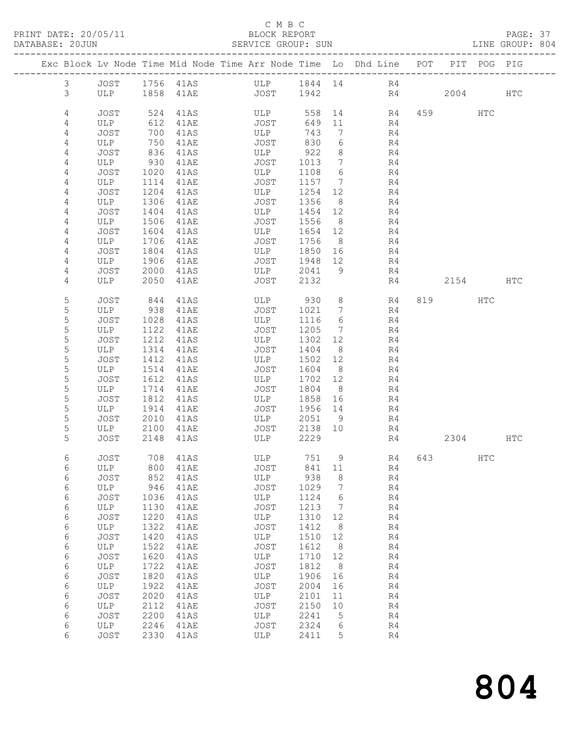C M B C

BLOCK REPORT

PRINT DATE: 20/05/11 DATABASE: 20JUN SERVICE GROUP: SUN LINE GROUP: 804

| Exc | Block | Lv | Node | Time | Mid Node | Time | Arr Node | Time | Lo | Dhd Line | POT | PIT | POG | PIG |
|---|---|---|---|---|---|---|---|---|---|---|---|---|---|---|
| | 3 | | JOST | 1756 | 41AS | | ULP | 1844 | 14 | R4 | | | | |
| | 3 | | ULP | 1858 | 41AE | | JOST | 1942 | | R4 | | 2004 | | HTC |
| | 4 | | JOST | 524 | 41AS | | ULP | 558 | 14 | R4 | 459 | | HTC | |
| | 4 | | ULP | 612 | 41AE | | JOST | 649 | 11 | R4 | | | | |
| | 4 | | JOST | 700 | 41AS | | ULP | 743 | 7 | R4 | | | | |
| | 4 | | ULP | 750 | 41AE | | JOST | 830 | 6 | R4 | | | | |
| | 4 | | JOST | 836 | 41AS | | ULP | 922 | 8 | R4 | | | | |
| | 4 | | ULP | 930 | 41AE | | JOST | 1013 | 7 | R4 | | | | |
| | 4 | | JOST | 1020 | 41AS | | ULP | 1108 | 6 | R4 | | | | |
| | 4 | | ULP | 1114 | 41AE | | JOST | 1157 | 7 | R4 | | | | |
| | 4 | | JOST | 1204 | 41AS | | ULP | 1254 | 12 | R4 | | | | |
| | 4 | | ULP | 1306 | 41AE | | JOST | 1356 | 8 | R4 | | | | |
| | 4 | | JOST | 1404 | 41AS | | ULP | 1454 | 12 | R4 | | | | |
| | 4 | | ULP | 1506 | 41AE | | JOST | 1556 | 8 | R4 | | | | |
| | 4 | | JOST | 1604 | 41AS | | ULP | 1654 | 12 | R4 | | | | |
| | 4 | | ULP | 1706 | 41AE | | JOST | 1756 | 8 | R4 | | | | |
| | 4 | | JOST | 1804 | 41AS | | ULP | 1850 | 16 | R4 | | | | |
| | 4 | | ULP | 1906 | 41AE | | JOST | 1948 | 12 | R4 | | | | |
| | 4 | | JOST | 2000 | 41AS | | ULP | 2041 | 9 | R4 | | | | |
| | 4 | | ULP | 2050 | 41AE | | JOST | 2132 | | R4 | | 2154 | | HTC |
| | 5 | | JOST | 844 | 41AS | | ULP | 930 | 8 | R4 | 819 | | HTC | |
| | 5 | | ULP | 938 | 41AE | | JOST | 1021 | 7 | R4 | | | | |
| | 5 | | JOST | 1028 | 41AS | | ULP | 1116 | 6 | R4 | | | | |
| | 5 | | ULP | 1122 | 41AE | | JOST | 1205 | 7 | R4 | | | | |
| | 5 | | JOST | 1212 | 41AS | | ULP | 1302 | 12 | R4 | | | | |
| | 5 | | ULP | 1314 | 41AE | | JOST | 1404 | 8 | R4 | | | | |
| | 5 | | JOST | 1412 | 41AS | | ULP | 1502 | 12 | R4 | | | | |
| | 5 | | ULP | 1514 | 41AE | | JOST | 1604 | 8 | R4 | | | | |
| | 5 | | JOST | 1612 | 41AS | | ULP | 1702 | 12 | R4 | | | | |
| | 5 | | ULP | 1714 | 41AE | | JOST | 1804 | 8 | R4 | | | | |
| | 5 | | JOST | 1812 | 41AS | | ULP | 1858 | 16 | R4 | | | | |
| | 5 | | ULP | 1914 | 41AE | | JOST | 1956 | 14 | R4 | | | | |
| | 5 | | JOST | 2010 | 41AS | | ULP | 2051 | 9 | R4 | | | | |
| | 5 | | ULP | 2100 | 41AE | | JOST | 2138 | 10 | R4 | | | | |
| | 5 | | JOST | 2148 | 41AS | | ULP | 2229 | | R4 | | 2304 | | HTC |
| | 6 | | JOST | 708 | 41AS | | ULP | 751 | 9 | R4 | 643 | | HTC | |
| | 6 | | ULP | 800 | 41AE | | JOST | 841 | 11 | R4 | | | | |
| | 6 | | JOST | 852 | 41AS | | ULP | 938 | 8 | R4 | | | | |
| | 6 | | ULP | 946 | 41AE | | JOST | 1029 | 7 | R4 | | | | |
| | 6 | | JOST | 1036 | 41AS | | ULP | 1124 | 6 | R4 | | | | |
| | 6 | | ULP | 1130 | 41AE | | JOST | 1213 | 7 | R4 | | | | |
| | 6 | | JOST | 1220 | 41AS | | ULP | 1310 | 12 | R4 | | | | |
| | 6 | | ULP | 1322 | 41AE | | JOST | 1412 | 8 | R4 | | | | |
| | 6 | | JOST | 1420 | 41AS | | ULP | 1510 | 12 | R4 | | | | |
| | 6 | | ULP | 1522 | 41AE | | JOST | 1612 | 8 | R4 | | | | |
| | 6 | | JOST | 1620 | 41AS | | ULP | 1710 | 12 | R4 | | | | |
| | 6 | | ULP | 1722 | 41AE | | JOST | 1812 | 8 | R4 | | | | |
| | 6 | | JOST | 1820 | 41AS | | ULP | 1906 | 16 | R4 | | | | |
| | 6 | | ULP | 1922 | 41AE | | JOST | 2004 | 16 | R4 | | | | |
| | 6 | | JOST | 2020 | 41AS | | ULP | 2101 | 11 | R4 | | | | |
| | 6 | | ULP | 2112 | 41AE | | JOST | 2150 | 10 | R4 | | | | |
| | 6 | | JOST | 2200 | 41AS | | ULP | 2241 | 5 | R4 | | | | |
| | 6 | | ULP | 2246 | 41AE | | JOST | 2324 | 6 | R4 | | | | |
| | 6 | | JOST | 2330 | 41AS | | ULP | 2411 | 5 | R4 | | | | |

804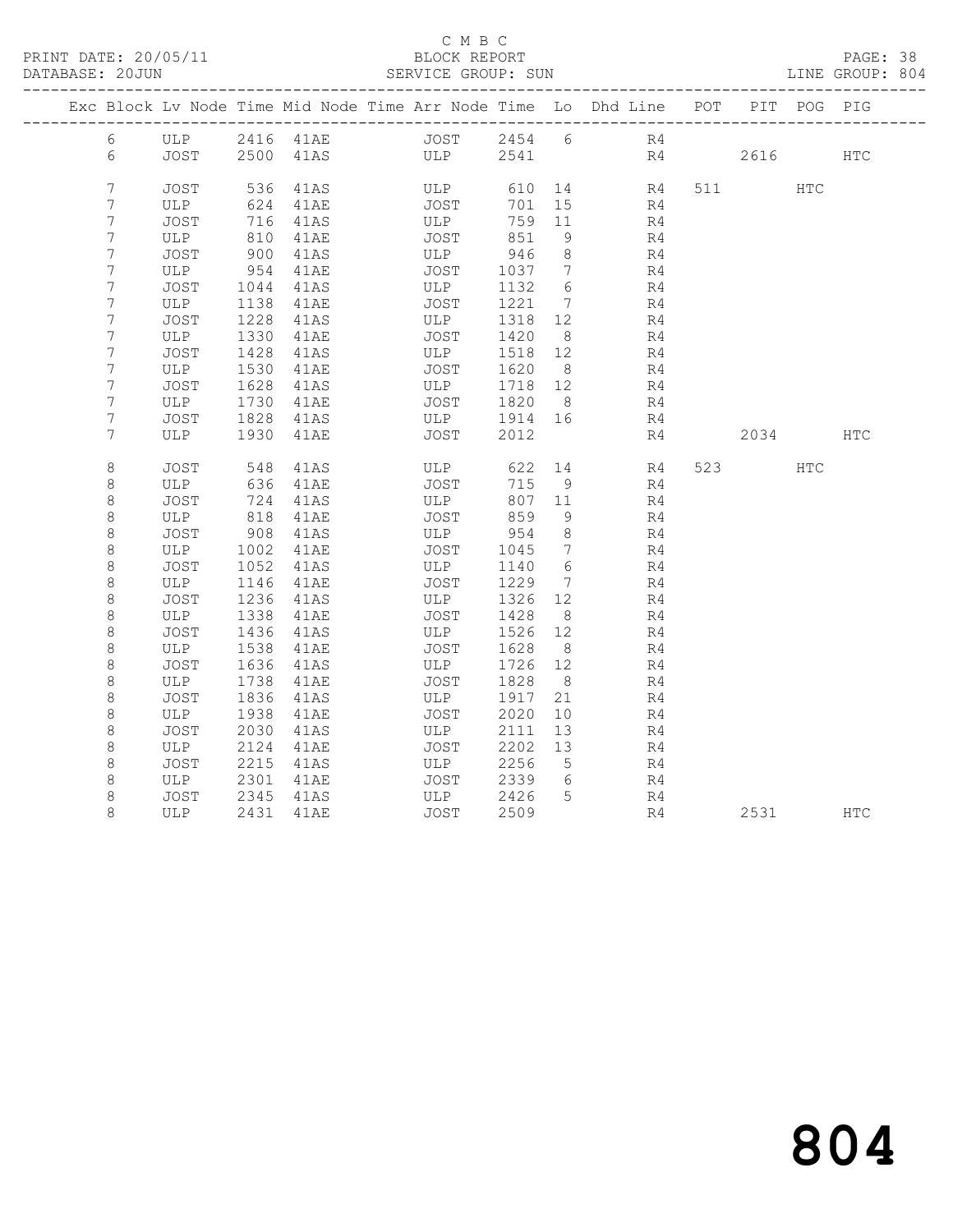C M B C

PRINT DATE: 20/05/11 BLOCK REPORT PAGE: 38
DATABASE: 20JUN SERVICE GROUP: SUN LINE GROUP: 804

| Exc | Block | Lv | Node | Time | Mid Node | Time | Arr Node | Time | Lo | Dhd Line | POT | PIT | POG | PIG |
|---|---|---|---|---|---|---|---|---|---|---|---|---|---|---|
| | 6 | | ULP | 2416 | 41AE | | JOST | 2454 | 6 | R4 | | | | |
| | 6 | | JOST | 2500 | 41AS | | ULP | 2541 | | R4 | | 2616 | | HTC |
| | 7 | | JOST | 536 | 41AS | | ULP | 610 | 14 | R4 | 511 | | HTC | |
| | 7 | | ULP | 624 | 41AE | | JOST | 701 | 15 | R4 | | | | |
| | 7 | | JOST | 716 | 41AS | | ULP | 759 | 11 | R4 | | | | |
| | 7 | | ULP | 810 | 41AE | | JOST | 851 | 9 | R4 | | | | |
| | 7 | | JOST | 900 | 41AS | | ULP | 946 | 8 | R4 | | | | |
| | 7 | | ULP | 954 | 41AE | | JOST | 1037 | 7 | R4 | | | | |
| | 7 | | JOST | 1044 | 41AS | | ULP | 1132 | 6 | R4 | | | | |
| | 7 | | ULP | 1138 | 41AE | | JOST | 1221 | 7 | R4 | | | | |
| | 7 | | JOST | 1228 | 41AS | | ULP | 1318 | 12 | R4 | | | | |
| | 7 | | ULP | 1330 | 41AE | | JOST | 1420 | 8 | R4 | | | | |
| | 7 | | JOST | 1428 | 41AS | | ULP | 1518 | 12 | R4 | | | | |
| | 7 | | ULP | 1530 | 41AE | | JOST | 1620 | 8 | R4 | | | | |
| | 7 | | JOST | 1628 | 41AS | | ULP | 1718 | 12 | R4 | | | | |
| | 7 | | ULP | 1730 | 41AE | | JOST | 1820 | 8 | R4 | | | | |
| | 7 | | JOST | 1828 | 41AS | | ULP | 1914 | 16 | R4 | | | | |
| | 7 | | ULP | 1930 | 41AE | | JOST | 2012 | | R4 | | 2034 | | HTC |
| | 8 | | JOST | 548 | 41AS | | ULP | 622 | 14 | R4 | 523 | | HTC | |
| | 8 | | ULP | 636 | 41AE | | JOST | 715 | 9 | R4 | | | | |
| | 8 | | JOST | 724 | 41AS | | ULP | 807 | 11 | R4 | | | | |
| | 8 | | ULP | 818 | 41AE | | JOST | 859 | 9 | R4 | | | | |
| | 8 | | JOST | 908 | 41AS | | ULP | 954 | 8 | R4 | | | | |
| | 8 | | ULP | 1002 | 41AE | | JOST | 1045 | 7 | R4 | | | | |
| | 8 | | JOST | 1052 | 41AS | | ULP | 1140 | 6 | R4 | | | | |
| | 8 | | ULP | 1146 | 41AE | | JOST | 1229 | 7 | R4 | | | | |
| | 8 | | JOST | 1236 | 41AS | | ULP | 1326 | 12 | R4 | | | | |
| | 8 | | ULP | 1338 | 41AE | | JOST | 1428 | 8 | R4 | | | | |
| | 8 | | JOST | 1436 | 41AS | | ULP | 1526 | 12 | R4 | | | | |
| | 8 | | ULP | 1538 | 41AE | | JOST | 1628 | 8 | R4 | | | | |
| | 8 | | JOST | 1636 | 41AS | | ULP | 1726 | 12 | R4 | | | | |
| | 8 | | ULP | 1738 | 41AE | | JOST | 1828 | 8 | R4 | | | | |
| | 8 | | JOST | 1836 | 41AS | | ULP | 1917 | 21 | R4 | | | | |
| | 8 | | ULP | 1938 | 41AE | | JOST | 2020 | 10 | R4 | | | | |
| | 8 | | JOST | 2030 | 41AS | | ULP | 2111 | 13 | R4 | | | | |
| | 8 | | ULP | 2124 | 41AE | | JOST | 2202 | 13 | R4 | | | | |
| | 8 | | JOST | 2215 | 41AS | | ULP | 2256 | 5 | R4 | | | | |
| | 8 | | ULP | 2301 | 41AE | | JOST | 2339 | 6 | R4 | | | | |
| | 8 | | JOST | 2345 | 41AS | | ULP | 2426 | 5 | R4 | | | | |
| | 8 | | ULP | 2431 | 41AE | | JOST | 2509 | | R4 | | 2531 | | HTC |

# 804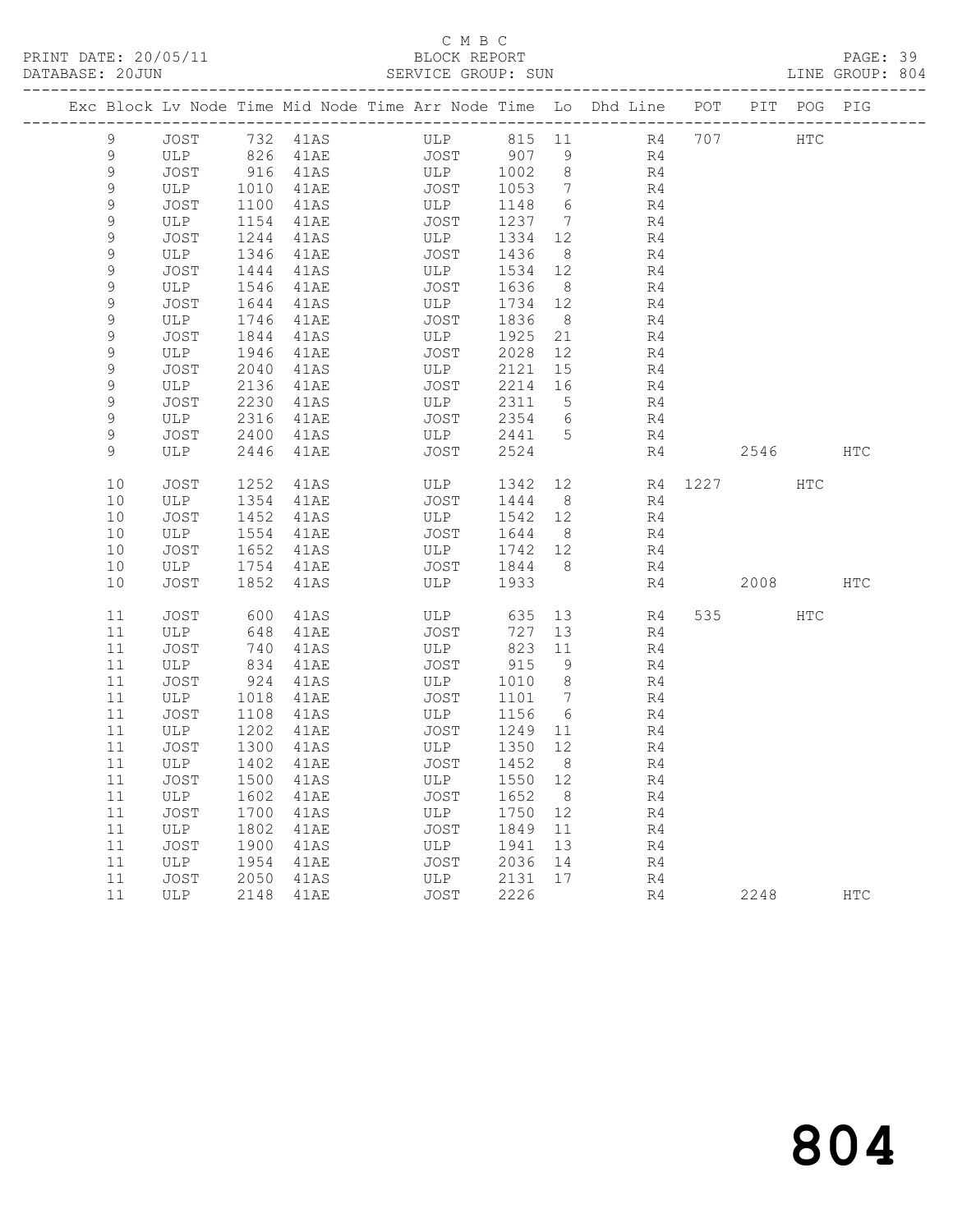C M B C

BLOCK REPORT

SERVICE GROUP: SUN

| Exc | Block | Lv | Node | Time | Mid Node | Time | Arr Node | Time | Lo | Dhd Line | POT | PIT | POG | PIG |
|---|---|---|---|---|---|---|---|---|---|---|---|---|---|---|
| | 9 | | JOST | 732 | 41AS | | ULP | 815 | 11 | R4 | 707 | | HTC | |
| | 9 | | ULP | 826 | 41AE | | JOST | 907 | 9 | R4 | | | | |
| | 9 | | JOST | 916 | 41AS | | ULP | 1002 | 8 | R4 | | | | |
| | 9 | | ULP | 1010 | 41AE | | JOST | 1053 | 7 | R4 | | | | |
| | 9 | | JOST | 1100 | 41AS | | ULP | 1148 | 6 | R4 | | | | |
| | 9 | | ULP | 1154 | 41AE | | JOST | 1237 | 7 | R4 | | | | |
| | 9 | | JOST | 1244 | 41AS | | ULP | 1334 | 12 | R4 | | | | |
| | 9 | | ULP | 1346 | 41AE | | JOST | 1436 | 8 | R4 | | | | |
| | 9 | | JOST | 1444 | 41AS | | ULP | 1534 | 12 | R4 | | | | |
| | 9 | | ULP | 1546 | 41AE | | JOST | 1636 | 8 | R4 | | | | |
| | 9 | | JOST | 1644 | 41AS | | ULP | 1734 | 12 | R4 | | | | |
| | 9 | | ULP | 1746 | 41AE | | JOST | 1836 | 8 | R4 | | | | |
| | 9 | | JOST | 1844 | 41AS | | ULP | 1925 | 21 | R4 | | | | |
| | 9 | | ULP | 1946 | 41AE | | JOST | 2028 | 12 | R4 | | | | |
| | 9 | | JOST | 2040 | 41AS | | ULP | 2121 | 15 | R4 | | | | |
| | 9 | | ULP | 2136 | 41AE | | JOST | 2214 | 16 | R4 | | | | |
| | 9 | | JOST | 2230 | 41AS | | ULP | 2311 | 5 | R4 | | | | |
| | 9 | | ULP | 2316 | 41AE | | JOST | 2354 | 6 | R4 | | | | |
| | 9 | | JOST | 2400 | 41AS | | ULP | 2441 | 5 | R4 | | | | |
| | 9 | | ULP | 2446 | 41AE | | JOST | 2524 | | R4 | | 2546 | | HTC |
| | 10 | | JOST | 1252 | 41AS | | ULP | 1342 | 12 | R4 | 1227 | | HTC | |
| | 10 | | ULP | 1354 | 41AE | | JOST | 1444 | 8 | R4 | | | | |
| | 10 | | JOST | 1452 | 41AS | | ULP | 1542 | 12 | R4 | | | | |
| | 10 | | ULP | 1554 | 41AE | | JOST | 1644 | 8 | R4 | | | | |
| | 10 | | JOST | 1652 | 41AS | | ULP | 1742 | 12 | R4 | | | | |
| | 10 | | ULP | 1754 | 41AE | | JOST | 1844 | 8 | R4 | | | | |
| | 10 | | JOST | 1852 | 41AS | | ULP | 1933 | | R4 | | 2008 | | HTC |
| | 11 | | JOST | 600 | 41AS | | ULP | 635 | 13 | R4 | 535 | | HTC | |
| | 11 | | ULP | 648 | 41AE | | JOST | 727 | 13 | R4 | | | | |
| | 11 | | JOST | 740 | 41AS | | ULP | 823 | 11 | R4 | | | | |
| | 11 | | ULP | 834 | 41AE | | JOST | 915 | 9 | R4 | | | | |
| | 11 | | JOST | 924 | 41AS | | ULP | 1010 | 8 | R4 | | | | |
| | 11 | | ULP | 1018 | 41AE | | JOST | 1101 | 7 | R4 | | | | |
| | 11 | | JOST | 1108 | 41AS | | ULP | 1156 | 6 | R4 | | | | |
| | 11 | | ULP | 1202 | 41AE | | JOST | 1249 | 11 | R4 | | | | |
| | 11 | | JOST | 1300 | 41AS | | ULP | 1350 | 12 | R4 | | | | |
| | 11 | | ULP | 1402 | 41AE | | JOST | 1452 | 8 | R4 | | | | |
| | 11 | | JOST | 1500 | 41AS | | ULP | 1550 | 12 | R4 | | | | |
| | 11 | | ULP | 1602 | 41AE | | JOST | 1652 | 8 | R4 | | | | |
| | 11 | | JOST | 1700 | 41AS | | ULP | 1750 | 12 | R4 | | | | |
| | 11 | | ULP | 1802 | 41AE | | JOST | 1849 | 11 | R4 | | | | |
| | 11 | | JOST | 1900 | 41AS | | ULP | 1941 | 13 | R4 | | | | |
| | 11 | | ULP | 1954 | 41AE | | JOST | 2036 | 14 | R4 | | | | |
| | 11 | | JOST | 2050 | 41AS | | ULP | 2131 | 17 | R4 | | | | |
| | 11 | | ULP | 2148 | 41AE | | JOST | 2226 | | R4 | | 2248 | | HTC |

804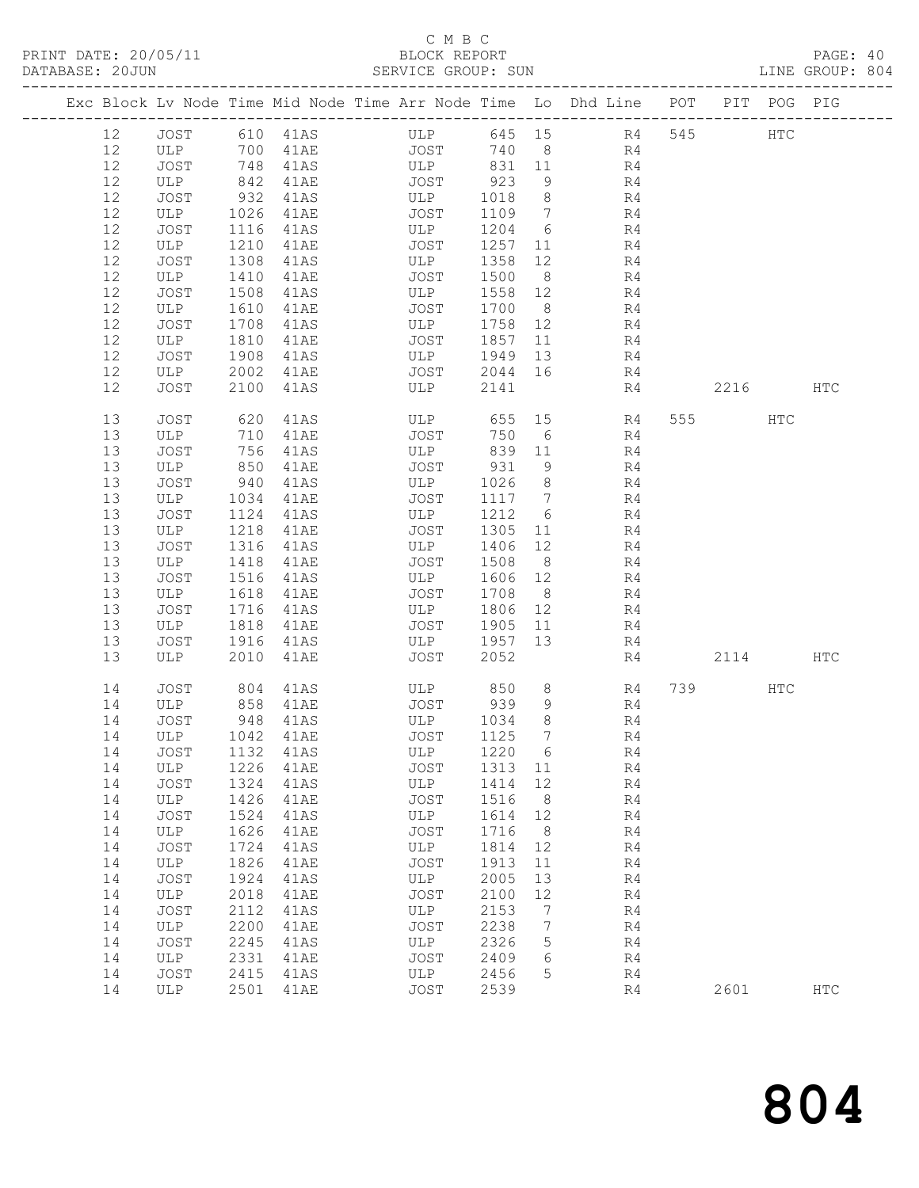C M B C

BLOCK REPORT

SERVICE GROUP: SUN

PRINT DATE: 20/05/11
DATABASE: 20JUN
LINE GROUP: 804

| Exc | Block | Lv | Node | Time | Mid Node | Time | Arr Node | Time | Lo | Dhd Line | POT | PIT | POG | PIG |
|---|---|---|---|---|---|---|---|---|---|---|---|---|---|---|
| | 12 | | JOST | 610 | 41AS | | ULP | 645 | 15 | R4 | 545 | | HTC | |
| | 12 | | ULP | 700 | 41AE | | JOST | 740 | 8 | R4 | | | | |
| | 12 | | JOST | 748 | 41AS | | ULP | 831 | 11 | R4 | | | | |
| | 12 | | ULP | 842 | 41AE | | JOST | 923 | 9 | R4 | | | | |
| | 12 | | JOST | 932 | 41AS | | ULP | 1018 | 8 | R4 | | | | |
| | 12 | | ULP | 1026 | 41AE | | JOST | 1109 | 7 | R4 | | | | |
| | 12 | | JOST | 1116 | 41AS | | ULP | 1204 | 6 | R4 | | | | |
| | 12 | | ULP | 1210 | 41AE | | JOST | 1257 | 11 | R4 | | | | |
| | 12 | | JOST | 1308 | 41AS | | ULP | 1358 | 12 | R4 | | | | |
| | 12 | | ULP | 1410 | 41AE | | JOST | 1500 | 8 | R4 | | | | |
| | 12 | | JOST | 1508 | 41AS | | ULP | 1558 | 12 | R4 | | | | |
| | 12 | | ULP | 1610 | 41AE | | JOST | 1700 | 8 | R4 | | | | |
| | 12 | | JOST | 1708 | 41AS | | ULP | 1758 | 12 | R4 | | | | |
| | 12 | | ULP | 1810 | 41AE | | JOST | 1857 | 11 | R4 | | | | |
| | 12 | | JOST | 1908 | 41AS | | ULP | 1949 | 13 | R4 | | | | |
| | 12 | | ULP | 2002 | 41AE | | JOST | 2044 | 16 | R4 | | | | |
| | 12 | | JOST | 2100 | 41AS | | ULP | 2141 | | R4 | | 2216 | | HTC |
| | 13 | | JOST | 620 | 41AS | | ULP | 655 | 15 | R4 | 555 | | HTC | |
| | 13 | | ULP | 710 | 41AE | | JOST | 750 | 6 | R4 | | | | |
| | 13 | | JOST | 756 | 41AS | | ULP | 839 | 11 | R4 | | | | |
| | 13 | | ULP | 850 | 41AE | | JOST | 931 | 9 | R4 | | | | |
| | 13 | | JOST | 940 | 41AS | | ULP | 1026 | 8 | R4 | | | | |
| | 13 | | ULP | 1034 | 41AE | | JOST | 1117 | 7 | R4 | | | | |
| | 13 | | JOST | 1124 | 41AS | | ULP | 1212 | 6 | R4 | | | | |
| | 13 | | ULP | 1218 | 41AE | | JOST | 1305 | 11 | R4 | | | | |
| | 13 | | JOST | 1316 | 41AS | | ULP | 1406 | 12 | R4 | | | | |
| | 13 | | ULP | 1418 | 41AE | | JOST | 1508 | 8 | R4 | | | | |
| | 13 | | JOST | 1516 | 41AS | | ULP | 1606 | 12 | R4 | | | | |
| | 13 | | ULP | 1618 | 41AE | | JOST | 1708 | 8 | R4 | | | | |
| | 13 | | JOST | 1716 | 41AS | | ULP | 1806 | 12 | R4 | | | | |
| | 13 | | ULP | 1818 | 41AE | | JOST | 1905 | 11 | R4 | | | | |
| | 13 | | JOST | 1916 | 41AS | | ULP | 1957 | 13 | R4 | | | | |
| | 13 | | ULP | 2010 | 41AE | | JOST | 2052 | | R4 | | 2114 | | HTC |
| | 14 | | JOST | 804 | 41AS | | ULP | 850 | 8 | R4 | 739 | | HTC | |
| | 14 | | ULP | 858 | 41AE | | JOST | 939 | 9 | R4 | | | | |
| | 14 | | JOST | 948 | 41AS | | ULP | 1034 | 8 | R4 | | | | |
| | 14 | | ULP | 1042 | 41AE | | JOST | 1125 | 7 | R4 | | | | |
| | 14 | | JOST | 1132 | 41AS | | ULP | 1220 | 6 | R4 | | | | |
| | 14 | | ULP | 1226 | 41AE | | JOST | 1313 | 11 | R4 | | | | |
| | 14 | | JOST | 1324 | 41AS | | ULP | 1414 | 12 | R4 | | | | |
| | 14 | | ULP | 1426 | 41AE | | JOST | 1516 | 8 | R4 | | | | |
| | 14 | | JOST | 1524 | 41AS | | ULP | 1614 | 12 | R4 | | | | |
| | 14 | | ULP | 1626 | 41AE | | JOST | 1716 | 8 | R4 | | | | |
| | 14 | | JOST | 1724 | 41AS | | ULP | 1814 | 12 | R4 | | | | |
| | 14 | | ULP | 1826 | 41AE | | JOST | 1913 | 11 | R4 | | | | |
| | 14 | | JOST | 1924 | 41AS | | ULP | 2005 | 13 | R4 | | | | |
| | 14 | | ULP | 2018 | 41AE | | JOST | 2100 | 12 | R4 | | | | |
| | 14 | | JOST | 2112 | 41AS | | ULP | 2153 | 7 | R4 | | | | |
| | 14 | | ULP | 2200 | 41AE | | JOST | 2238 | 7 | R4 | | | | |
| | 14 | | JOST | 2245 | 41AS | | ULP | 2326 | 5 | R4 | | | | |
| | 14 | | ULP | 2331 | 41AE | | JOST | 2409 | 6 | R4 | | | | |
| | 14 | | JOST | 2415 | 41AS | | ULP | 2456 | 5 | R4 | | | | |
| | 14 | | ULP | 2501 | 41AE | | JOST | 2539 | | R4 | | 2601 | | HTC |

# 804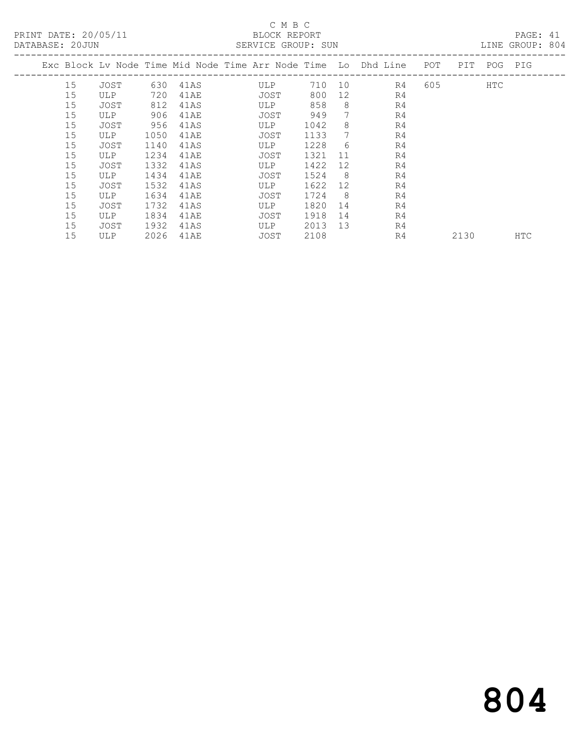C M B C

BLOCK REPORT

SERVICE GROUP: SUN

| Exc | Block | Lv Node | Time | Mid Node | Time | Arr Node | Time | Lo | Dhd Line | POT | PIT | POG | PIG |
|---|---|---|---|---|---|---|---|---|---|---|---|---|---|
| | 15 | JOST | 630 | 41AS | | ULP | 710 | 10 | R4 | 605 | | HTC | |
| | 15 | ULP | 720 | 41AE | | JOST | 800 | 12 | R4 | | | | |
| | 15 | JOST | 812 | 41AS | | ULP | 858 | 8 | R4 | | | | |
| | 15 | ULP | 906 | 41AE | | JOST | 949 | 7 | R4 | | | | |
| | 15 | JOST | 956 | 41AS | | ULP | 1042 | 8 | R4 | | | | |
| | 15 | ULP | 1050 | 41AE | | JOST | 1133 | 7 | R4 | | | | |
| | 15 | JOST | 1140 | 41AS | | ULP | 1228 | 6 | R4 | | | | |
| | 15 | ULP | 1234 | 41AE | | JOST | 1321 | 11 | R4 | | | | |
| | 15 | JOST | 1332 | 41AS | | ULP | 1422 | 12 | R4 | | | | |
| | 15 | ULP | 1434 | 41AE | | JOST | 1524 | 8 | R4 | | | | |
| | 15 | JOST | 1532 | 41AS | | ULP | 1622 | 12 | R4 | | | | |
| | 15 | ULP | 1634 | 41AE | | JOST | 1724 | 8 | R4 | | | | |
| | 15 | JOST | 1732 | 41AS | | ULP | 1820 | 14 | R4 | | | | |
| | 15 | ULP | 1834 | 41AE | | JOST | 1918 | 14 | R4 | | | | |
| | 15 | JOST | 1932 | 41AS | | ULP | 2013 | 13 | R4 | | | | |
| | 15 | ULP | 2026 | 41AE | | JOST | 2108 | | R4 | | 2130 | | HTC |

# 804